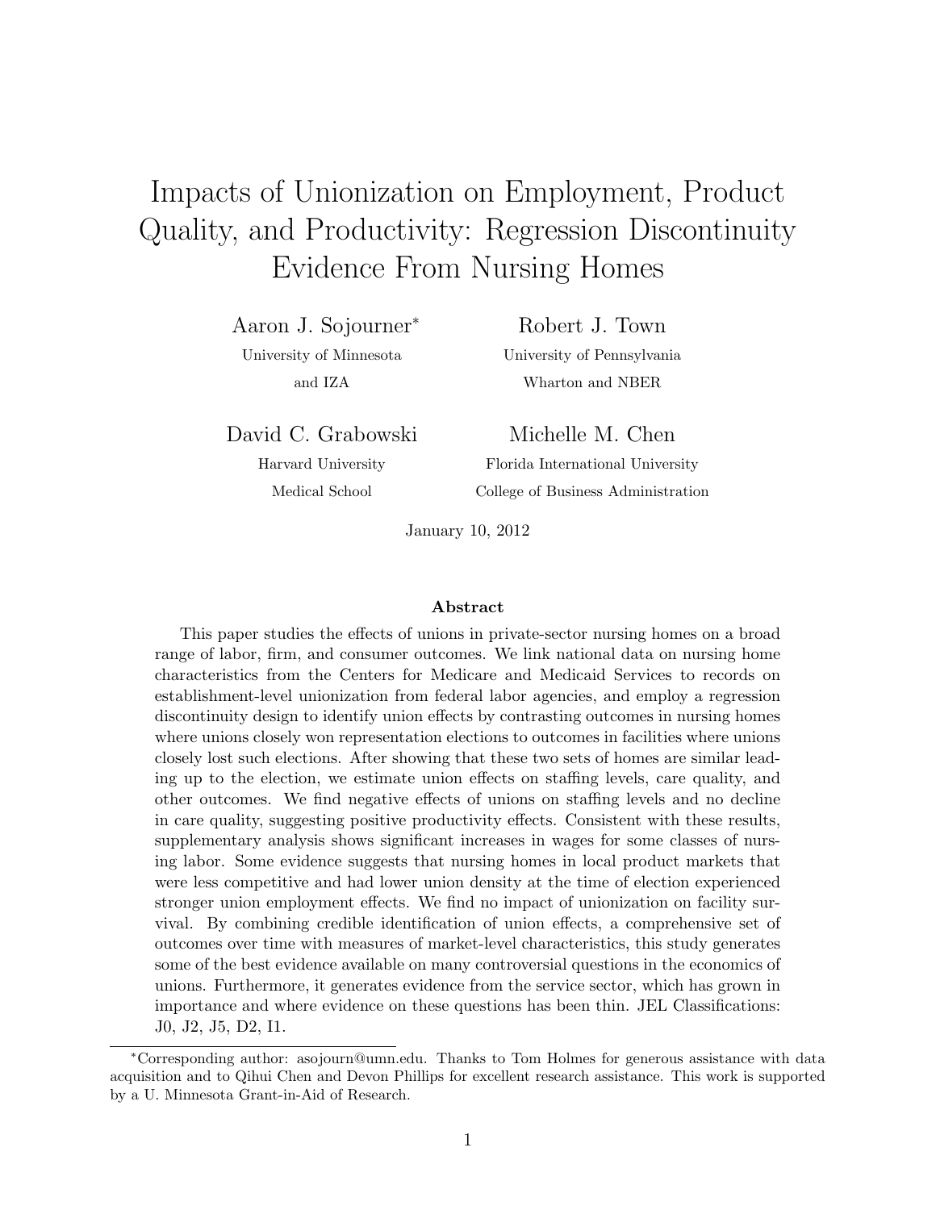# Impacts of Unionization on Employment, Product Quality, and Productivity: Regression Discontinuity Evidence From Nursing Homes

Aaron J. Sojourner[*]
University of Minnesota
and IZA

Robert J. Town
University of Pennsylvania
Wharton and NBER

David C. Grabowski
Harvard University
Medical School

Michelle M. Chen
Florida International University
College of Business Administration

January 10, 2012

### Abstract

This paper studies the effects of unions in private-sector nursing homes on a broad range of labor, firm, and consumer outcomes. We link national data on nursing home characteristics from the Centers for Medicare and Medicaid Services to records on establishment-level unionization from federal labor agencies, and employ a regression discontinuity design to identify union effects by contrasting outcomes in nursing homes where unions closely won representation elections to outcomes in facilities where unions closely lost such elections. After showing that these two sets of homes are similar leading up to the election, we estimate union effects on staffing levels, care quality, and other outcomes. We find negative effects of unions on staffing levels and no decline in care quality, suggesting positive productivity effects. Consistent with these results, supplementary analysis shows significant increases in wages for some classes of nursing labor. Some evidence suggests that nursing homes in local product markets that were less competitive and had lower union density at the time of election experienced stronger union employment effects. We find no impact of unionization on facility survival. By combining credible identification of union effects, a comprehensive set of outcomes over time with measures of market-level characteristics, this study generates some of the best evidence available on many controversial questions in the economics of unions. Furthermore, it generates evidence from the service sector, which has grown in importance and where evidence on these questions has been thin. JEL Classifications: J0, J2, J5, D2, I1.

---

[*]Corresponding author: asojourn@umn.edu. Thanks to Tom Holmes for generous assistance with data acquisition and to Qihui Chen and Devon Phillips for excellent research assistance. This work is supported by a U. Minnesota Grant-in-Aid of Research.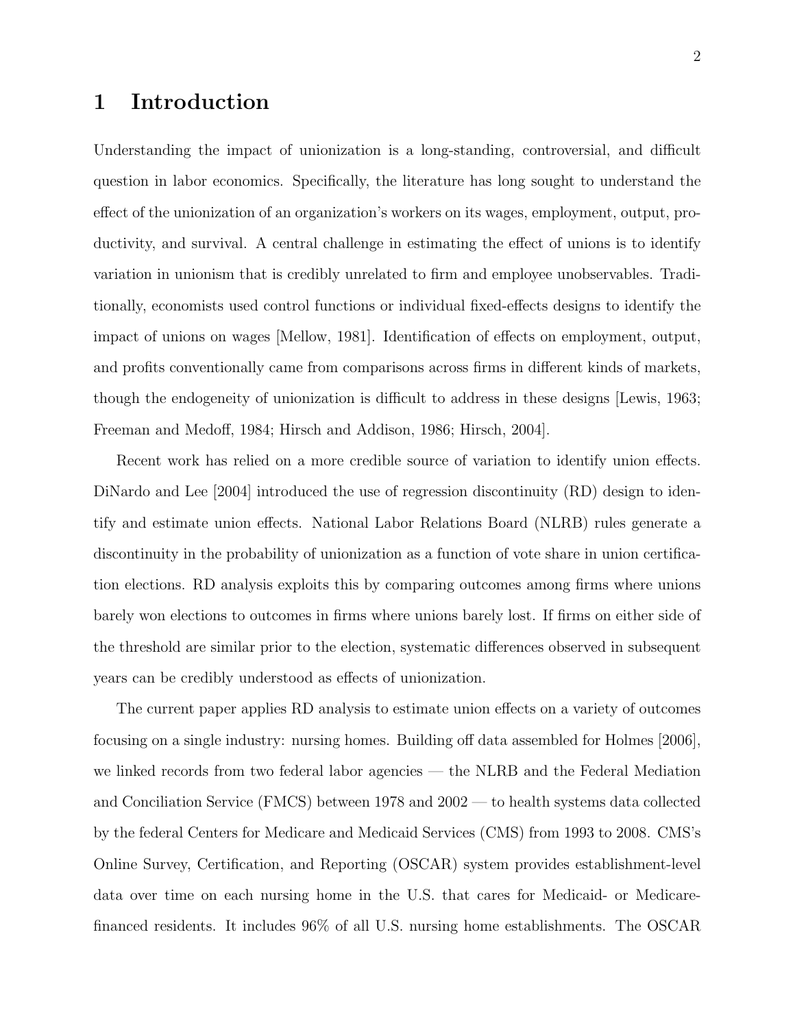# 1 Introduction

Understanding the impact of unionization is a long-standing, controversial, and difficult question in labor economics. Specifically, the literature has long sought to understand the effect of the unionization of an organization's workers on its wages, employment, output, productivity, and survival. A central challenge in estimating the effect of unions is to identify variation in unionism that is credibly unrelated to firm and employee unobservables. Traditionally, economists used control functions or individual fixed-effects designs to identify the impact of unions on wages [Mellow, 1981]. Identification of effects on employment, output, and profits conventionally came from comparisons across firms in different kinds of markets, though the endogeneity of unionization is difficult to address in these designs [Lewis, 1963; Freeman and Medoff, 1984; Hirsch and Addison, 1986; Hirsch, 2004].

Recent work has relied on a more credible source of variation to identify union effects. DiNardo and Lee [2004] introduced the use of regression discontinuity (RD) design to identify and estimate union effects. National Labor Relations Board (NLRB) rules generate a discontinuity in the probability of unionization as a function of vote share in union certification elections. RD analysis exploits this by comparing outcomes among firms where unions barely won elections to outcomes in firms where unions barely lost. If firms on either side of the threshold are similar prior to the election, systematic differences observed in subsequent years can be credibly understood as effects of unionization.

The current paper applies RD analysis to estimate union effects on a variety of outcomes focusing on a single industry: nursing homes. Building off data assembled for Holmes [2006], we linked records from two federal labor agencies — the NLRB and the Federal Mediation and Conciliation Service (FMCS) between 1978 and 2002 — to health systems data collected by the federal Centers for Medicare and Medicaid Services (CMS) from 1993 to 2008. CMS's Online Survey, Certification, and Reporting (OSCAR) system provides establishment-level data over time on each nursing home in the U.S. that cares for Medicaid- or Medicare-financed residents. It includes 96% of all U.S. nursing home establishments. The OSCAR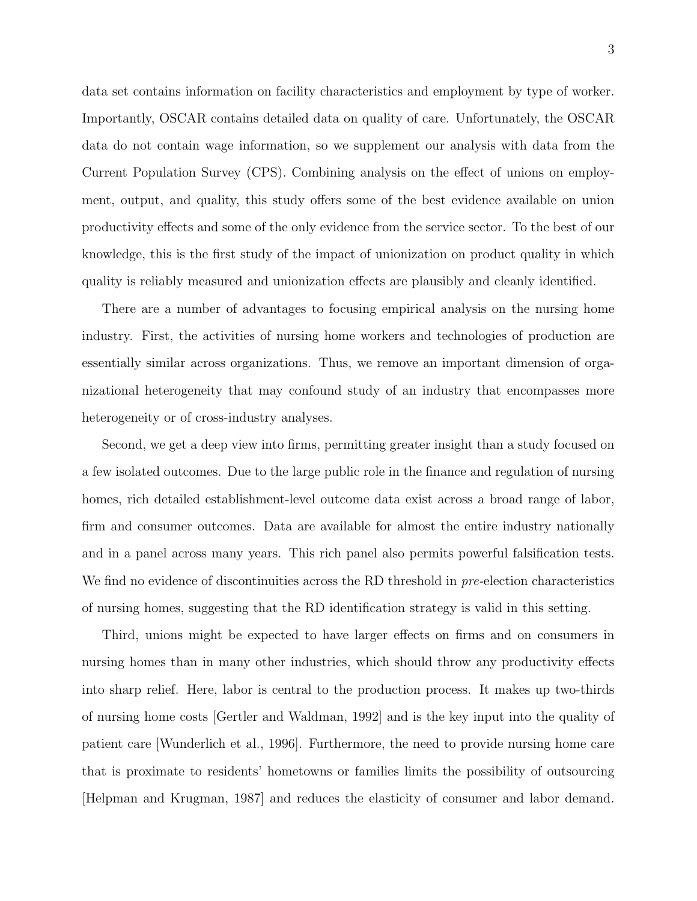data set contains information on facility characteristics and employment by type of worker. Importantly, OSCAR contains detailed data on quality of care. Unfortunately, the OSCAR data do not contain wage information, so we supplement our analysis with data from the Current Population Survey (CPS). Combining analysis on the effect of unions on employment, output, and quality, this study offers some of the best evidence available on union productivity effects and some of the only evidence from the service sector. To the best of our knowledge, this is the first study of the impact of unionization on product quality in which quality is reliably measured and unionization effects are plausibly and cleanly identified.

There are a number of advantages to focusing empirical analysis on the nursing home industry. First, the activities of nursing home workers and technologies of production are essentially similar across organizations. Thus, we remove an important dimension of organizational heterogeneity that may confound study of an industry that encompasses more heterogeneity or of cross-industry analyses.

Second, we get a deep view into firms, permitting greater insight than a study focused on a few isolated outcomes. Due to the large public role in the finance and regulation of nursing homes, rich detailed establishment-level outcome data exist across a broad range of labor, firm and consumer outcomes. Data are available for almost the entire industry nationally and in a panel across many years. This rich panel also permits powerful falsification tests. We find no evidence of discontinuities across the RD threshold in *pre*-election characteristics of nursing homes, suggesting that the RD identification strategy is valid in this setting.

Third, unions might be expected to have larger effects on firms and on consumers in nursing homes than in many other industries, which should throw any productivity effects into sharp relief. Here, labor is central to the production process. It makes up two-thirds of nursing home costs [Gertler and Waldman, 1992] and is the key input into the quality of patient care [Wunderlich et al., 1996]. Furthermore, the need to provide nursing home care that is proximate to residents' hometowns or families limits the possibility of outsourcing [Helpman and Krugman, 1987] and reduces the elasticity of consumer and labor demand.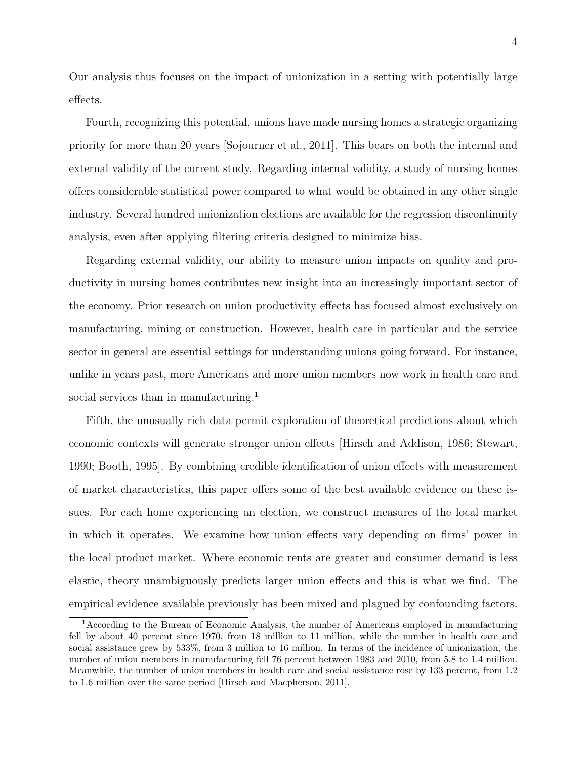Our analysis thus focuses on the impact of unionization in a setting with potentially large effects.

Fourth, recognizing this potential, unions have made nursing homes a strategic organizing priority for more than 20 years [Sojourner et al., 2011]. This bears on both the internal and external validity of the current study. Regarding internal validity, a study of nursing homes offers considerable statistical power compared to what would be obtained in any other single industry. Several hundred unionization elections are available for the regression discontinuity analysis, even after applying filtering criteria designed to minimize bias.

Regarding external validity, our ability to measure union impacts on quality and productivity in nursing homes contributes new insight into an increasingly important sector of the economy. Prior research on union productivity effects has focused almost exclusively on manufacturing, mining or construction. However, health care in particular and the service sector in general are essential settings for understanding unions going forward. For instance, unlike in years past, more Americans and more union members now work in health care and social services than in manufacturing.[1]

Fifth, the unusually rich data permit exploration of theoretical predictions about which economic contexts will generate stronger union effects [Hirsch and Addison, 1986; Stewart, 1990; Booth, 1995]. By combining credible identification of union effects with measurement of market characteristics, this paper offers some of the best available evidence on these issues. For each home experiencing an election, we construct measures of the local market in which it operates. We examine how union effects vary depending on firms' power in the local product market. Where economic rents are greater and consumer demand is less elastic, theory unambiguously predicts larger union effects and this is what we find. The empirical evidence available previously has been mixed and plagued by confounding factors.

[1] According to the Bureau of Economic Analysis, the number of Americans employed in manufacturing fell by about 40 percent since 1970, from 18 million to 11 million, while the number in health care and social assistance grew by 533%, from 3 million to 16 million. In terms of the incidence of unionization, the number of union members in manufacturing fell 76 percent between 1983 and 2010, from 5.8 to 1.4 million. Meanwhile, the number of union members in health care and social assistance rose by 133 percent, from 1.2 to 1.6 million over the same period [Hirsch and Macpherson, 2011].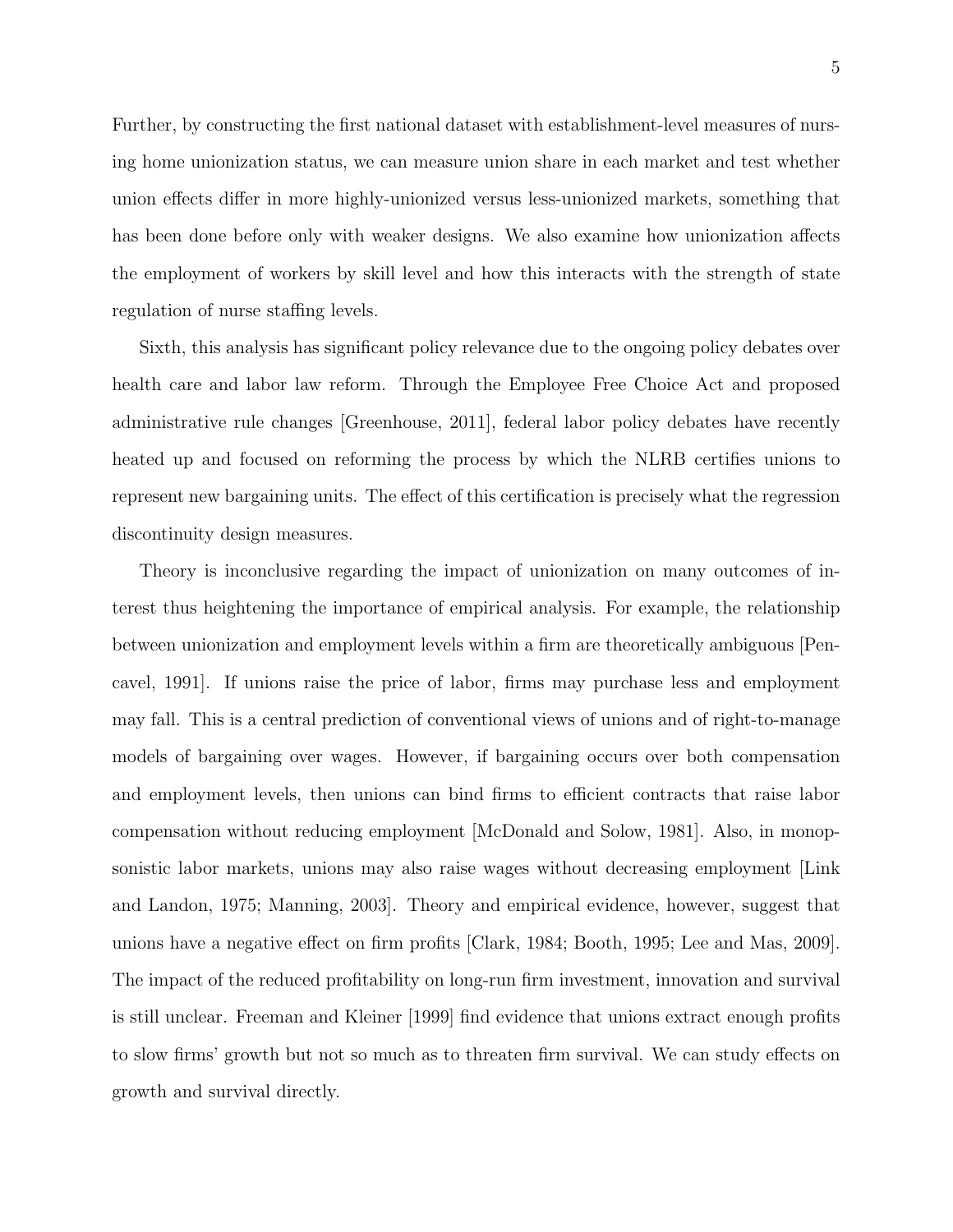Further, by constructing the first national dataset with establishment-level measures of nursing home unionization status, we can measure union share in each market and test whether union effects differ in more highly-unionized versus less-unionized markets, something that has been done before only with weaker designs. We also examine how unionization affects the employment of workers by skill level and how this interacts with the strength of state regulation of nurse staffing levels.

Sixth, this analysis has significant policy relevance due to the ongoing policy debates over health care and labor law reform. Through the Employee Free Choice Act and proposed administrative rule changes [Greenhouse, 2011], federal labor policy debates have recently heated up and focused on reforming the process by which the NLRB certifies unions to represent new bargaining units. The effect of this certification is precisely what the regression discontinuity design measures.

Theory is inconclusive regarding the impact of unionization on many outcomes of interest thus heightening the importance of empirical analysis. For example, the relationship between unionization and employment levels within a firm are theoretically ambiguous [Pencavel, 1991]. If unions raise the price of labor, firms may purchase less and employment may fall. This is a central prediction of conventional views of unions and of right-to-manage models of bargaining over wages. However, if bargaining occurs over both compensation and employment levels, then unions can bind firms to efficient contracts that raise labor compensation without reducing employment [McDonald and Solow, 1981]. Also, in monopsonistic labor markets, unions may also raise wages without decreasing employment [Link and Landon, 1975; Manning, 2003]. Theory and empirical evidence, however, suggest that unions have a negative effect on firm profits [Clark, 1984; Booth, 1995; Lee and Mas, 2009]. The impact of the reduced profitability on long-run firm investment, innovation and survival is still unclear. Freeman and Kleiner [1999] find evidence that unions extract enough profits to slow firms' growth but not so much as to threaten firm survival. We can study effects on growth and survival directly.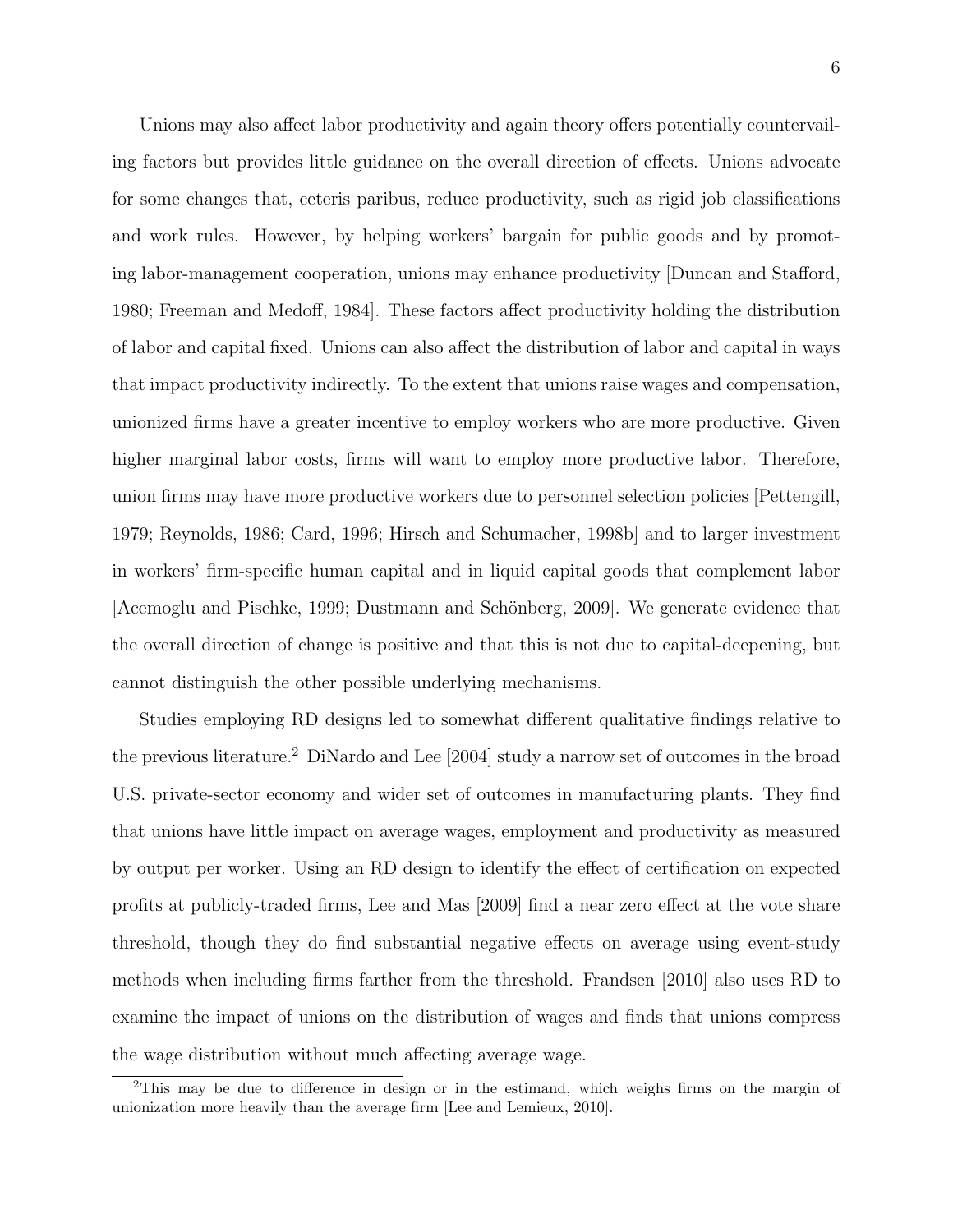Unions may also affect labor productivity and again theory offers potentially countervailing factors but provides little guidance on the overall direction of effects. Unions advocate for some changes that, ceteris paribus, reduce productivity, such as rigid job classifications and work rules. However, by helping workers' bargain for public goods and by promoting labor-management cooperation, unions may enhance productivity [Duncan and Stafford, 1980; Freeman and Medoff, 1984]. These factors affect productivity holding the distribution of labor and capital fixed. Unions can also affect the distribution of labor and capital in ways that impact productivity indirectly. To the extent that unions raise wages and compensation, unionized firms have a greater incentive to employ workers who are more productive. Given higher marginal labor costs, firms will want to employ more productive labor. Therefore, union firms may have more productive workers due to personnel selection policies [Pettengill, 1979; Reynolds, 1986; Card, 1996; Hirsch and Schumacher, 1998b] and to larger investment in workers' firm-specific human capital and in liquid capital goods that complement labor [Acemoglu and Pischke, 1999; Dustmann and Schönberg, 2009]. We generate evidence that the overall direction of change is positive and that this is not due to capital-deepening, but cannot distinguish the other possible underlying mechanisms.

Studies employing RD designs led to somewhat different qualitative findings relative to the previous literature.[2] DiNardo and Lee [2004] study a narrow set of outcomes in the broad U.S. private-sector economy and wider set of outcomes in manufacturing plants. They find that unions have little impact on average wages, employment and productivity as measured by output per worker. Using an RD design to identify the effect of certification on expected profits at publicly-traded firms, Lee and Mas [2009] find a near zero effect at the vote share threshold, though they do find substantial negative effects on average using event-study methods when including firms farther from the threshold. Frandsen [2010] also uses RD to examine the impact of unions on the distribution of wages and finds that unions compress the wage distribution without much affecting average wage.

[2] This may be due to difference in design or in the estimand, which weighs firms on the margin of unionization more heavily than the average firm [Lee and Lemieux, 2010].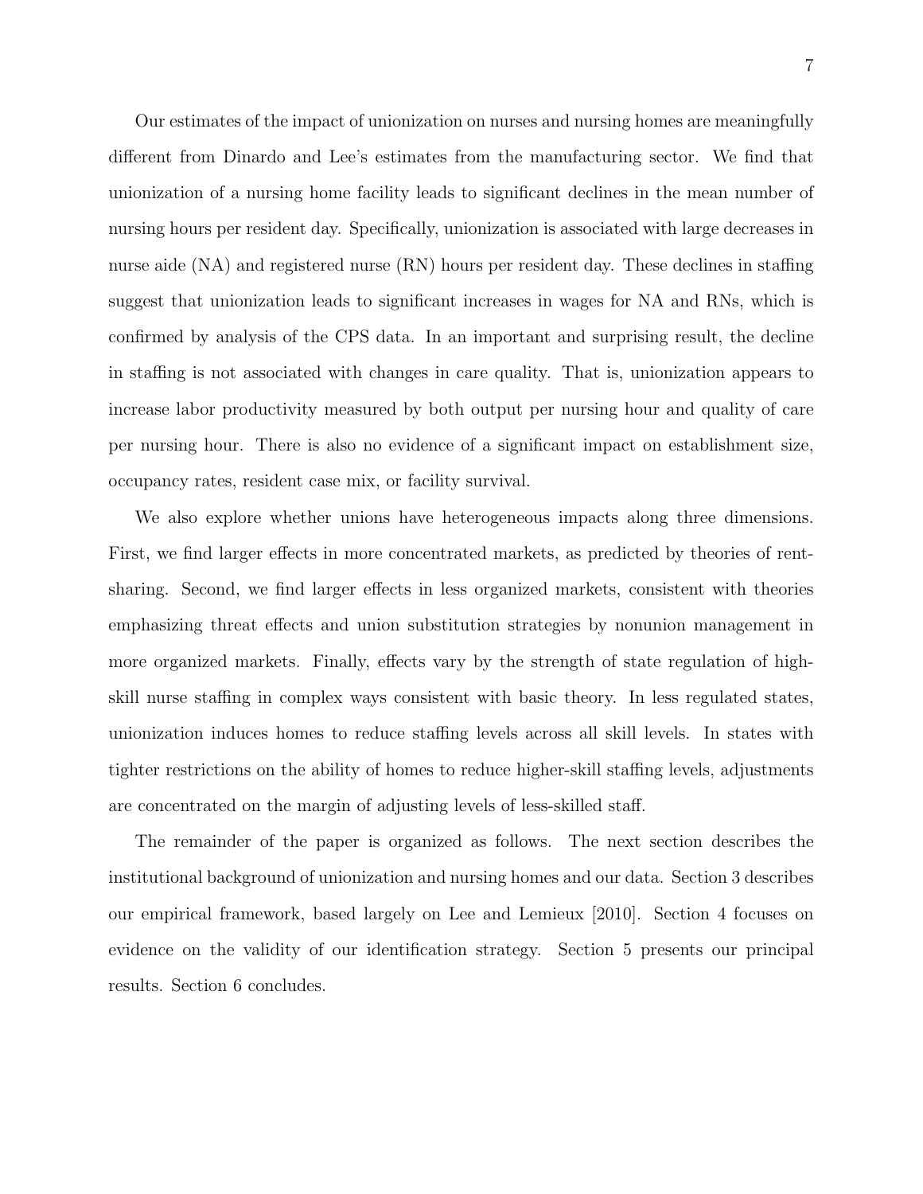Our estimates of the impact of unionization on nurses and nursing homes are meaningfully different from Dinardo and Lee's estimates from the manufacturing sector. We find that unionization of a nursing home facility leads to significant declines in the mean number of nursing hours per resident day. Specifically, unionization is associated with large decreases in nurse aide (NA) and registered nurse (RN) hours per resident day. These declines in staffing suggest that unionization leads to significant increases in wages for NA and RNs, which is confirmed by analysis of the CPS data. In an important and surprising result, the decline in staffing is not associated with changes in care quality. That is, unionization appears to increase labor productivity measured by both output per nursing hour and quality of care per nursing hour. There is also no evidence of a significant impact on establishment size, occupancy rates, resident case mix, or facility survival.

We also explore whether unions have heterogeneous impacts along three dimensions. First, we find larger effects in more concentrated markets, as predicted by theories of rent-sharing. Second, we find larger effects in less organized markets, consistent with theories emphasizing threat effects and union substitution strategies by nonunion management in more organized markets. Finally, effects vary by the strength of state regulation of high-skill nurse staffing in complex ways consistent with basic theory. In less regulated states, unionization induces homes to reduce staffing levels across all skill levels. In states with tighter restrictions on the ability of homes to reduce higher-skill staffing levels, adjustments are concentrated on the margin of adjusting levels of less-skilled staff.

The remainder of the paper is organized as follows. The next section describes the institutional background of unionization and nursing homes and our data. Section 3 describes our empirical framework, based largely on Lee and Lemieux [2010]. Section 4 focuses on evidence on the validity of our identification strategy. Section 5 presents our principal results. Section 6 concludes.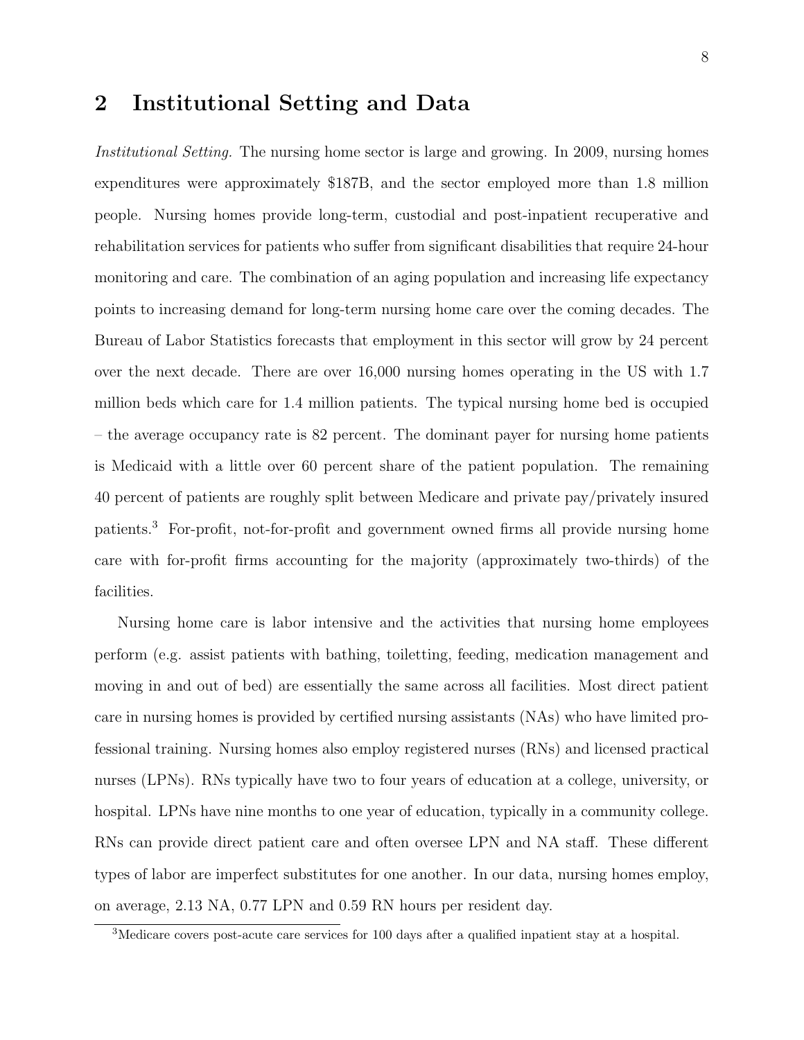## 2 Institutional Setting and Data

*Institutional Setting.* The nursing home sector is large and growing. In 2009, nursing homes expenditures were approximately $187B, and the sector employed more than 1.8 million people. Nursing homes provide long-term, custodial and post-inpatient recuperative and rehabilitation services for patients who suffer from significant disabilities that require 24-hour monitoring and care. The combination of an aging population and increasing life expectancy points to increasing demand for long-term nursing home care over the coming decades. The Bureau of Labor Statistics forecasts that employment in this sector will grow by 24 percent over the next decade. There are over 16,000 nursing homes operating in the US with 1.7 million beds which care for 1.4 million patients. The typical nursing home bed is occupied – the average occupancy rate is 82 percent. The dominant payer for nursing home patients is Medicaid with a little over 60 percent share of the patient population. The remaining 40 percent of patients are roughly split between Medicare and private pay/privately insured patients.[3] For-profit, not-for-profit and government owned firms all provide nursing home care with for-profit firms accounting for the majority (approximately two-thirds) of the facilities.

Nursing home care is labor intensive and the activities that nursing home employees perform (e.g. assist patients with bathing, toiletting, feeding, medication management and moving in and out of bed) are essentially the same across all facilities. Most direct patient care in nursing homes is provided by certified nursing assistants (NAs) who have limited professional training. Nursing homes also employ registered nurses (RNs) and licensed practical nurses (LPNs). RNs typically have two to four years of education at a college, university, or hospital. LPNs have nine months to one year of education, typically in a community college. RNs can provide direct patient care and often oversee LPN and NA staff. These different types of labor are imperfect substitutes for one another. In our data, nursing homes employ, on average, 2.13 NA, 0.77 LPN and 0.59 RN hours per resident day.

[3] Medicare covers post-acute care services for 100 days after a qualified inpatient stay at a hospital.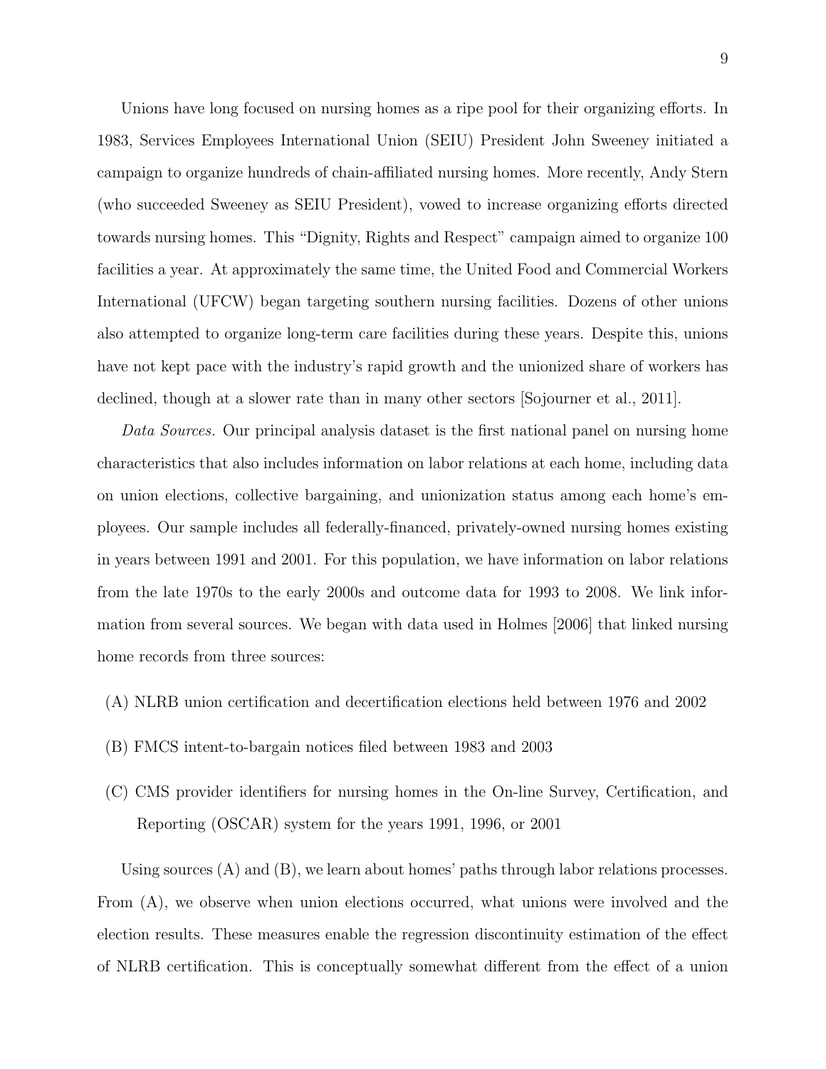Unions have long focused on nursing homes as a ripe pool for their organizing efforts. In 1983, Services Employees International Union (SEIU) President John Sweeney initiated a campaign to organize hundreds of chain-affiliated nursing homes. More recently, Andy Stern (who succeeded Sweeney as SEIU President), vowed to increase organizing efforts directed towards nursing homes. This "Dignity, Rights and Respect" campaign aimed to organize 100 facilities a year. At approximately the same time, the United Food and Commercial Workers International (UFCW) began targeting southern nursing facilities. Dozens of other unions also attempted to organize long-term care facilities during these years. Despite this, unions have not kept pace with the industry's rapid growth and the unionized share of workers has declined, though at a slower rate than in many other sectors [Sojourner et al., 2011].

*Data Sources.* Our principal analysis dataset is the first national panel on nursing home characteristics that also includes information on labor relations at each home, including data on union elections, collective bargaining, and unionization status among each home's employees. Our sample includes all federally-financed, privately-owned nursing homes existing in years between 1991 and 2001. For this population, we have information on labor relations from the late 1970s to the early 2000s and outcome data for 1993 to 2008. We link information from several sources. We began with data used in Holmes [2006] that linked nursing home records from three sources:

(A) NLRB union certification and decertification elections held between 1976 and 2002

(B) FMCS intent-to-bargain notices filed between 1983 and 2003

(C) CMS provider identifiers for nursing homes in the On-line Survey, Certification, and Reporting (OSCAR) system for the years 1991, 1996, or 2001

Using sources (A) and (B), we learn about homes' paths through labor relations processes. From (A), we observe when union elections occurred, what unions were involved and the election results. These measures enable the regression discontinuity estimation of the effect of NLRB certification. This is conceptually somewhat different from the effect of a union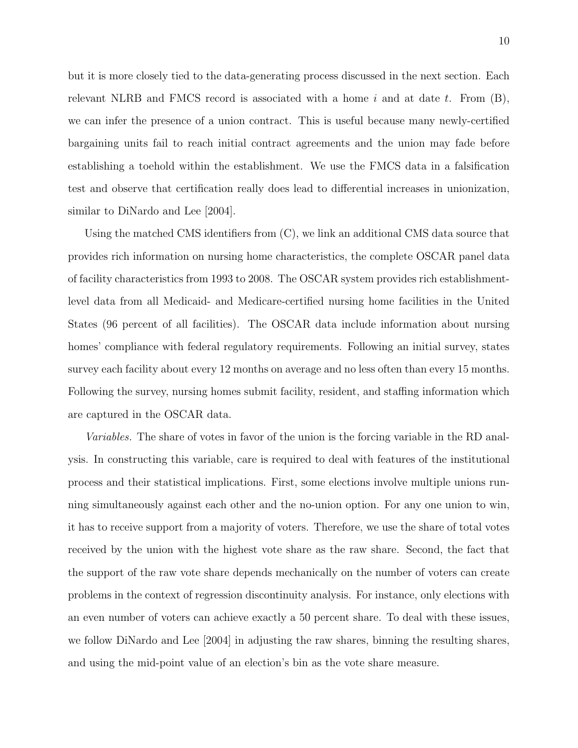but it is more closely tied to the data-generating process discussed in the next section. Each relevant NLRB and FMCS record is associated with a home $i$ and at date $t$. From (B), we can infer the presence of a union contract. This is useful because many newly-certified bargaining units fail to reach initial contract agreements and the union may fade before establishing a toehold within the establishment. We use the FMCS data in a falsification test and observe that certification really does lead to differential increases in unionization, similar to DiNardo and Lee [2004].

Using the matched CMS identifiers from (C), we link an additional CMS data source that provides rich information on nursing home characteristics, the complete OSCAR panel data of facility characteristics from 1993 to 2008. The OSCAR system provides rich establishment-level data from all Medicaid- and Medicare-certified nursing home facilities in the United States (96 percent of all facilities). The OSCAR data include information about nursing homes' compliance with federal regulatory requirements. Following an initial survey, states survey each facility about every 12 months on average and no less often than every 15 months. Following the survey, nursing homes submit facility, resident, and staffing information which are captured in the OSCAR data.

*Variables.* The share of votes in favor of the union is the forcing variable in the RD analysis. In constructing this variable, care is required to deal with features of the institutional process and their statistical implications. First, some elections involve multiple unions running simultaneously against each other and the no-union option. For any one union to win, it has to receive support from a majority of voters. Therefore, we use the share of total votes received by the union with the highest vote share as the raw share. Second, the fact that the support of the raw vote share depends mechanically on the number of voters can create problems in the context of regression discontinuity analysis. For instance, only elections with an even number of voters can achieve exactly a 50 percent share. To deal with these issues, we follow DiNardo and Lee [2004] in adjusting the raw shares, binning the resulting shares, and using the mid-point value of an election's bin as the vote share measure.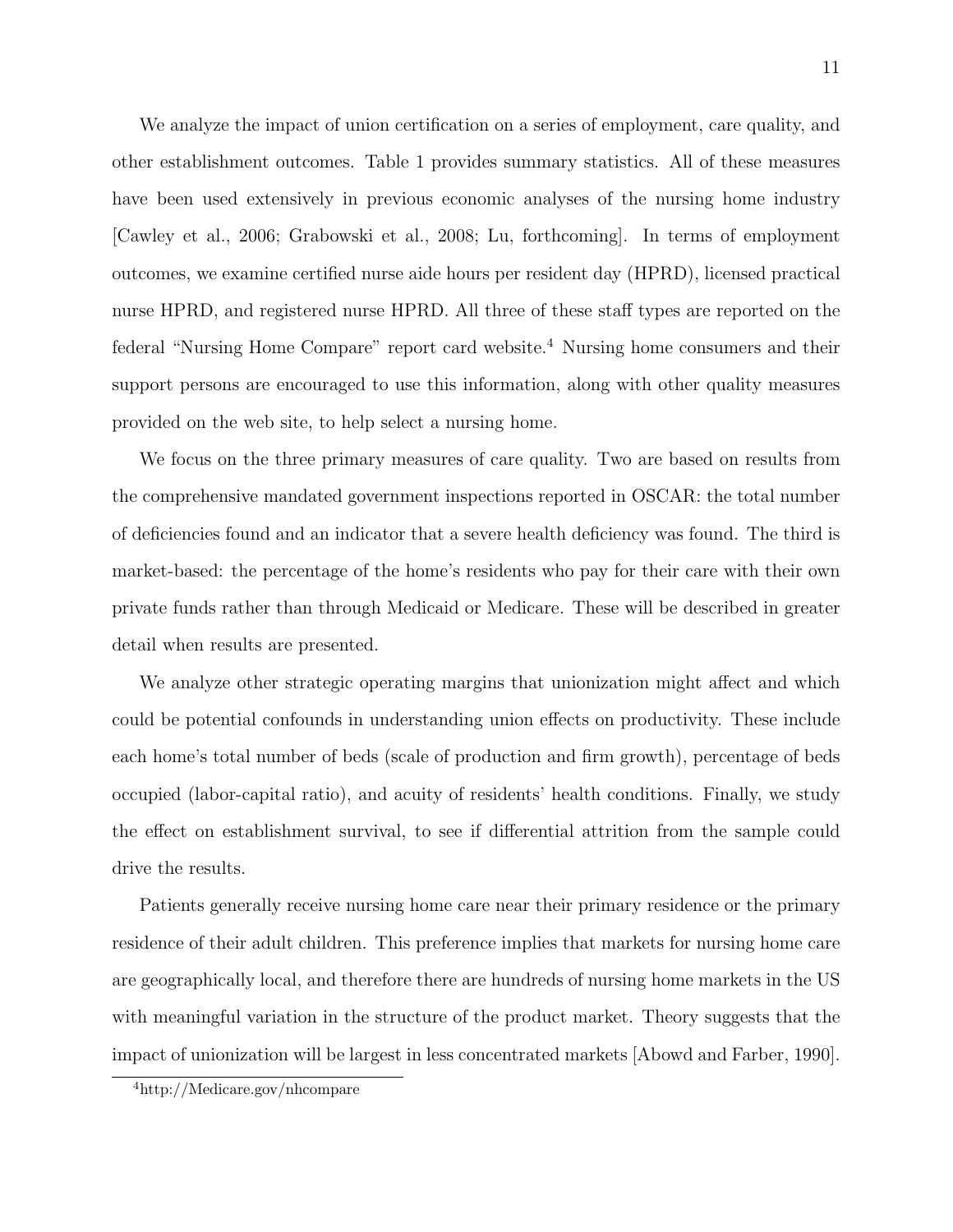We analyze the impact of union certification on a series of employment, care quality, and other establishment outcomes. Table 1 provides summary statistics. All of these measures have been used extensively in previous economic analyses of the nursing home industry [Cawley et al., 2006; Grabowski et al., 2008; Lu, forthcoming]. In terms of employment outcomes, we examine certified nurse aide hours per resident day (HPRD), licensed practical nurse HPRD, and registered nurse HPRD. All three of these staff types are reported on the federal "Nursing Home Compare" report card website.[4] Nursing home consumers and their support persons are encouraged to use this information, along with other quality measures provided on the web site, to help select a nursing home.

We focus on the three primary measures of care quality. Two are based on results from the comprehensive mandated government inspections reported in OSCAR: the total number of deficiencies found and an indicator that a severe health deficiency was found. The third is market-based: the percentage of the home's residents who pay for their care with their own private funds rather than through Medicaid or Medicare. These will be described in greater detail when results are presented.

We analyze other strategic operating margins that unionization might affect and which could be potential confounds in understanding union effects on productivity. These include each home's total number of beds (scale of production and firm growth), percentage of beds occupied (labor-capital ratio), and acuity of residents' health conditions. Finally, we study the effect on establishment survival, to see if differential attrition from the sample could drive the results.

Patients generally receive nursing home care near their primary residence or the primary residence of their adult children. This preference implies that markets for nursing home care are geographically local, and therefore there are hundreds of nursing home markets in the US with meaningful variation in the structure of the product market. Theory suggests that the impact of unionization will be largest in less concentrated markets [Abowd and Farber, 1990].

[4] http://Medicare.gov/nhcompare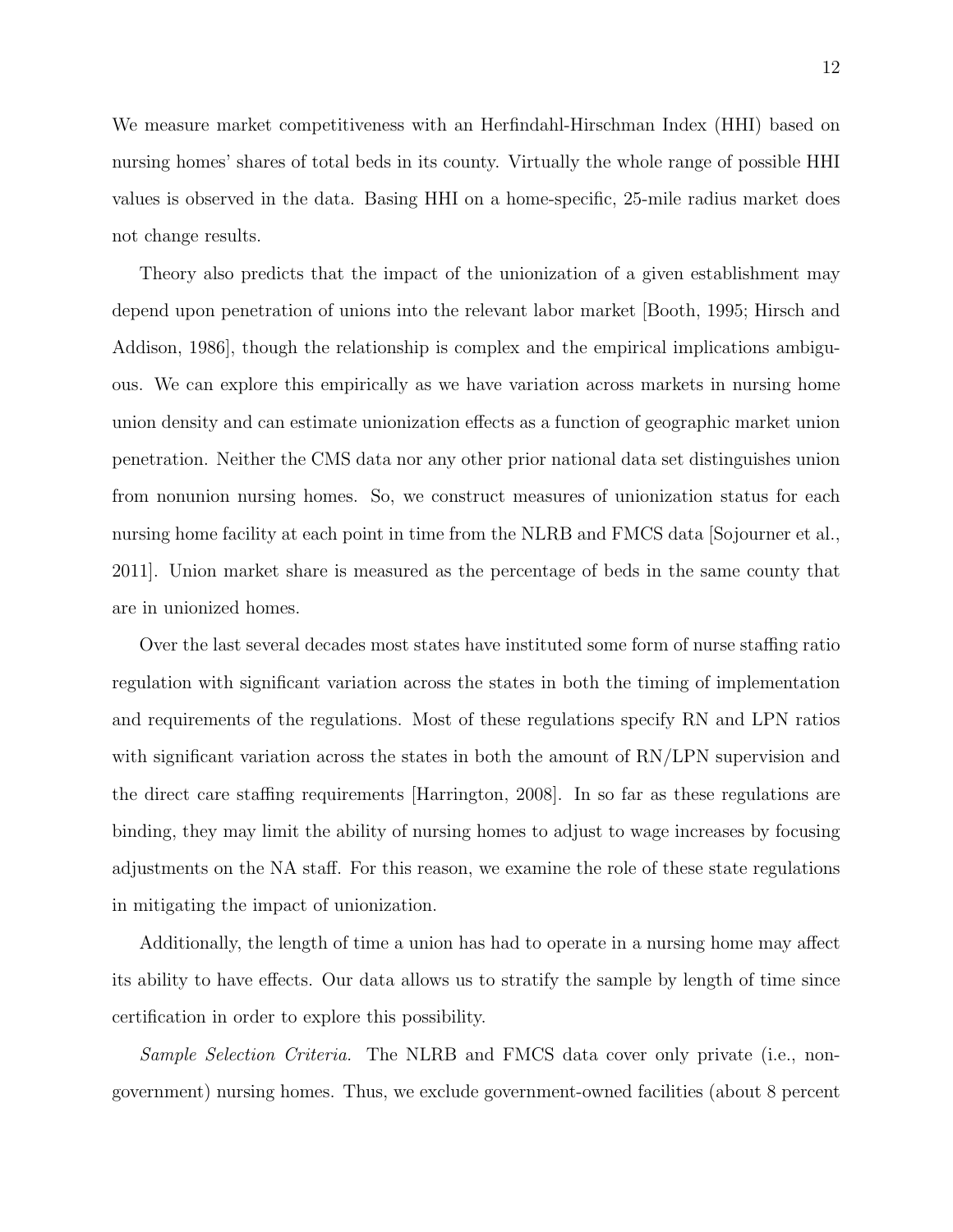We measure market competitiveness with an Herfindahl-Hirschman Index (HHI) based on nursing homes' shares of total beds in its county. Virtually the whole range of possible HHI values is observed in the data. Basing HHI on a home-specific, 25-mile radius market does not change results.

Theory also predicts that the impact of the unionization of a given establishment may depend upon penetration of unions into the relevant labor market [Booth, 1995; Hirsch and Addison, 1986], though the relationship is complex and the empirical implications ambiguous. We can explore this empirically as we have variation across markets in nursing home union density and can estimate unionization effects as a function of geographic market union penetration. Neither the CMS data nor any other prior national data set distinguishes union from nonunion nursing homes. So, we construct measures of unionization status for each nursing home facility at each point in time from the NLRB and FMCS data [Sojourner et al., 2011]. Union market share is measured as the percentage of beds in the same county that are in unionized homes.

Over the last several decades most states have instituted some form of nurse staffing ratio regulation with significant variation across the states in both the timing of implementation and requirements of the regulations. Most of these regulations specify RN and LPN ratios with significant variation across the states in both the amount of RN/LPN supervision and the direct care staffing requirements [Harrington, 2008]. In so far as these regulations are binding, they may limit the ability of nursing homes to adjust to wage increases by focusing adjustments on the NA staff. For this reason, we examine the role of these state regulations in mitigating the impact of unionization.

Additionally, the length of time a union has had to operate in a nursing home may affect its ability to have effects. Our data allows us to stratify the sample by length of time since certification in order to explore this possibility.

*Sample Selection Criteria.* The NLRB and FMCS data cover only private (i.e., non-government) nursing homes. Thus, we exclude government-owned facilities (about 8 percent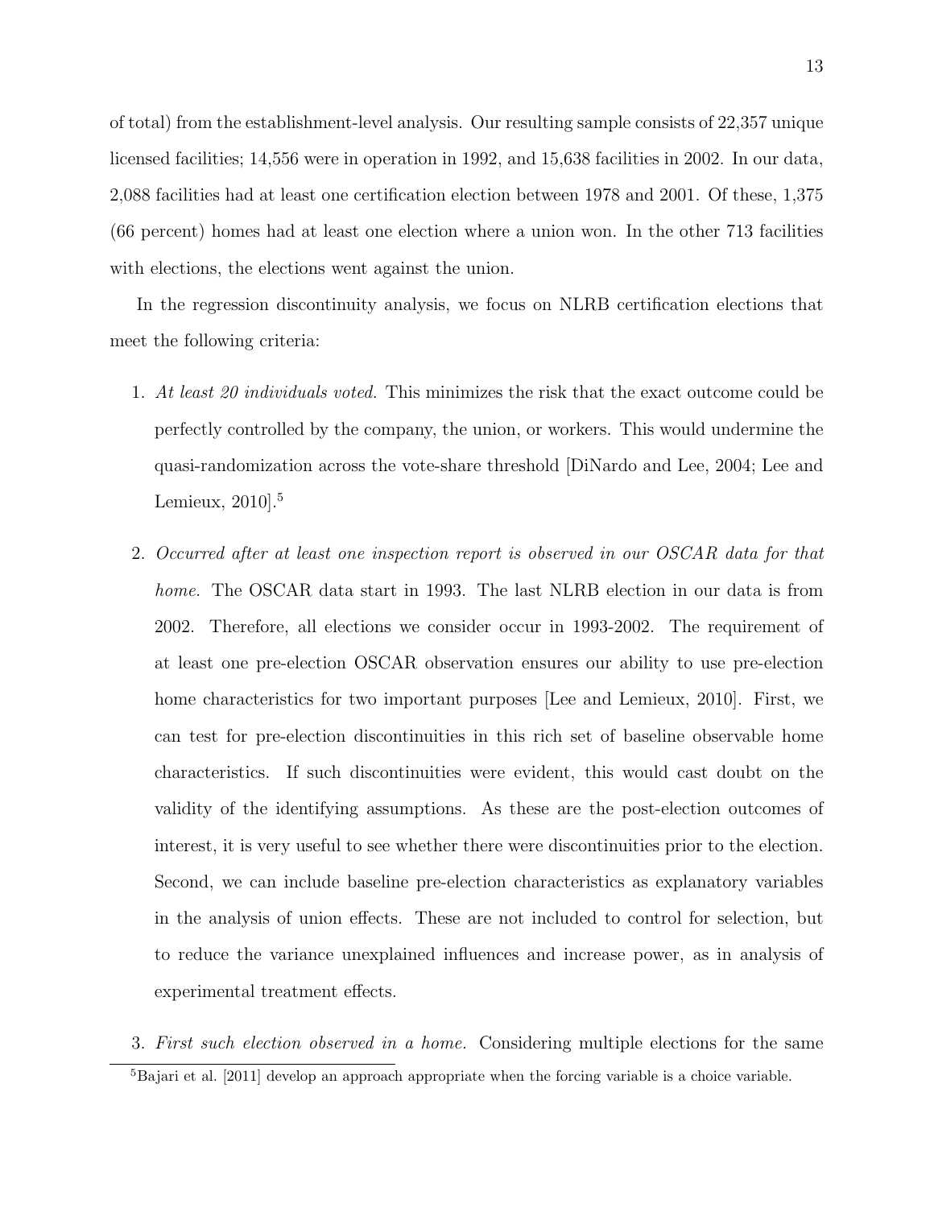of total) from the establishment-level analysis. Our resulting sample consists of 22,357 unique licensed facilities; 14,556 were in operation in 1992, and 15,638 facilities in 2002. In our data, 2,088 facilities had at least one certification election between 1978 and 2001. Of these, 1,375 (66 percent) homes had at least one election where a union won. In the other 713 facilities with elections, the elections went against the union.

In the regression discontinuity analysis, we focus on NLRB certification elections that meet the following criteria:

1. *At least 20 individuals voted.* This minimizes the risk that the exact outcome could be perfectly controlled by the company, the union, or workers. This would undermine the quasi-randomization across the vote-share threshold [DiNardo and Lee, 2004; Lee and Lemieux, 2010].[5]

2. *Occurred after at least one inspection report is observed in our OSCAR data for that home.* The OSCAR data start in 1993. The last NLRB election in our data is from 2002. Therefore, all elections we consider occur in 1993-2002. The requirement of at least one pre-election OSCAR observation ensures our ability to use pre-election home characteristics for two important purposes [Lee and Lemieux, 2010]. First, we can test for pre-election discontinuities in this rich set of baseline observable home characteristics. If such discontinuities were evident, this would cast doubt on the validity of the identifying assumptions. As these are the post-election outcomes of interest, it is very useful to see whether there were discontinuities prior to the election. Second, we can include baseline pre-election characteristics as explanatory variables in the analysis of union effects. These are not included to control for selection, but to reduce the variance unexplained influences and increase power, as in analysis of experimental treatment effects.

3. *First such election observed in a home.* Considering multiple elections for the same

[5] Bajari et al. [2011] develop an approach appropriate when the forcing variable is a choice variable.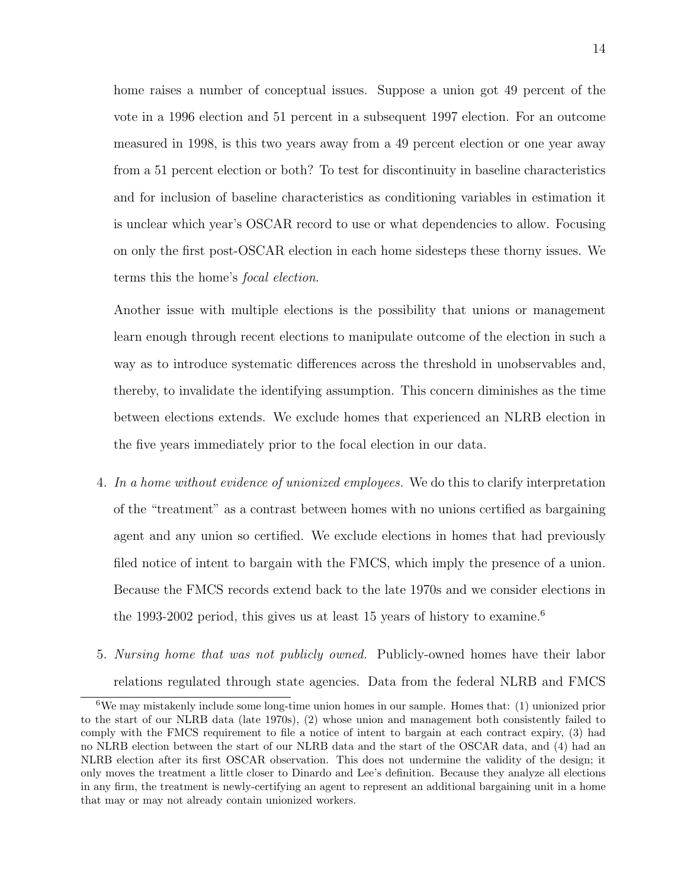home raises a number of conceptual issues. Suppose a union got 49 percent of the vote in a 1996 election and 51 percent in a subsequent 1997 election. For an outcome measured in 1998, is this two years away from a 49 percent election or one year away from a 51 percent election or both? To test for discontinuity in baseline characteristics and for inclusion of baseline characteristics as conditioning variables in estimation it is unclear which year's OSCAR record to use or what dependencies to allow. Focusing on only the first post-OSCAR election in each home sidesteps these thorny issues. We terms this the home's *focal election*.

Another issue with multiple elections is the possibility that unions or management learn enough through recent elections to manipulate outcome of the election in such a way as to introduce systematic differences across the threshold in unobservables and, thereby, to invalidate the identifying assumption. This concern diminishes as the time between elections extends. We exclude homes that experienced an NLRB election in the five years immediately prior to the focal election in our data.

4. *In a home without evidence of unionized employees.* We do this to clarify interpretation of the "treatment" as a contrast between homes with no unions certified as bargaining agent and any union so certified. We exclude elections in homes that had previously filed notice of intent to bargain with the FMCS, which imply the presence of a union. Because the FMCS records extend back to the late 1970s and we consider elections in the 1993-2002 period, this gives us at least 15 years of history to examine.[6]

5. *Nursing home that was not publicly owned.* Publicly-owned homes have their labor relations regulated through state agencies. Data from the federal NLRB and FMCS

[6] We may mistakenly include some long-time union homes in our sample. Homes that: (1) unionized prior to the start of our NLRB data (late 1970s), (2) whose union and management both consistently failed to comply with the FMCS requirement to file a notice of intent to bargain at each contract expiry, (3) had no NLRB election between the start of our NLRB data and the start of the OSCAR data, and (4) had an NLRB election after its first OSCAR observation. This does not undermine the validity of the design; it only moves the treatment a little closer to Dinardo and Lee's definition. Because they analyze all elections in any firm, the treatment is newly-certifying an agent to represent an additional bargaining unit in a home that may or may not already contain unionized workers.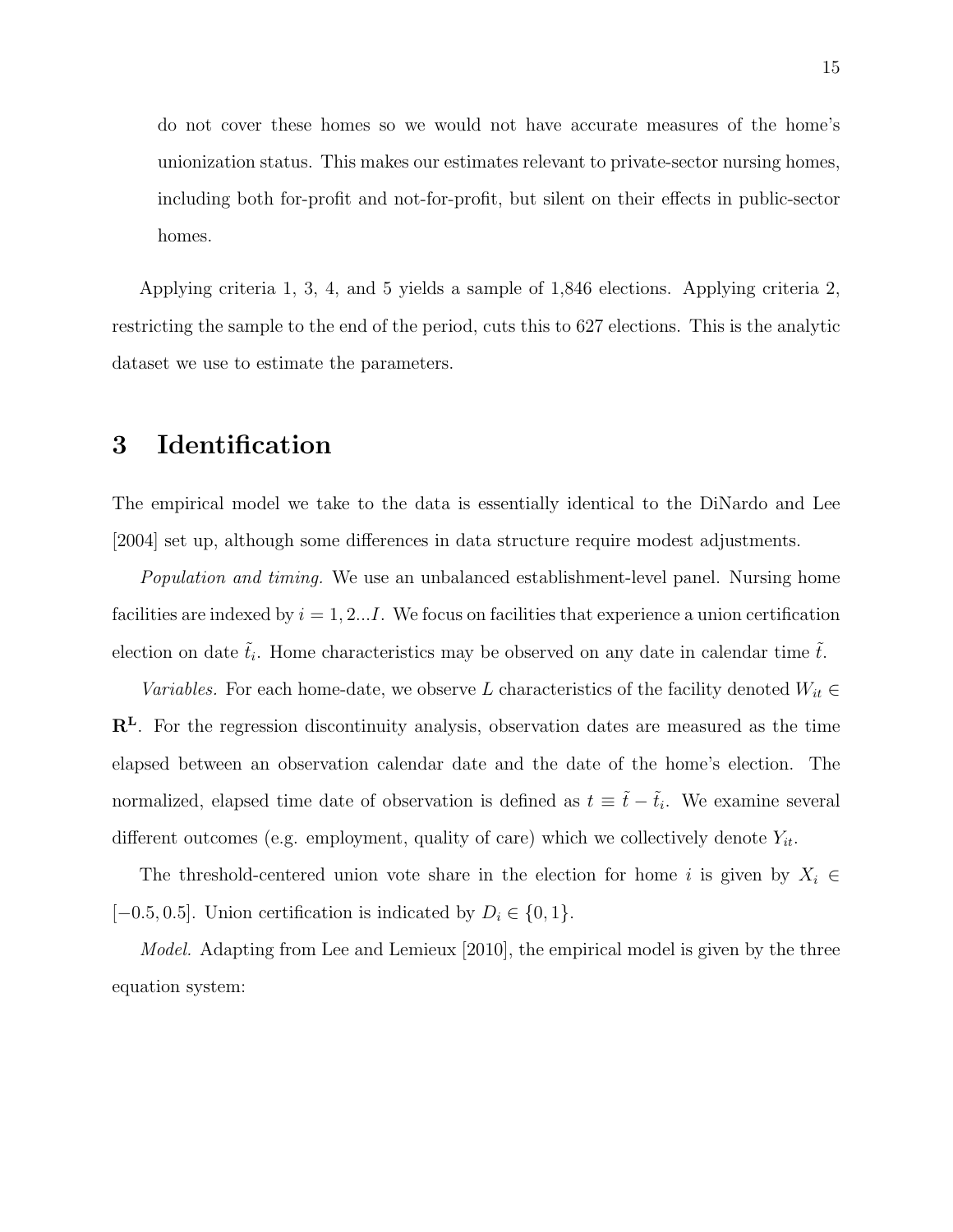do not cover these homes so we would not have accurate measures of the home's unionization status. This makes our estimates relevant to private-sector nursing homes, including both for-profit and not-for-profit, but silent on their effects in public-sector homes.

Applying criteria 1, 3, 4, and 5 yields a sample of 1,846 elections. Applying criteria 2, restricting the sample to the end of the period, cuts this to 627 elections. This is the analytic dataset we use to estimate the parameters.

# 3 Identification

The empirical model we take to the data is essentially identical to the DiNardo and Lee [2004] set up, although some differences in data structure require modest adjustments.

*Population and timing.* We use an unbalanced establishment-level panel. Nursing home facilities are indexed by $i = 1, 2...I$. We focus on facilities that experience a union certification election on date $\tilde{t}_i$. Home characteristics may be observed on any date in calendar time $\tilde{t}$.

*Variables.* For each home-date, we observe $L$ characteristics of the facility denoted $W_{it} \in \mathbf{R}^{\mathbf{L}}$. For the regression discontinuity analysis, observation dates are measured as the time elapsed between an observation calendar date and the date of the home's election. The normalized, elapsed time date of observation is defined as $t \equiv \tilde{t} - \tilde{t}_i$. We examine several different outcomes (e.g. employment, quality of care) which we collectively denote $Y_{it}$.

The threshold-centered union vote share in the election for home $i$ is given by $X_i \in [-0.5, 0.5]$. Union certification is indicated by $D_i \in \{0, 1\}$.

*Model.* Adapting from Lee and Lemieux [2010], the empirical model is given by the three equation system: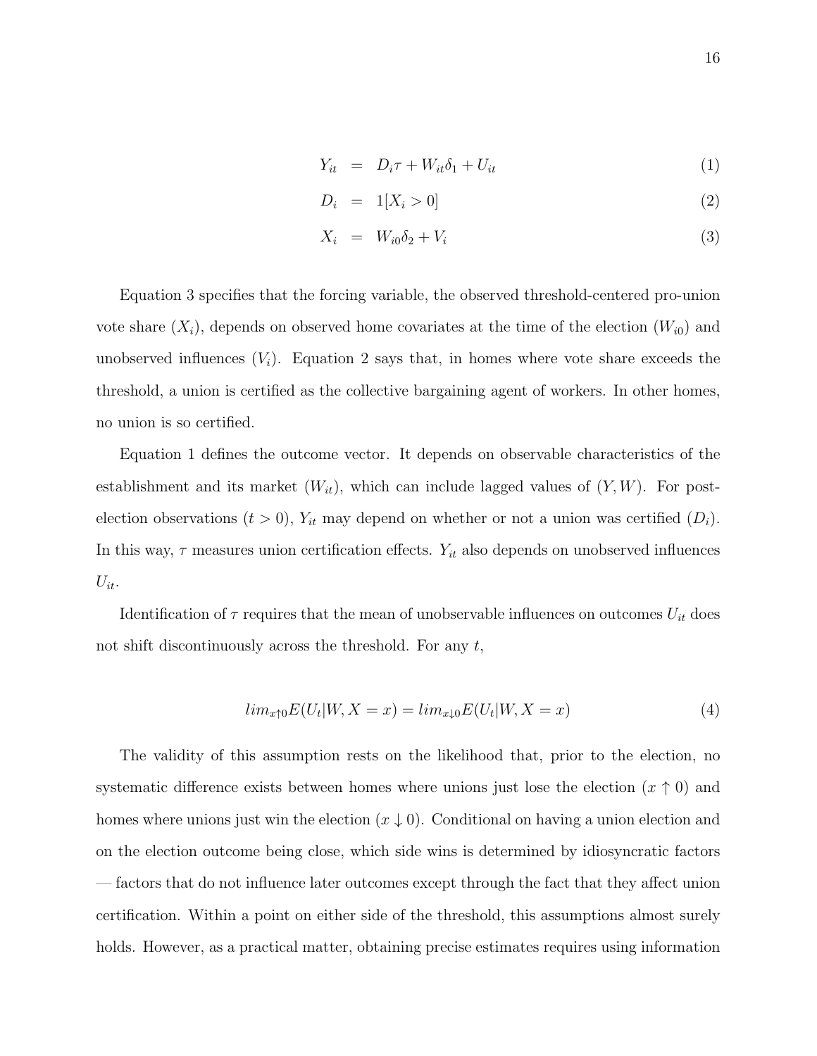$$
\begin{aligned}
Y_{it} &= D_i\tau + W_{it}\delta_1 + U_{it} && (1) \\
D_i &= 1[X_i > 0] && (2) \\
X_i &= W_{i0}\delta_2 + V_i && (3)
\end{aligned}
$$

Equation 3 specifies that the forcing variable, the observed threshold-centered pro-union vote share ($X_i$), depends on observed home covariates at the time of the election ($W_{i0}$) and unobserved influences ($V_i$). Equation 2 says that, in homes where vote share exceeds the threshold, a union is certified as the collective bargaining agent of workers. In other homes, no union is so certified.

Equation 1 defines the outcome vector. It depends on observable characteristics of the establishment and its market ($W_{it}$), which can include lagged values of $(Y, W)$. For post-election observations ($t > 0$), $Y_{it}$ may depend on whether or not a union was certified ($D_i$). In this way, $\tau$ measures union certification effects. $Y_{it}$ also depends on unobserved influences $U_{it}$.

Identification of $\tau$ requires that the mean of unobservable influences on outcomes $U_{it}$ does not shift discontinuously across the threshold. For any $t$,

$$
lim_{x \uparrow 0} E(U_t|W, X = x) = lim_{x \downarrow 0} E(U_t|W, X = x) \quad (4)
$$

The validity of this assumption rests on the likelihood that, prior to the election, no systematic difference exists between homes where unions just lose the election ($x \uparrow 0$) and homes where unions just win the election ($x \downarrow 0$). Conditional on having a union election and on the election outcome being close, which side wins is determined by idiosyncratic factors — factors that do not influence later outcomes except through the fact that they affect union certification. Within a point on either side of the threshold, this assumptions almost surely holds. However, as a practical matter, obtaining precise estimates requires using information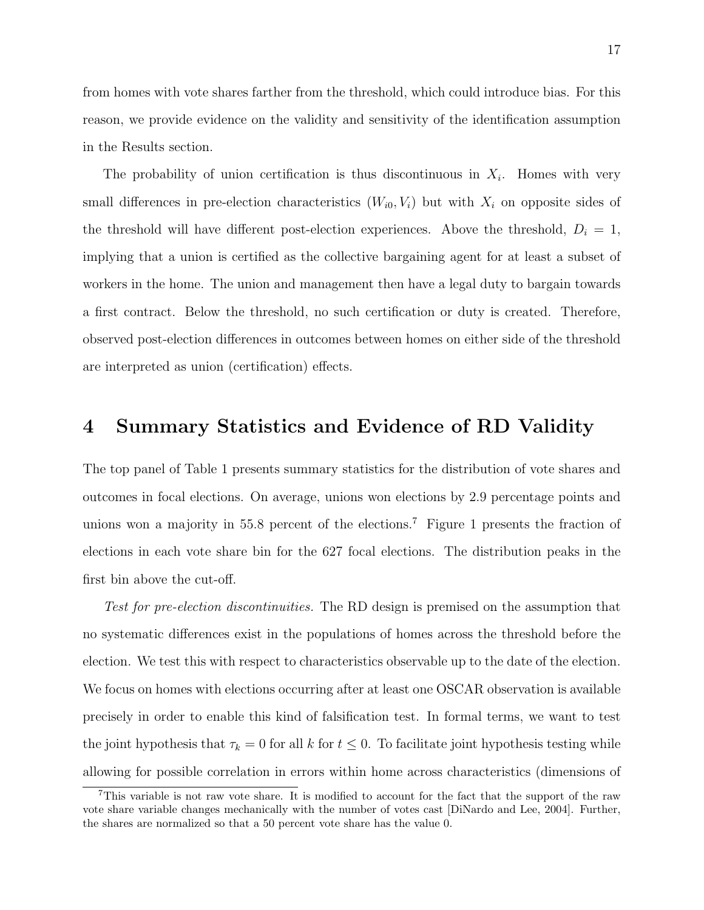from homes with vote shares farther from the threshold, which could introduce bias. For this reason, we provide evidence on the validity and sensitivity of the identification assumption in the Results section.

The probability of union certification is thus discontinuous in $X_i$. Homes with very small differences in pre-election characteristics $(W_{i0}, V_i)$ but with $X_i$ on opposite sides of the threshold will have different post-election experiences. Above the threshold, $D_i = 1$, implying that a union is certified as the collective bargaining agent for at least a subset of workers in the home. The union and management then have a legal duty to bargain towards a first contract. Below the threshold, no such certification or duty is created. Therefore, observed post-election differences in outcomes between homes on either side of the threshold are interpreted as union (certification) effects.

# 4 Summary Statistics and Evidence of RD Validity

The top panel of Table 1 presents summary statistics for the distribution of vote shares and outcomes in focal elections. On average, unions won elections by 2.9 percentage points and unions won a majority in 55.8 percent of the elections.[7] Figure 1 presents the fraction of elections in each vote share bin for the 627 focal elections. The distribution peaks in the first bin above the cut-off.

*Test for pre-election discontinuities.* The RD design is premised on the assumption that no systematic differences exist in the populations of homes across the threshold before the election. We test this with respect to characteristics observable up to the date of the election. We focus on homes with elections occurring after at least one OSCAR observation is available precisely in order to enable this kind of falsification test. In formal terms, we want to test the joint hypothesis that $\tau_k = 0$ for all $k$ for $t \leq 0$. To facilitate joint hypothesis testing while allowing for possible correlation in errors within home across characteristics (dimensions of

[7] This variable is not raw vote share. It is modified to account for the fact that the support of the raw vote share variable changes mechanically with the number of votes cast [DiNardo and Lee, 2004]. Further, the shares are normalized so that a 50 percent vote share has the value 0.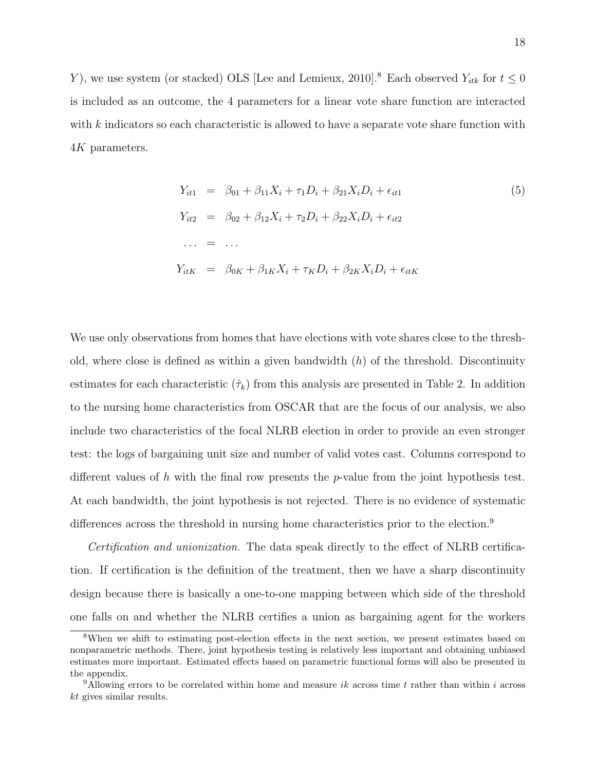$Y$), we use system (or stacked) OLS [Lee and Lemieux, 2010].[8] Each observed $Y_{itk}$ for $t \leq 0$ is included as an outcome, the 4 parameters for a linear vote share function are interacted with $k$ indicators so each characteristic is allowed to have a separate vote share function with $4K$ parameters.

$$
\begin{aligned}
Y_{it1} &= \beta_{01} + \beta_{11} X_i + \tau_1 D_i + \beta_{21} X_i D_i + \epsilon_{it1} \\
Y_{it2} &= \beta_{02} + \beta_{12} X_i + \tau_2 D_i + \beta_{22} X_i D_i + \epsilon_{it2} \\
\ldots &= \ldots \\
Y_{itK} &= \beta_{0K} + \beta_{1K} X_i + \tau_K D_i + \beta_{2K} X_i D_i + \epsilon_{itK}
\end{aligned}
\tag{5}
$$

We use only observations from homes that have elections with vote shares close to the threshold, where close is defined as within a given bandwidth ($h$) of the threshold. Discontinuity estimates for each characteristic ($\hat{\tau}_k$) from this analysis are presented in Table 2. In addition to the nursing home characteristics from OSCAR that are the focus of our analysis, we also include two characteristics of the focal NLRB election in order to provide an even stronger test: the logs of bargaining unit size and number of valid votes cast. Columns correspond to different values of $h$ with the final row presents the $p$-value from the joint hypothesis test. At each bandwidth, the joint hypothesis is not rejected. There is no evidence of systematic differences across the threshold in nursing home characteristics prior to the election.[9]

*Certification and unionization.* The data speak directly to the effect of NLRB certification. If certification is the definition of the treatment, then we have a sharp discontinuity design because there is basically a one-to-one mapping between which side of the threshold one falls on and whether the NLRB certifies a union as bargaining agent for the workers

[8] When we shift to estimating post-election effects in the next section, we present estimates based on nonparametric methods. There, joint hypothesis testing is relatively less important and obtaining unbiased estimates more important. Estimated effects based on parametric functional forms will also be presented in the appendix.

[9] Allowing errors to be correlated within home and measure $ik$ across time $t$ rather than within $i$ across $kt$ gives similar results.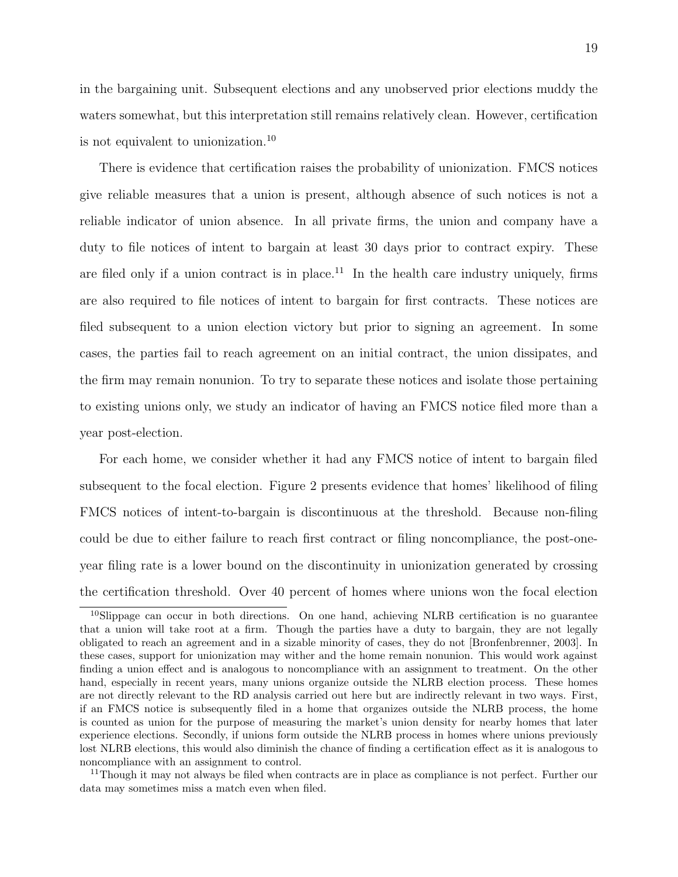in the bargaining unit. Subsequent elections and any unobserved prior elections muddy the waters somewhat, but this interpretation still remains relatively clean. However, certification is not equivalent to unionization.[10]

There is evidence that certification raises the probability of unionization. FMCS notices give reliable measures that a union is present, although absence of such notices is not a reliable indicator of union absence. In all private firms, the union and company have a duty to file notices of intent to bargain at least 30 days prior to contract expiry. These are filed only if a union contract is in place.[11] In the health care industry uniquely, firms are also required to file notices of intent to bargain for first contracts. These notices are filed subsequent to a union election victory but prior to signing an agreement. In some cases, the parties fail to reach agreement on an initial contract, the union dissipates, and the firm may remain nonunion. To try to separate these notices and isolate those pertaining to existing unions only, we study an indicator of having an FMCS notice filed more than a year post-election.

For each home, we consider whether it had any FMCS notice of intent to bargain filed subsequent to the focal election. Figure 2 presents evidence that homes' likelihood of filing FMCS notices of intent-to-bargain is discontinuous at the threshold. Because non-filing could be due to either failure to reach first contract or filing noncompliance, the post-one-year filing rate is a lower bound on the discontinuity in unionization generated by crossing the certification threshold. Over 40 percent of homes where unions won the focal election

[10] Slippage can occur in both directions. On one hand, achieving NLRB certification is no guarantee that a union will take root at a firm. Though the parties have a duty to bargain, they are not legally obligated to reach an agreement and in a sizable minority of cases, they do not [Bronfenbrenner, 2003]. In these cases, support for unionization may wither and the home remain nonunion. This would work against finding a union effect and is analogous to noncompliance with an assignment to treatment. On the other hand, especially in recent years, many unions organize outside the NLRB election process. These homes are not directly relevant to the RD analysis carried out here but are indirectly relevant in two ways. First, if an FMCS notice is subsequently filed in a home that organizes outside the NLRB process, the home is counted as union for the purpose of measuring the market's union density for nearby homes that later experience elections. Secondly, if unions form outside the NLRB process in homes where unions previously lost NLRB elections, this would also diminish the chance of finding a certification effect as it is analogous to noncompliance with an assignment to control.

[11] Though it may not always be filed when contracts are in place as compliance is not perfect. Further our data may sometimes miss a match even when filed.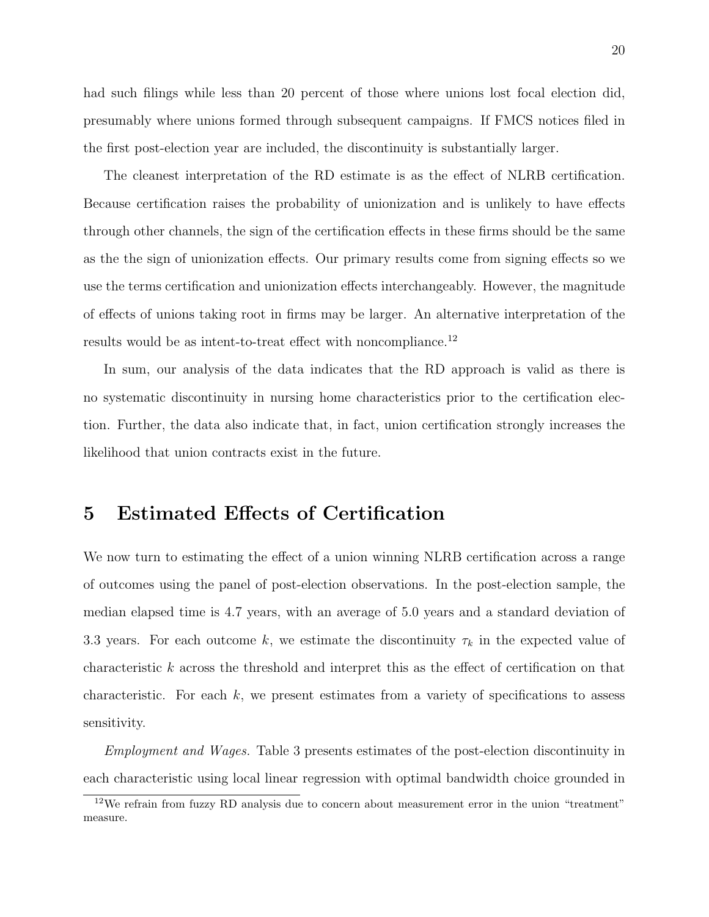had such filings while less than 20 percent of those where unions lost focal election did, presumably where unions formed through subsequent campaigns. If FMCS notices filed in the first post-election year are included, the discontinuity is substantially larger.

The cleanest interpretation of the RD estimate is as the effect of NLRB certification. Because certification raises the probability of unionization and is unlikely to have effects through other channels, the sign of the certification effects in these firms should be the same as the the sign of unionization effects. Our primary results come from signing effects so we use the terms certification and unionization effects interchangeably. However, the magnitude of effects of unions taking root in firms may be larger. An alternative interpretation of the results would be as intent-to-treat effect with noncompliance.[12]

In sum, our analysis of the data indicates that the RD approach is valid as there is no systematic discontinuity in nursing home characteristics prior to the certification election. Further, the data also indicate that, in fact, union certification strongly increases the likelihood that union contracts exist in the future.

# 5 Estimated Effects of Certification

We now turn to estimating the effect of a union winning NLRB certification across a range of outcomes using the panel of post-election observations. In the post-election sample, the median elapsed time is 4.7 years, with an average of 5.0 years and a standard deviation of 3.3 years. For each outcome $k$, we estimate the discontinuity $\tau_k$ in the expected value of characteristic $k$ across the threshold and interpret this as the effect of certification on that characteristic. For each $k$, we present estimates from a variety of specifications to assess sensitivity.

*Employment and Wages.* Table 3 presents estimates of the post-election discontinuity in each characteristic using local linear regression with optimal bandwidth choice grounded in

[12] We refrain from fuzzy RD analysis due to concern about measurement error in the union "treatment" measure.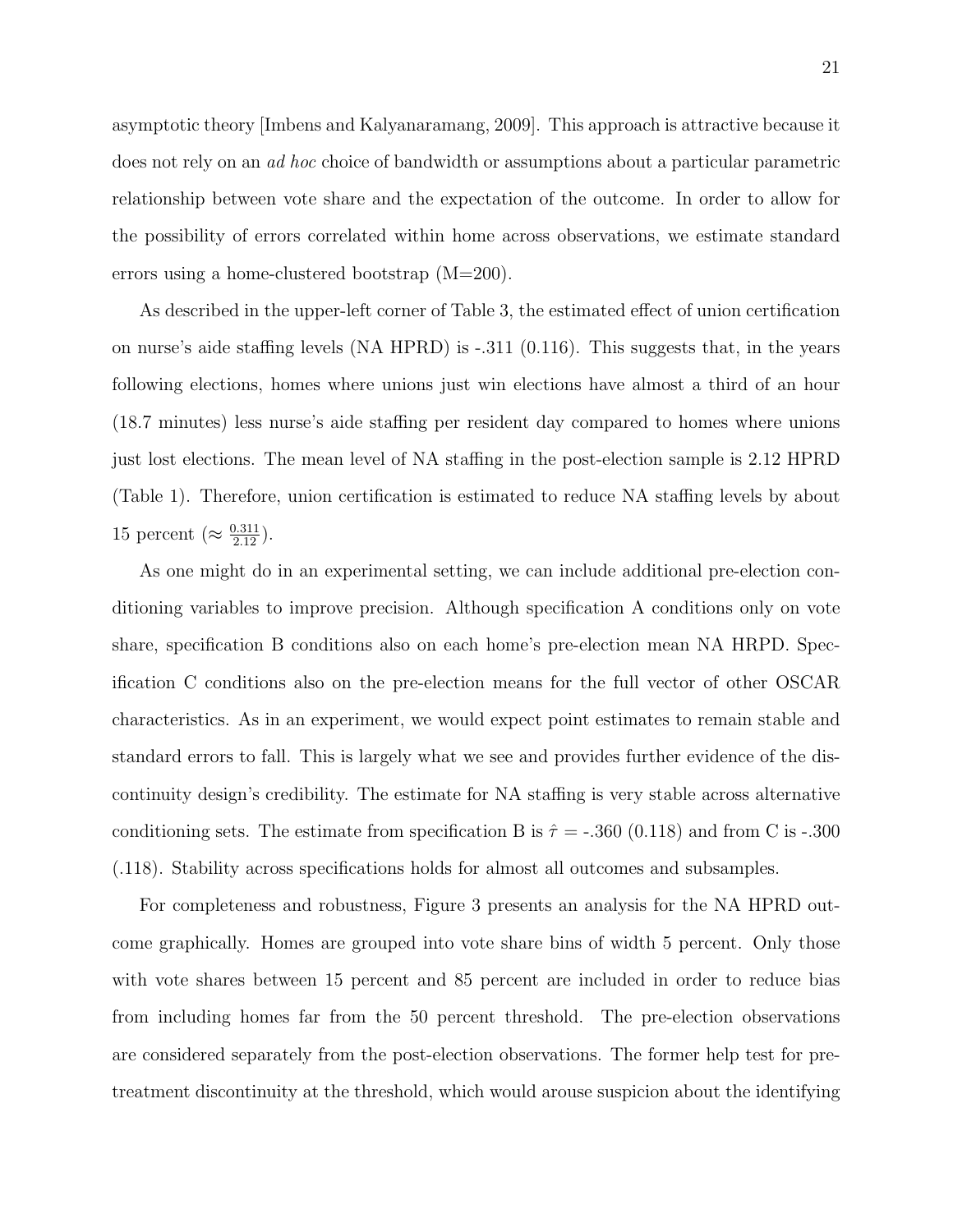asymptotic theory [Imbens and Kalyanaramang, 2009]. This approach is attractive because it does not rely on an *ad hoc* choice of bandwidth or assumptions about a particular parametric relationship between vote share and the expectation of the outcome. In order to allow for the possibility of errors correlated within home across observations, we estimate standard errors using a home-clustered bootstrap (M=200).

As described in the upper-left corner of Table 3, the estimated effect of union certification on nurse's aide staffing levels (NA HPRD) is -.311 (0.116). This suggests that, in the years following elections, homes where unions just win elections have almost a third of an hour (18.7 minutes) less nurse's aide staffing per resident day compared to homes where unions just lost elections. The mean level of NA staffing in the post-election sample is 2.12 HPRD (Table 1). Therefore, union certification is estimated to reduce NA staffing levels by about 15 percent ($\approx \frac{0.311}{2.12}$).

As one might do in an experimental setting, we can include additional pre-election conditioning variables to improve precision. Although specification A conditions only on vote share, specification B conditions also on each home's pre-election mean NA HRPD. Specification C conditions also on the pre-election means for the full vector of other OSCAR characteristics. As in an experiment, we would expect point estimates to remain stable and standard errors to fall. This is largely what we see and provides further evidence of the discontinuity design's credibility. The estimate for NA staffing is very stable across alternative conditioning sets. The estimate from specification B is $\hat{\tau}$ = -.360 (0.118) and from C is -.300 (.118). Stability across specifications holds for almost all outcomes and subsamples.

For completeness and robustness, Figure 3 presents an analysis for the NA HPRD outcome graphically. Homes are grouped into vote share bins of width 5 percent. Only those with vote shares between 15 percent and 85 percent are included in order to reduce bias from including homes far from the 50 percent threshold. The pre-election observations are considered separately from the post-election observations. The former help test for pre-treatment discontinuity at the threshold, which would arouse suspicion about the identifying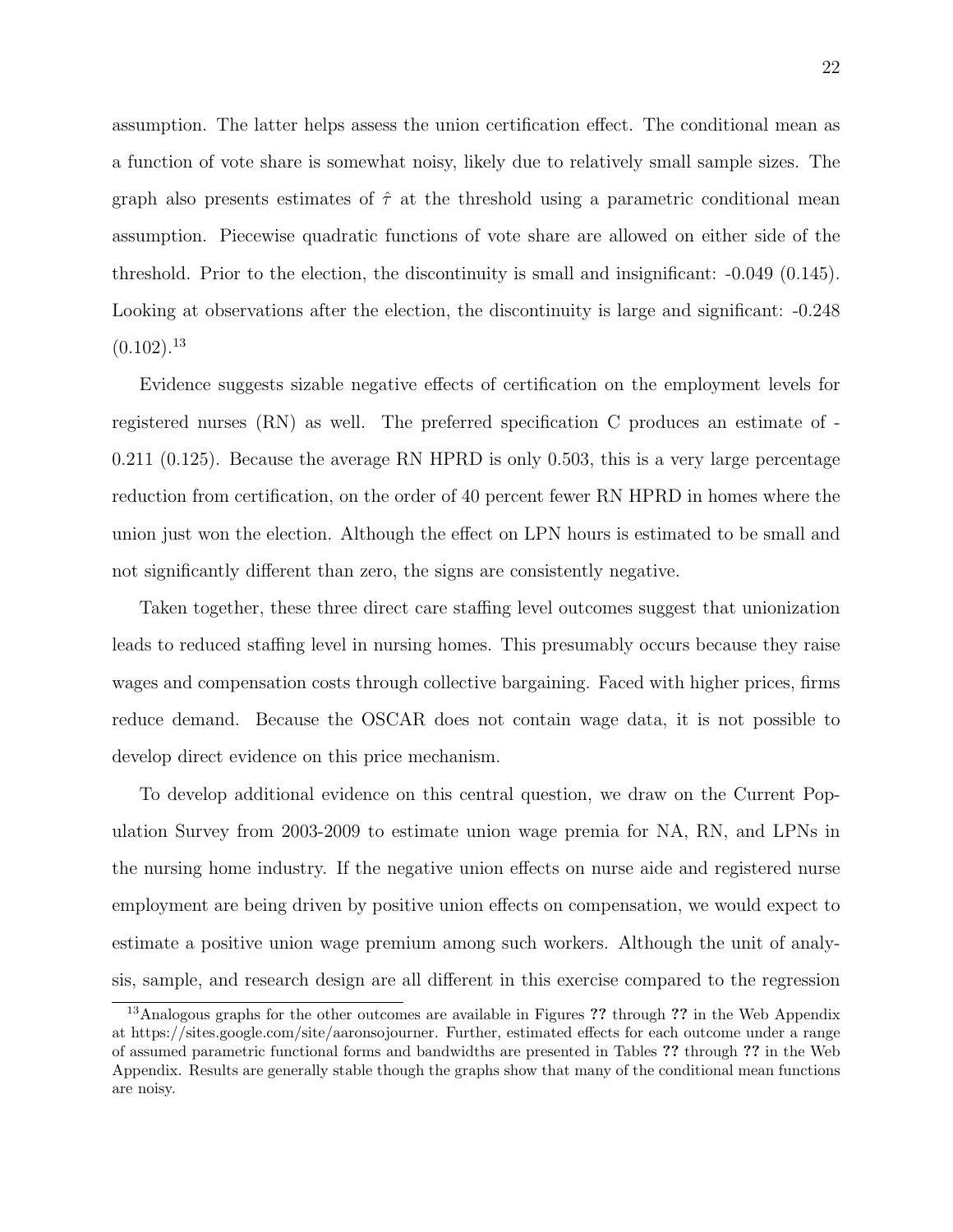assumption. The latter helps assess the union certification effect. The conditional mean as a function of vote share is somewhat noisy, likely due to relatively small sample sizes. The graph also presents estimates of $\hat{\tau}$ at the threshold using a parametric conditional mean assumption. Piecewise quadratic functions of vote share are allowed on either side of the threshold. Prior to the election, the discontinuity is small and insignificant: -0.049 (0.145). Looking at observations after the election, the discontinuity is large and significant: -0.248 (0.102).[13]

Evidence suggests sizable negative effects of certification on the employment levels for registered nurses (RN) as well. The preferred specification C produces an estimate of -0.211 (0.125). Because the average RN HPRD is only 0.503, this is a very large percentage reduction from certification, on the order of 40 percent fewer RN HPRD in homes where the union just won the election. Although the effect on LPN hours is estimated to be small and not significantly different than zero, the signs are consistently negative.

Taken together, these three direct care staffing level outcomes suggest that unionization leads to reduced staffing level in nursing homes. This presumably occurs because they raise wages and compensation costs through collective bargaining. Faced with higher prices, firms reduce demand. Because the OSCAR does not contain wage data, it is not possible to develop direct evidence on this price mechanism.

To develop additional evidence on this central question, we draw on the Current Population Survey from 2003-2009 to estimate union wage premia for NA, RN, and LPNs in the nursing home industry. If the negative union effects on nurse aide and registered nurse employment are being driven by positive union effects on compensation, we would expect to estimate a positive union wage premium among such workers. Although the unit of analysis, sample, and research design are all different in this exercise compared to the regression

[13] Analogous graphs for the other outcomes are available in Figures ?? through ?? in the Web Appendix at https://sites.google.com/site/aaronsojourner. Further, estimated effects for each outcome under a range of assumed parametric functional forms and bandwidths are presented in Tables ?? through ?? in the Web Appendix. Results are generally stable though the graphs show that many of the conditional mean functions are noisy.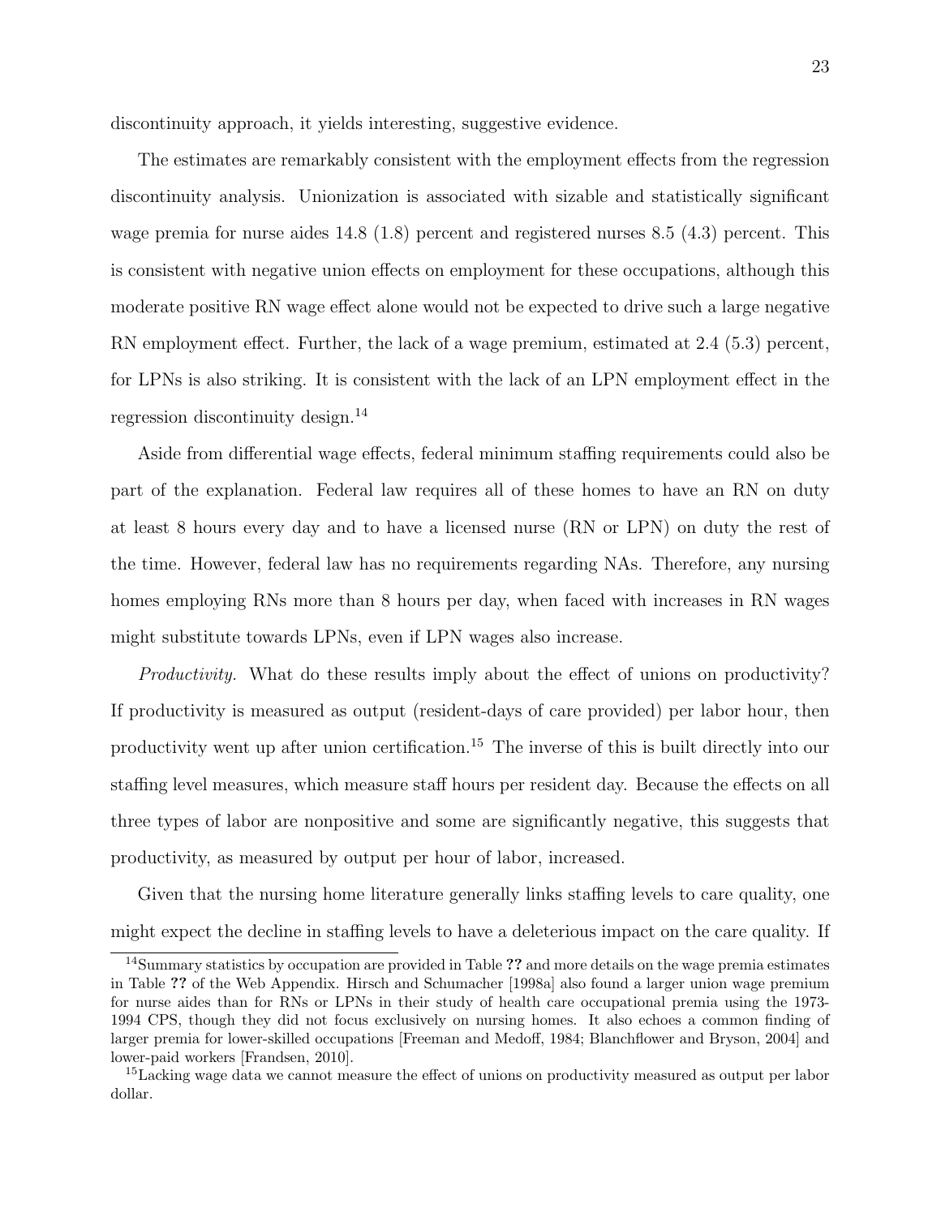discontinuity approach, it yields interesting, suggestive evidence.

The estimates are remarkably consistent with the employment effects from the regression discontinuity analysis. Unionization is associated with sizable and statistically significant wage premia for nurse aides 14.8 (1.8) percent and registered nurses 8.5 (4.3) percent. This is consistent with negative union effects on employment for these occupations, although this moderate positive RN wage effect alone would not be expected to drive such a large negative RN employment effect. Further, the lack of a wage premium, estimated at 2.4 (5.3) percent, for LPNs is also striking. It is consistent with the lack of an LPN employment effect in the regression discontinuity design.[14]

Aside from differential wage effects, federal minimum staffing requirements could also be part of the explanation. Federal law requires all of these homes to have an RN on duty at least 8 hours every day and to have a licensed nurse (RN or LPN) on duty the rest of the time. However, federal law has no requirements regarding NAs. Therefore, any nursing homes employing RNs more than 8 hours per day, when faced with increases in RN wages might substitute towards LPNs, even if LPN wages also increase.

*Productivity.* What do these results imply about the effect of unions on productivity? If productivity is measured as output (resident-days of care provided) per labor hour, then productivity went up after union certification.[15] The inverse of this is built directly into our staffing level measures, which measure staff hours per resident day. Because the effects on all three types of labor are nonpositive and some are significantly negative, this suggests that productivity, as measured by output per hour of labor, increased.

Given that the nursing home literature generally links staffing levels to care quality, one might expect the decline in staffing levels to have a deleterious impact on the care quality. If

[14] Summary statistics by occupation are provided in Table ?? and more details on the wage premia estimates in Table ?? of the Web Appendix. Hirsch and Schumacher [1998a] also found a larger union wage premium for nurse aides than for RNs or LPNs in their study of health care occupational premia using the 1973-1994 CPS, though they did not focus exclusively on nursing homes. It also echoes a common finding of larger premia for lower-skilled occupations [Freeman and Medoff, 1984; Blanchflower and Bryson, 2004] and lower-paid workers [Frandsen, 2010].

[15] Lacking wage data we cannot measure the effect of unions on productivity measured as output per labor dollar.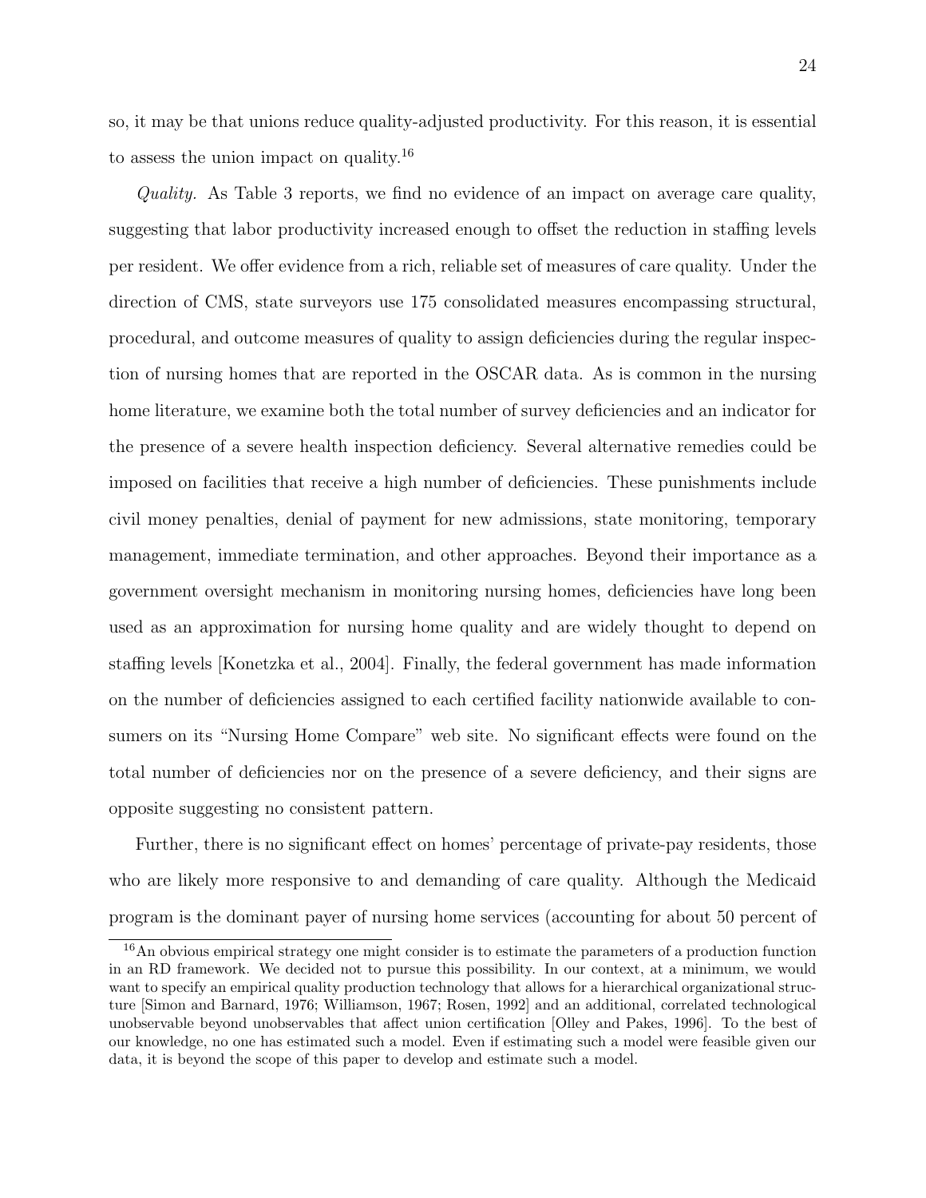so, it may be that unions reduce quality-adjusted productivity. For this reason, it is essential to assess the union impact on quality.[16]

*Quality.* As Table 3 reports, we find no evidence of an impact on average care quality, suggesting that labor productivity increased enough to offset the reduction in staffing levels per resident. We offer evidence from a rich, reliable set of measures of care quality. Under the direction of CMS, state surveyors use 175 consolidated measures encompassing structural, procedural, and outcome measures of quality to assign deficiencies during the regular inspection of nursing homes that are reported in the OSCAR data. As is common in the nursing home literature, we examine both the total number of survey deficiencies and an indicator for the presence of a severe health inspection deficiency. Several alternative remedies could be imposed on facilities that receive a high number of deficiencies. These punishments include civil money penalties, denial of payment for new admissions, state monitoring, temporary management, immediate termination, and other approaches. Beyond their importance as a government oversight mechanism in monitoring nursing homes, deficiencies have long been used as an approximation for nursing home quality and are widely thought to depend on staffing levels [Konetzka et al., 2004]. Finally, the federal government has made information on the number of deficiencies assigned to each certified facility nationwide available to consumers on its "Nursing Home Compare" web site. No significant effects were found on the total number of deficiencies nor on the presence of a severe deficiency, and their signs are opposite suggesting no consistent pattern.

Further, there is no significant effect on homes' percentage of private-pay residents, those who are likely more responsive to and demanding of care quality. Although the Medicaid program is the dominant payer of nursing home services (accounting for about 50 percent of

[16] An obvious empirical strategy one might consider is to estimate the parameters of a production function in an RD framework. We decided not to pursue this possibility. In our context, at a minimum, we would want to specify an empirical quality production technology that allows for a hierarchical organizational structure [Simon and Barnard, 1976; Williamson, 1967; Rosen, 1992] and an additional, correlated technological unobservable beyond unobservables that affect union certification [Olley and Pakes, 1996]. To the best of our knowledge, no one has estimated such a model. Even if estimating such a model were feasible given our data, it is beyond the scope of this paper to develop and estimate such a model.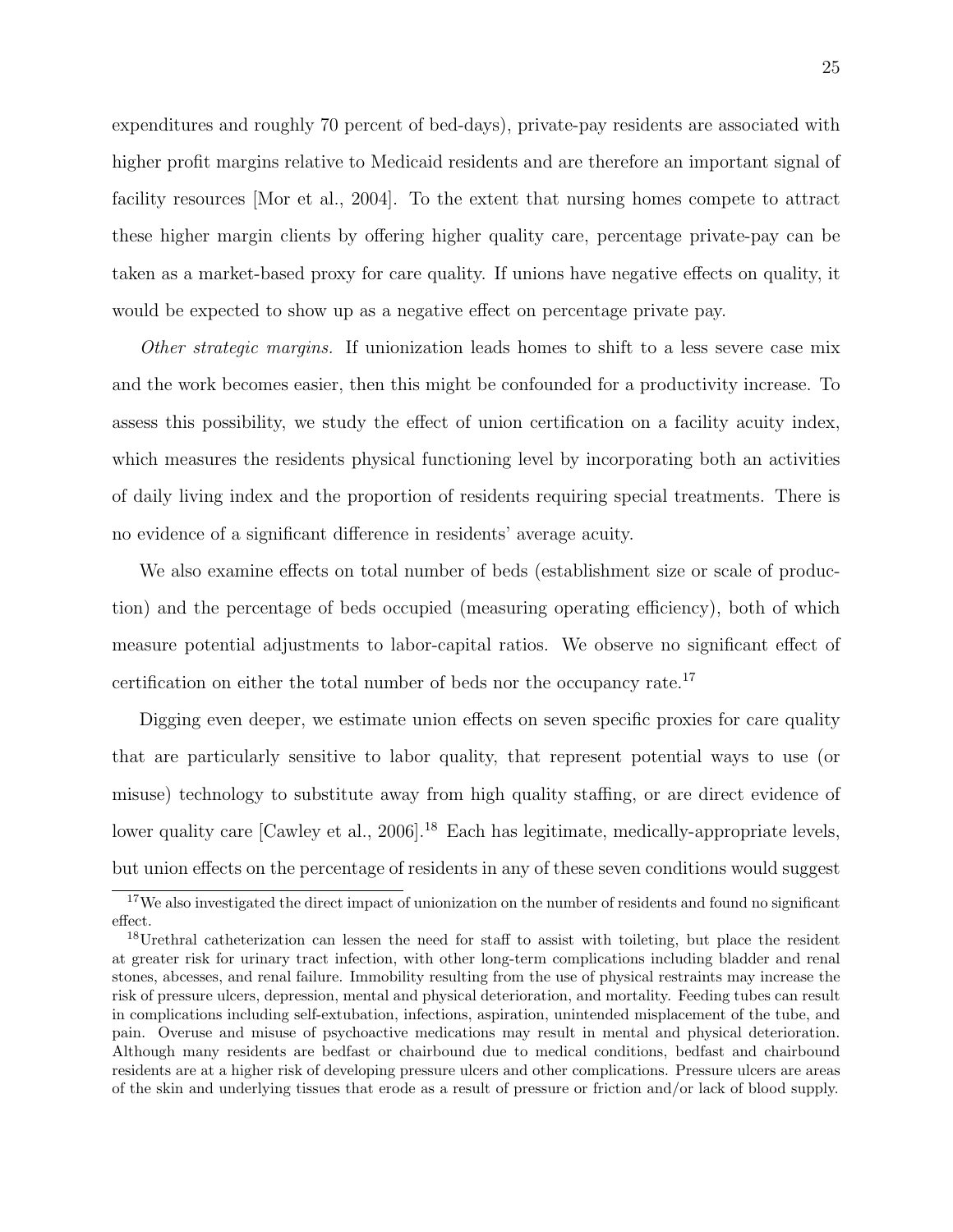expenditures and roughly 70 percent of bed-days), private-pay residents are associated with higher profit margins relative to Medicaid residents and are therefore an important signal of facility resources [Mor et al., 2004]. To the extent that nursing homes compete to attract these higher margin clients by offering higher quality care, percentage private-pay can be taken as a market-based proxy for care quality. If unions have negative effects on quality, it would be expected to show up as a negative effect on percentage private pay.

*Other strategic margins.* If unionization leads homes to shift to a less severe case mix and the work becomes easier, then this might be confounded for a productivity increase. To assess this possibility, we study the effect of union certification on a facility acuity index, which measures the residents physical functioning level by incorporating both an activities of daily living index and the proportion of residents requiring special treatments. There is no evidence of a significant difference in residents' average acuity.

We also examine effects on total number of beds (establishment size or scale of production) and the percentage of beds occupied (measuring operating efficiency), both of which measure potential adjustments to labor-capital ratios. We observe no significant effect of certification on either the total number of beds nor the occupancy rate.[17]

Digging even deeper, we estimate union effects on seven specific proxies for care quality that are particularly sensitive to labor quality, that represent potential ways to use (or misuse) technology to substitute away from high quality staffing, or are direct evidence of lower quality care [Cawley et al., 2006].[18] Each has legitimate, medically-appropriate levels, but union effects on the percentage of residents in any of these seven conditions would suggest

[17] We also investigated the direct impact of unionization on the number of residents and found no significant effect.

[18] Urethral catheterization can lessen the need for staff to assist with toileting, but place the resident at greater risk for urinary tract infection, with other long-term complications including bladder and renal stones, abcesses, and renal failure. Immobility resulting from the use of physical restraints may increase the risk of pressure ulcers, depression, mental and physical deterioration, and mortality. Feeding tubes can result in complications including self-extubation, infections, aspiration, unintended misplacement of the tube, and pain. Overuse and misuse of psychoactive medications may result in mental and physical deterioration. Although many residents are bedfast or chairbound due to medical conditions, bedfast and chairbound residents are at a higher risk of developing pressure ulcers and other complications. Pressure ulcers are areas of the skin and underlying tissues that erode as a result of pressure or friction and/or lack of blood supply.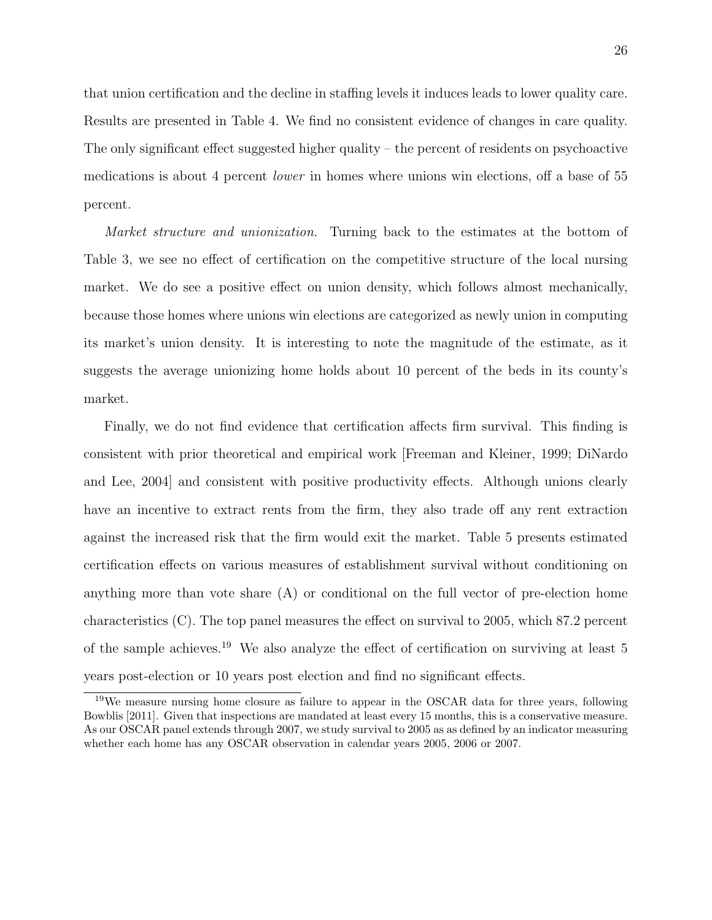that union certification and the decline in staffing levels it induces leads to lower quality care. Results are presented in Table 4. We find no consistent evidence of changes in care quality. The only significant effect suggested higher quality – the percent of residents on psychoactive medications is about 4 percent *lower* in homes where unions win elections, off a base of 55 percent.

*Market structure and unionization.* Turning back to the estimates at the bottom of Table 3, we see no effect of certification on the competitive structure of the local nursing market. We do see a positive effect on union density, which follows almost mechanically, because those homes where unions win elections are categorized as newly union in computing its market's union density. It is interesting to note the magnitude of the estimate, as it suggests the average unionizing home holds about 10 percent of the beds in its county's market.

Finally, we do not find evidence that certification affects firm survival. This finding is consistent with prior theoretical and empirical work [Freeman and Kleiner, 1999; DiNardo and Lee, 2004] and consistent with positive productivity effects. Although unions clearly have an incentive to extract rents from the firm, they also trade off any rent extraction against the increased risk that the firm would exit the market. Table 5 presents estimated certification effects on various measures of establishment survival without conditioning on anything more than vote share (A) or conditional on the full vector of pre-election home characteristics (C). The top panel measures the effect on survival to 2005, which 87.2 percent of the sample achieves.[19] We also analyze the effect of certification on surviving at least 5 years post-election or 10 years post election and find no significant effects.

[19] We measure nursing home closure as failure to appear in the OSCAR data for three years, following Bowblis [2011]. Given that inspections are mandated at least every 15 months, this is a conservative measure. As our OSCAR panel extends through 2007, we study survival to 2005 as as defined by an indicator measuring whether each home has any OSCAR observation in calendar years 2005, 2006 or 2007.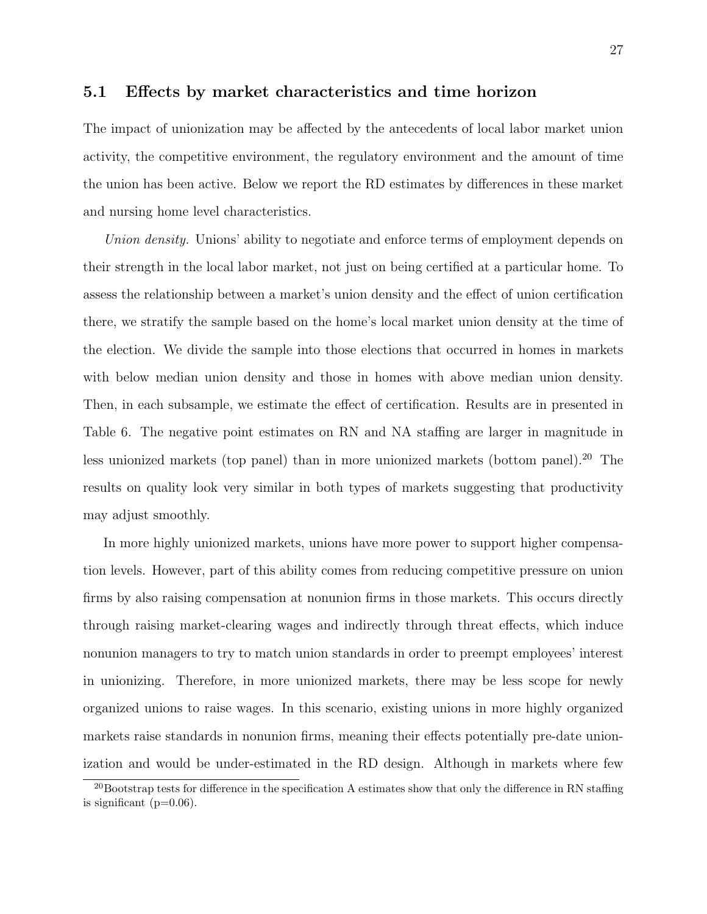### 5.1 Effects by market characteristics and time horizon

The impact of unionization may be affected by the antecedents of local labor market union activity, the competitive environment, the regulatory environment and the amount of time the union has been active. Below we report the RD estimates by differences in these market and nursing home level characteristics.

*Union density.* Unions' ability to negotiate and enforce terms of employment depends on their strength in the local labor market, not just on being certified at a particular home. To assess the relationship between a market's union density and the effect of union certification there, we stratify the sample based on the home's local market union density at the time of the election. We divide the sample into those elections that occurred in homes in markets with below median union density and those in homes with above median union density. Then, in each subsample, we estimate the effect of certification. Results are in presented in Table 6. The negative point estimates on RN and NA staffing are larger in magnitude in less unionized markets (top panel) than in more unionized markets (bottom panel).[20] The results on quality look very similar in both types of markets suggesting that productivity may adjust smoothly.

In more highly unionized markets, unions have more power to support higher compensation levels. However, part of this ability comes from reducing competitive pressure on union firms by also raising compensation at nonunion firms in those markets. This occurs directly through raising market-clearing wages and indirectly through threat effects, which induce nonunion managers to try to match union standards in order to preempt employees' interest in unionizing. Therefore, in more unionized markets, there may be less scope for newly organized unions to raise wages. In this scenario, existing unions in more highly organized markets raise standards in nonunion firms, meaning their effects potentially pre-date unionization and would be under-estimated in the RD design. Although in markets where few

[20] Bootstrap tests for difference in the specification A estimates show that only the difference in RN staffing is significant (p=0.06).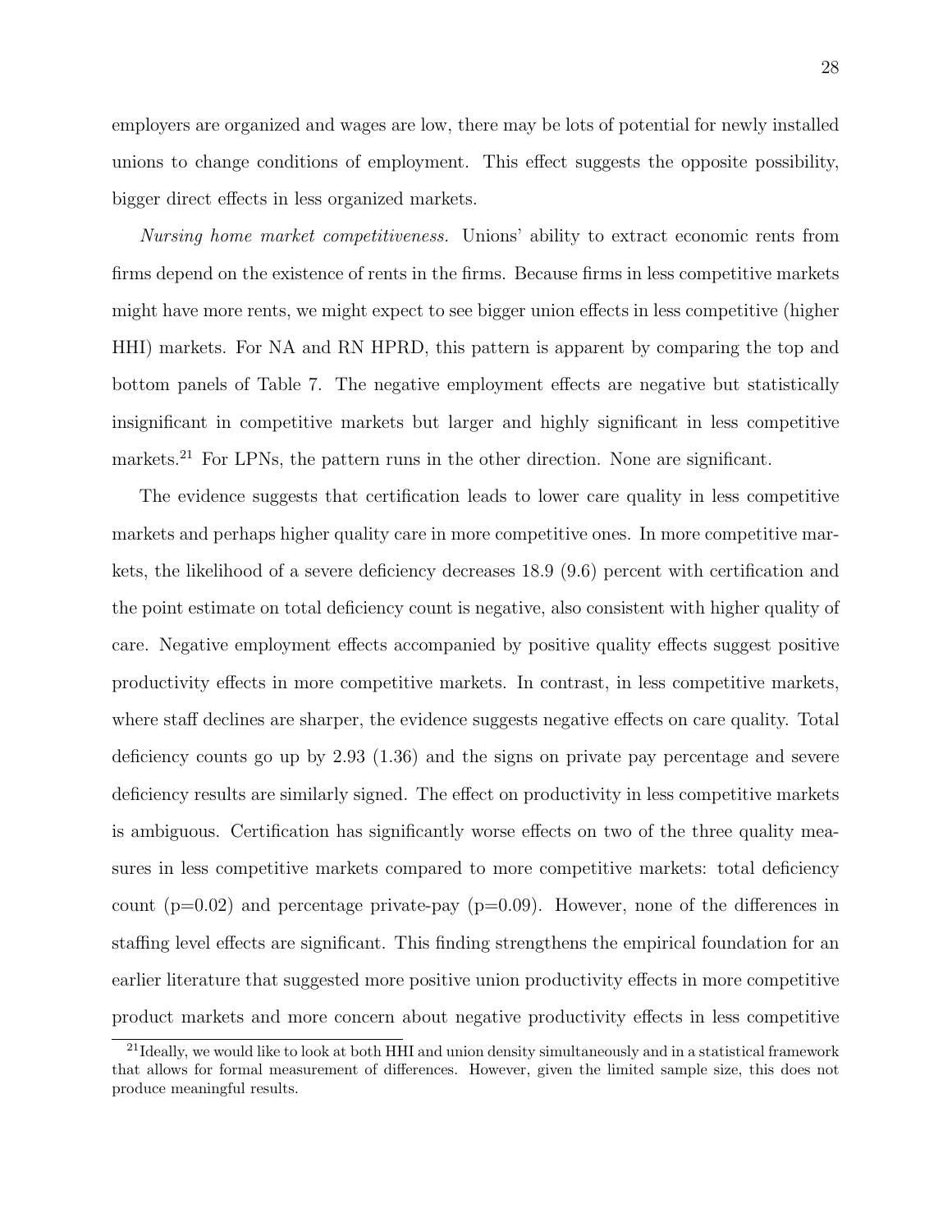employers are organized and wages are low, there may be lots of potential for newly installed unions to change conditions of employment. This effect suggests the opposite possibility, bigger direct effects in less organized markets.

*Nursing home market competitiveness.* Unions' ability to extract economic rents from firms depend on the existence of rents in the firms. Because firms in less competitive markets might have more rents, we might expect to see bigger union effects in less competitive (higher HHI) markets. For NA and RN HPRD, this pattern is apparent by comparing the top and bottom panels of Table 7. The negative employment effects are negative but statistically insignificant in competitive markets but larger and highly significant in less competitive markets.[21] For LPNs, the pattern runs in the other direction. None are significant.

The evidence suggests that certification leads to lower care quality in less competitive markets and perhaps higher quality care in more competitive ones. In more competitive markets, the likelihood of a severe deficiency decreases 18.9 (9.6) percent with certification and the point estimate on total deficiency count is negative, also consistent with higher quality of care. Negative employment effects accompanied by positive quality effects suggest positive productivity effects in more competitive markets. In contrast, in less competitive markets, where staff declines are sharper, the evidence suggests negative effects on care quality. Total deficiency counts go up by 2.93 (1.36) and the signs on private pay percentage and severe deficiency results are similarly signed. The effect on productivity in less competitive markets is ambiguous. Certification has significantly worse effects on two of the three quality measures in less competitive markets compared to more competitive markets: total deficiency count (p=0.02) and percentage private-pay (p=0.09). However, none of the differences in staffing level effects are significant. This finding strengthens the empirical foundation for an earlier literature that suggested more positive union productivity effects in more competitive product markets and more concern about negative productivity effects in less competitive

[21] Ideally, we would like to look at both HHI and union density simultaneously and in a statistical framework that allows for formal measurement of differences. However, given the limited sample size, this does not produce meaningful results.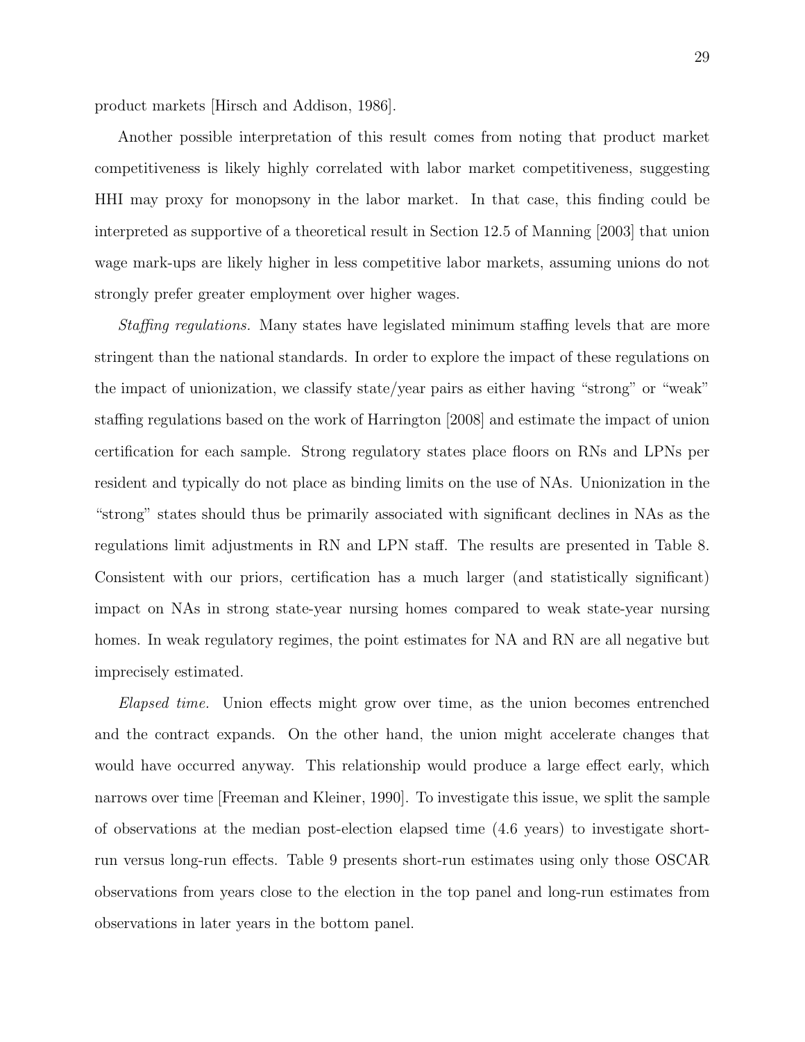product markets [Hirsch and Addison, 1986].

Another possible interpretation of this result comes from noting that product market competitiveness is likely highly correlated with labor market competitiveness, suggesting HHI may proxy for monopsony in the labor market. In that case, this finding could be interpreted as supportive of a theoretical result in Section 12.5 of Manning [2003] that union wage mark-ups are likely higher in less competitive labor markets, assuming unions do not strongly prefer greater employment over higher wages.

*Staffing regulations.* Many states have legislated minimum staffing levels that are more stringent than the national standards. In order to explore the impact of these regulations on the impact of unionization, we classify state/year pairs as either having "strong" or "weak" staffing regulations based on the work of Harrington [2008] and estimate the impact of union certification for each sample. Strong regulatory states place floors on RNs and LPNs per resident and typically do not place as binding limits on the use of NAs. Unionization in the "strong" states should thus be primarily associated with significant declines in NAs as the regulations limit adjustments in RN and LPN staff. The results are presented in Table 8. Consistent with our priors, certification has a much larger (and statistically significant) impact on NAs in strong state-year nursing homes compared to weak state-year nursing homes. In weak regulatory regimes, the point estimates for NA and RN are all negative but imprecisely estimated.

*Elapsed time.* Union effects might grow over time, as the union becomes entrenched and the contract expands. On the other hand, the union might accelerate changes that would have occurred anyway. This relationship would produce a large effect early, which narrows over time [Freeman and Kleiner, 1990]. To investigate this issue, we split the sample of observations at the median post-election elapsed time (4.6 years) to investigate short-run versus long-run effects. Table 9 presents short-run estimates using only those OSCAR observations from years close to the election in the top panel and long-run estimates from observations in later years in the bottom panel.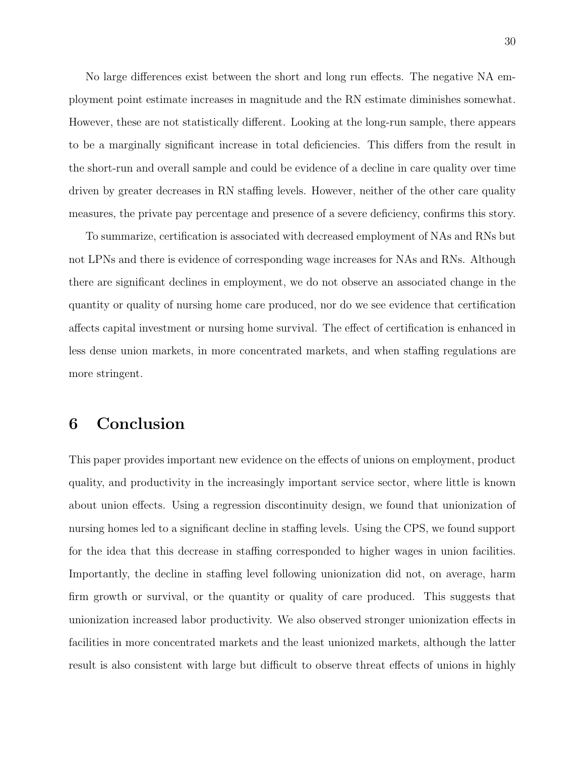No large differences exist between the short and long run effects. The negative NA employment point estimate increases in magnitude and the RN estimate diminishes somewhat. However, these are not statistically different. Looking at the long-run sample, there appears to be a marginally significant increase in total deficiencies. This differs from the result in the short-run and overall sample and could be evidence of a decline in care quality over time driven by greater decreases in RN staffing levels. However, neither of the other care quality measures, the private pay percentage and presence of a severe deficiency, confirms this story.

To summarize, certification is associated with decreased employment of NAs and RNs but not LPNs and there is evidence of corresponding wage increases for NAs and RNs. Although there are significant declines in employment, we do not observe an associated change in the quantity or quality of nursing home care produced, nor do we see evidence that certification affects capital investment or nursing home survival. The effect of certification is enhanced in less dense union markets, in more concentrated markets, and when staffing regulations are more stringent.

## 6 Conclusion

This paper provides important new evidence on the effects of unions on employment, product quality, and productivity in the increasingly important service sector, where little is known about union effects. Using a regression discontinuity design, we found that unionization of nursing homes led to a significant decline in staffing levels. Using the CPS, we found support for the idea that this decrease in staffing corresponded to higher wages in union facilities. Importantly, the decline in staffing level following unionization did not, on average, harm firm growth or survival, or the quantity or quality of care produced. This suggests that unionization increased labor productivity. We also observed stronger unionization effects in facilities in more concentrated markets and the least unionized markets, although the latter result is also consistent with large but difficult to observe threat effects of unions in highly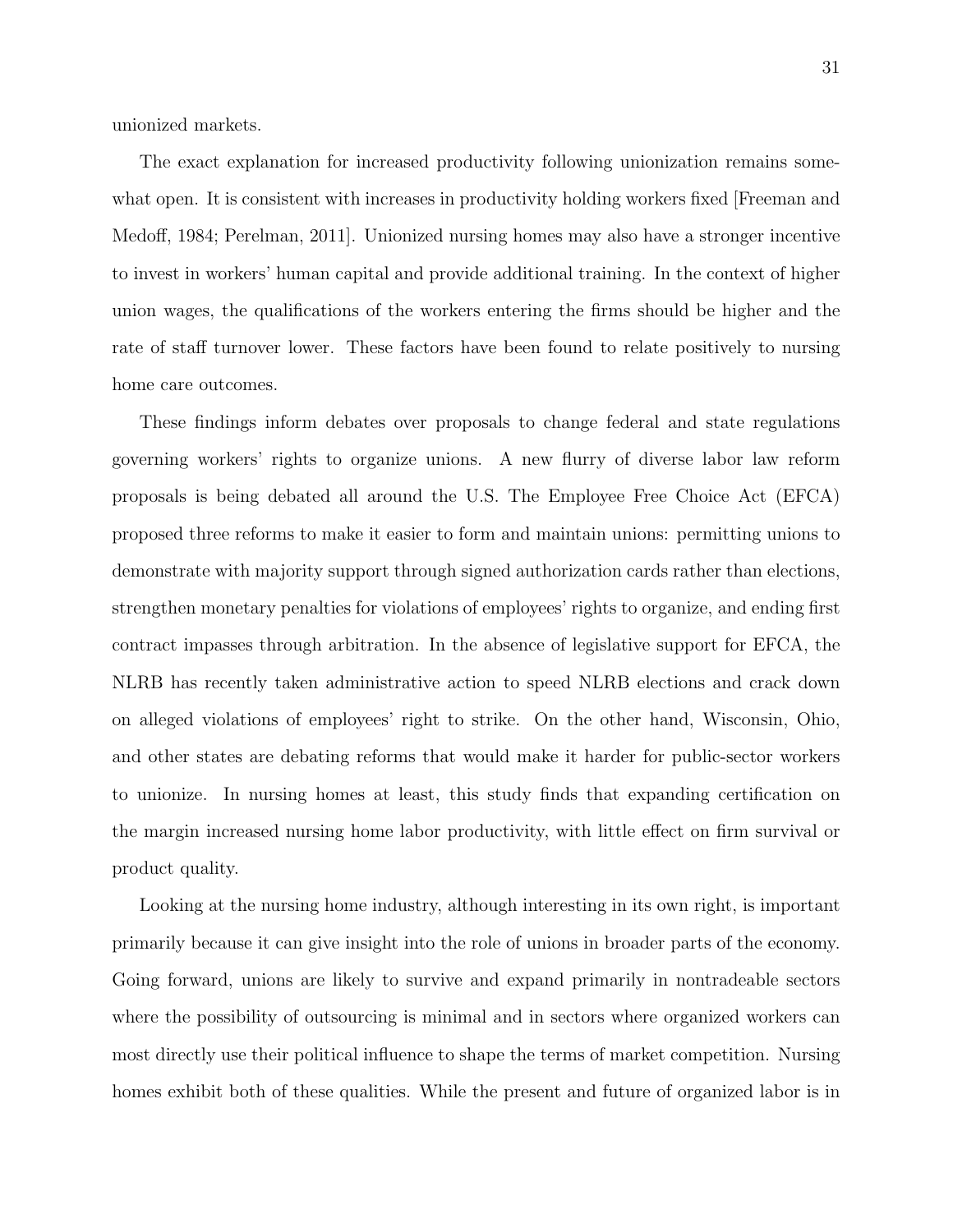unionized markets.

The exact explanation for increased productivity following unionization remains somewhat open. It is consistent with increases in productivity holding workers fixed [Freeman and Medoff, 1984; Perelman, 2011]. Unionized nursing homes may also have a stronger incentive to invest in workers' human capital and provide additional training. In the context of higher union wages, the qualifications of the workers entering the firms should be higher and the rate of staff turnover lower. These factors have been found to relate positively to nursing home care outcomes.

These findings inform debates over proposals to change federal and state regulations governing workers' rights to organize unions. A new flurry of diverse labor law reform proposals is being debated all around the U.S. The Employee Free Choice Act (EFCA) proposed three reforms to make it easier to form and maintain unions: permitting unions to demonstrate with majority support through signed authorization cards rather than elections, strengthen monetary penalties for violations of employees' rights to organize, and ending first contract impasses through arbitration. In the absence of legislative support for EFCA, the NLRB has recently taken administrative action to speed NLRB elections and crack down on alleged violations of employees' right to strike. On the other hand, Wisconsin, Ohio, and other states are debating reforms that would make it harder for public-sector workers to unionize. In nursing homes at least, this study finds that expanding certification on the margin increased nursing home labor productivity, with little effect on firm survival or product quality.

Looking at the nursing home industry, although interesting in its own right, is important primarily because it can give insight into the role of unions in broader parts of the economy. Going forward, unions are likely to survive and expand primarily in nontradeable sectors where the possibility of outsourcing is minimal and in sectors where organized workers can most directly use their political influence to shape the terms of market competition. Nursing homes exhibit both of these qualities. While the present and future of organized labor is in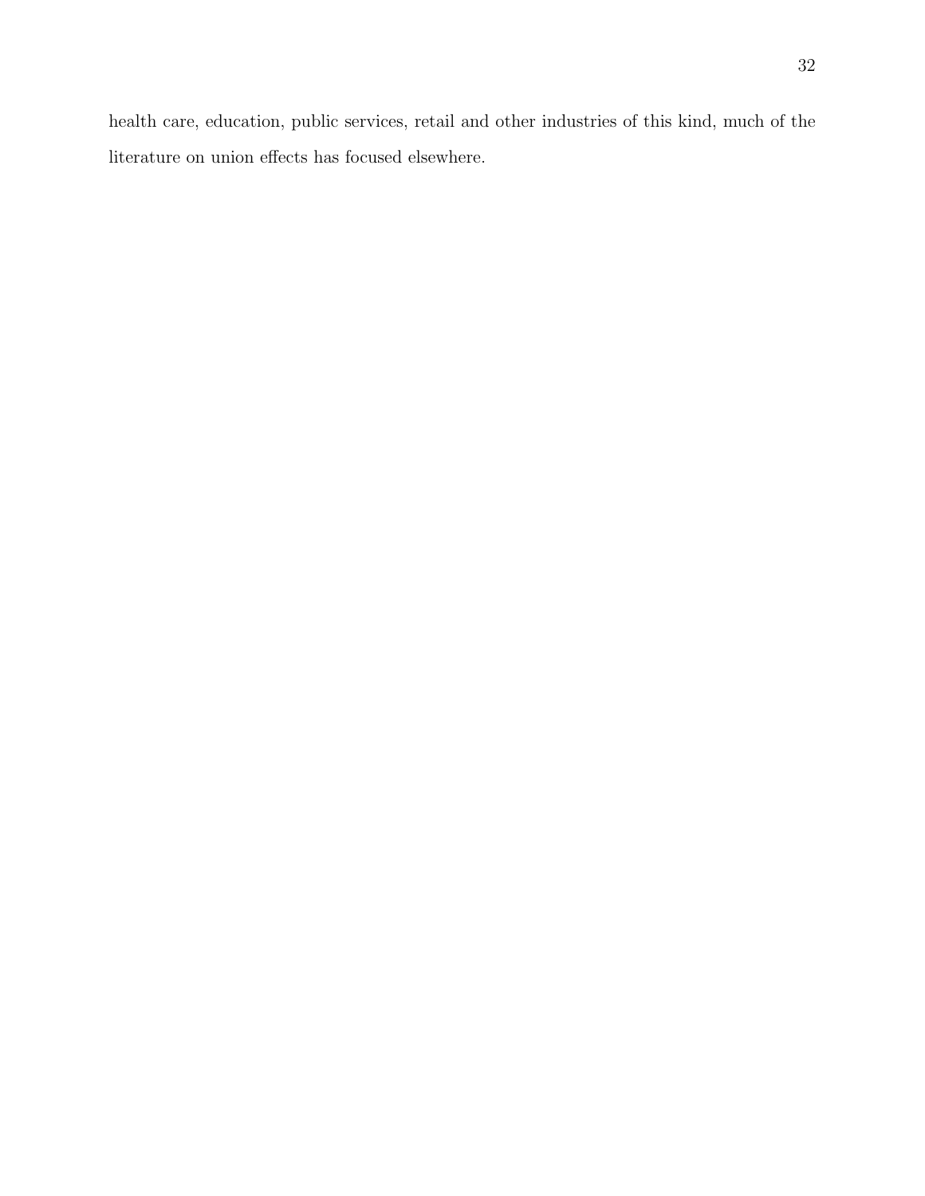health care, education, public services, retail and other industries of this kind, much of the literature on union effects has focused elsewhere.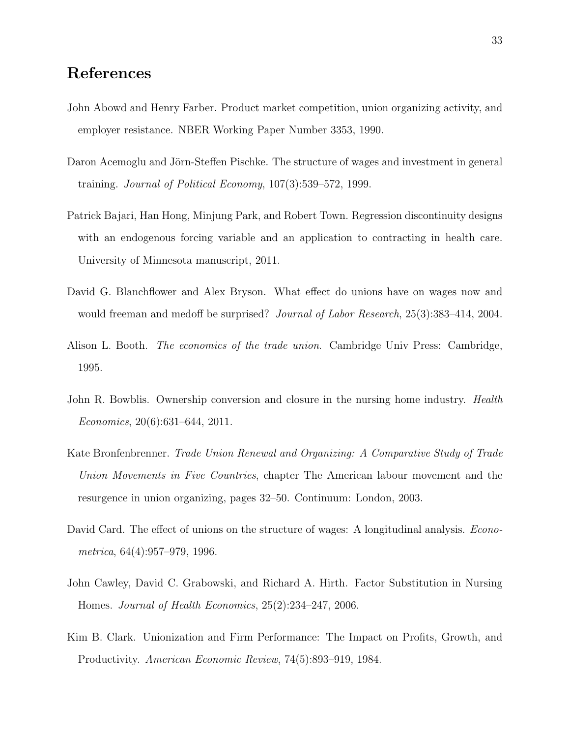# References

John Abowd and Henry Farber. Product market competition, union organizing activity, and employer resistance. NBER Working Paper Number 3353, 1990.

Daron Acemoglu and Jörn-Steffen Pischke. The structure of wages and investment in general training. *Journal of Political Economy*, 107(3):539–572, 1999.

Patrick Bajari, Han Hong, Minjung Park, and Robert Town. Regression discontinuity designs with an endogenous forcing variable and an application to contracting in health care. University of Minnesota manuscript, 2011.

David G. Blanchflower and Alex Bryson. What effect do unions have on wages now and would freeman and medoff be surprised? *Journal of Labor Research*, 25(3):383–414, 2004.

Alison L. Booth. *The economics of the trade union*. Cambridge Univ Press: Cambridge, 1995.

John R. Bowblis. Ownership conversion and closure in the nursing home industry. *Health Economics*, 20(6):631–644, 2011.

Kate Bronfenbrenner. *Trade Union Renewal and Organizing: A Comparative Study of Trade Union Movements in Five Countries*, chapter The American labour movement and the resurgence in union organizing, pages 32–50. Continuum: London, 2003.

David Card. The effect of unions on the structure of wages: A longitudinal analysis. *Econometrica*, 64(4):957–979, 1996.

John Cawley, David C. Grabowski, and Richard A. Hirth. Factor Substitution in Nursing Homes. *Journal of Health Economics*, 25(2):234–247, 2006.

Kim B. Clark. Unionization and Firm Performance: The Impact on Profits, Growth, and Productivity. *American Economic Review*, 74(5):893–919, 1984.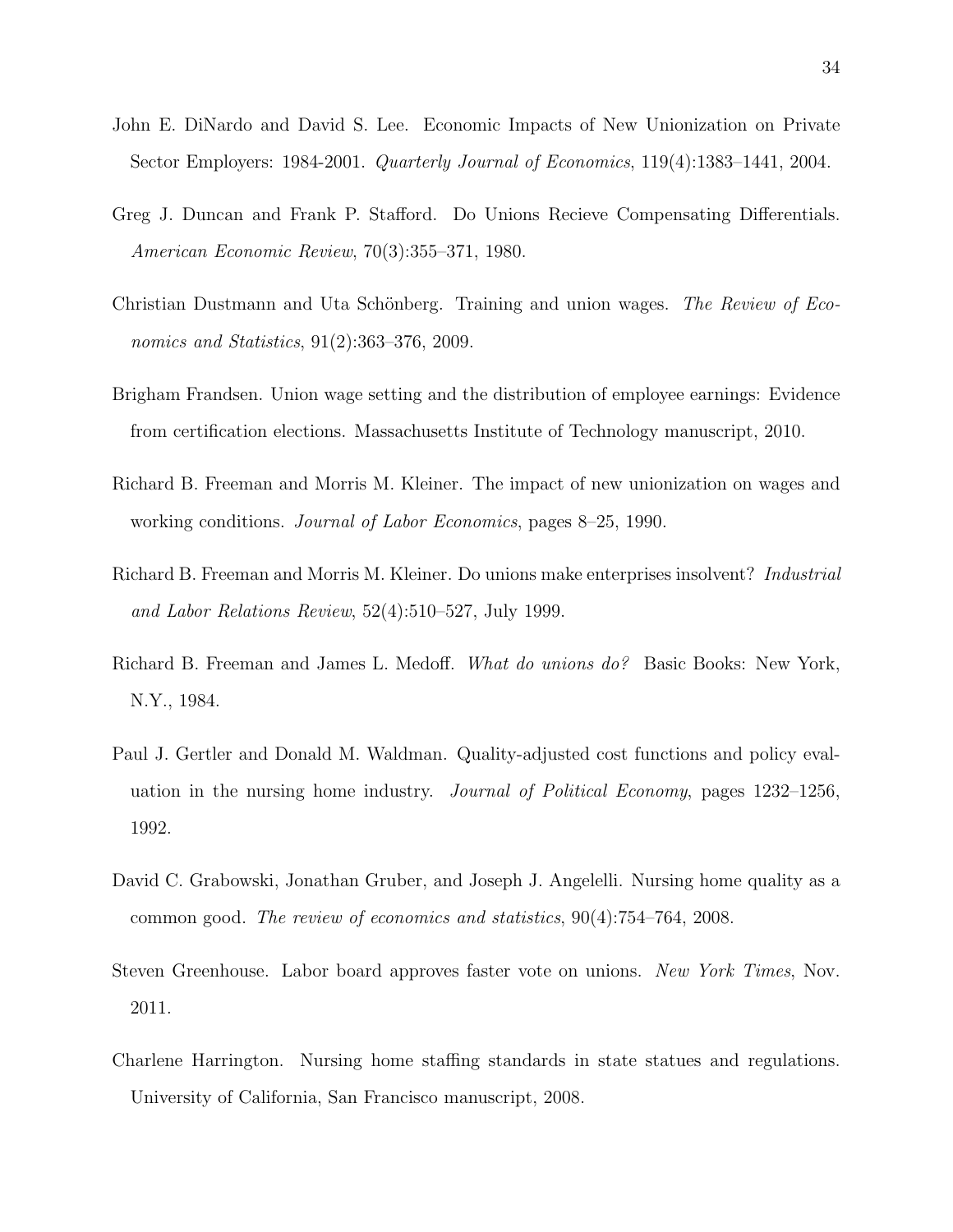John E. DiNardo and David S. Lee. Economic Impacts of New Unionization on Private Sector Employers: 1984-2001. *Quarterly Journal of Economics*, 119(4):1383–1441, 2004.

Greg J. Duncan and Frank P. Stafford. Do Unions Recieve Compensating Differentials. *American Economic Review*, 70(3):355–371, 1980.

Christian Dustmann and Uta Schönberg. Training and union wages. *The Review of Economics and Statistics*, 91(2):363–376, 2009.

Brigham Frandsen. Union wage setting and the distribution of employee earnings: Evidence from certification elections. Massachusetts Institute of Technology manuscript, 2010.

Richard B. Freeman and Morris M. Kleiner. The impact of new unionization on wages and working conditions. *Journal of Labor Economics*, pages 8–25, 1990.

Richard B. Freeman and Morris M. Kleiner. Do unions make enterprises insolvent? *Industrial and Labor Relations Review*, 52(4):510–527, July 1999.

Richard B. Freeman and James L. Medoff. *What do unions do?* Basic Books: New York, N.Y., 1984.

Paul J. Gertler and Donald M. Waldman. Quality-adjusted cost functions and policy evaluation in the nursing home industry. *Journal of Political Economy*, pages 1232–1256, 1992.

David C. Grabowski, Jonathan Gruber, and Joseph J. Angelelli. Nursing home quality as a common good. *The review of economics and statistics*, 90(4):754–764, 2008.

Steven Greenhouse. Labor board approves faster vote on unions. *New York Times*, Nov. 2011.

Charlene Harrington. Nursing home staffing standards in state statues and regulations. University of California, San Francisco manuscript, 2008.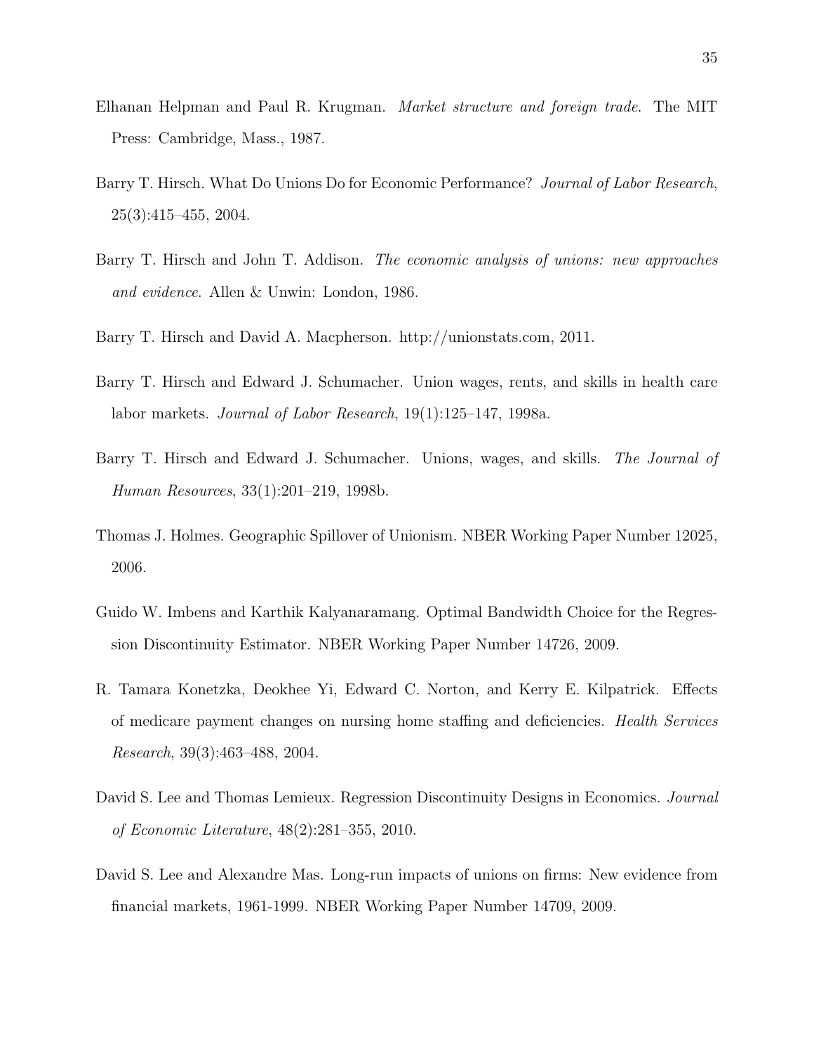Elhanan Helpman and Paul R. Krugman. *Market structure and foreign trade*. The MIT Press: Cambridge, Mass., 1987.

Barry T. Hirsch. What Do Unions Do for Economic Performance? *Journal of Labor Research*, 25(3):415–455, 2004.

Barry T. Hirsch and John T. Addison. *The economic analysis of unions: new approaches and evidence*. Allen & Unwin: London, 1986.

Barry T. Hirsch and David A. Macpherson. http://unionstats.com, 2011.

Barry T. Hirsch and Edward J. Schumacher. Union wages, rents, and skills in health care labor markets. *Journal of Labor Research*, 19(1):125–147, 1998a.

Barry T. Hirsch and Edward J. Schumacher. Unions, wages, and skills. *The Journal of Human Resources*, 33(1):201–219, 1998b.

Thomas J. Holmes. Geographic Spillover of Unionism. NBER Working Paper Number 12025, 2006.

Guido W. Imbens and Karthik Kalyanaramang. Optimal Bandwidth Choice for the Regression Discontinuity Estimator. NBER Working Paper Number 14726, 2009.

R. Tamara Konetzka, Deokhee Yi, Edward C. Norton, and Kerry E. Kilpatrick. Effects of medicare payment changes on nursing home staffing and deficiencies. *Health Services Research*, 39(3):463–488, 2004.

David S. Lee and Thomas Lemieux. Regression Discontinuity Designs in Economics. *Journal of Economic Literature*, 48(2):281–355, 2010.

David S. Lee and Alexandre Mas. Long-run impacts of unions on firms: New evidence from financial markets, 1961-1999. NBER Working Paper Number 14709, 2009.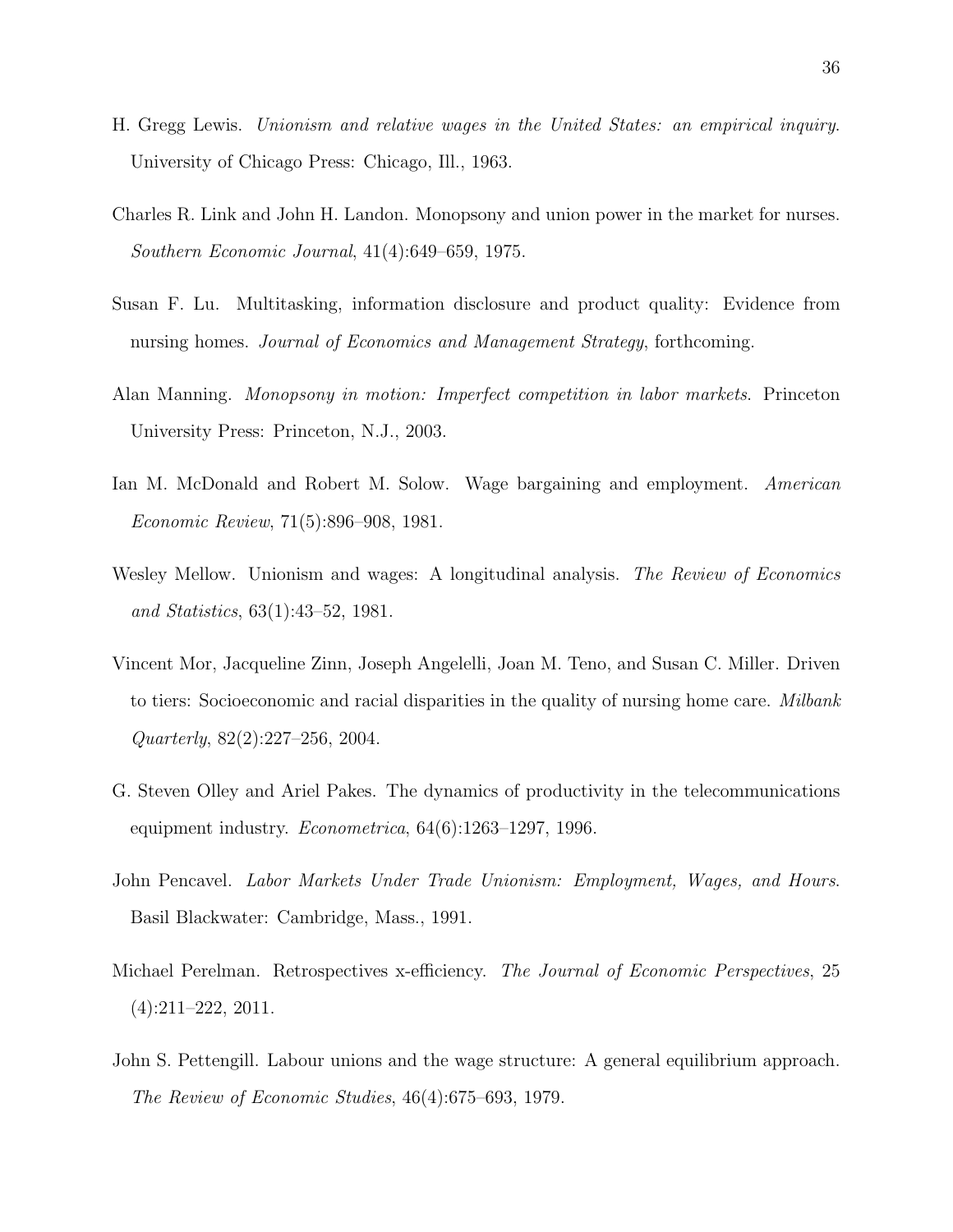H. Gregg Lewis. *Unionism and relative wages in the United States: an empirical inquiry*. University of Chicago Press: Chicago, Ill., 1963.

Charles R. Link and John H. Landon. Monopsony and union power in the market for nurses. *Southern Economic Journal*, 41(4):649–659, 1975.

Susan F. Lu. Multitasking, information disclosure and product quality: Evidence from nursing homes. *Journal of Economics and Management Strategy*, forthcoming.

Alan Manning. *Monopsony in motion: Imperfect competition in labor markets*. Princeton University Press: Princeton, N.J., 2003.

Ian M. McDonald and Robert M. Solow. Wage bargaining and employment. *American Economic Review*, 71(5):896–908, 1981.

Wesley Mellow. Unionism and wages: A longitudinal analysis. *The Review of Economics and Statistics*, 63(1):43–52, 1981.

Vincent Mor, Jacqueline Zinn, Joseph Angelelli, Joan M. Teno, and Susan C. Miller. Driven to tiers: Socioeconomic and racial disparities in the quality of nursing home care. *Milbank Quarterly*, 82(2):227–256, 2004.

G. Steven Olley and Ariel Pakes. The dynamics of productivity in the telecommunications equipment industry. *Econometrica*, 64(6):1263–1297, 1996.

John Pencavel. *Labor Markets Under Trade Unionism: Employment, Wages, and Hours*. Basil Blackwater: Cambridge, Mass., 1991.

Michael Perelman. Retrospectives x-efficiency. *The Journal of Economic Perspectives*, 25 (4):211–222, 2011.

John S. Pettengill. Labour unions and the wage structure: A general equilibrium approach. *The Review of Economic Studies*, 46(4):675–693, 1979.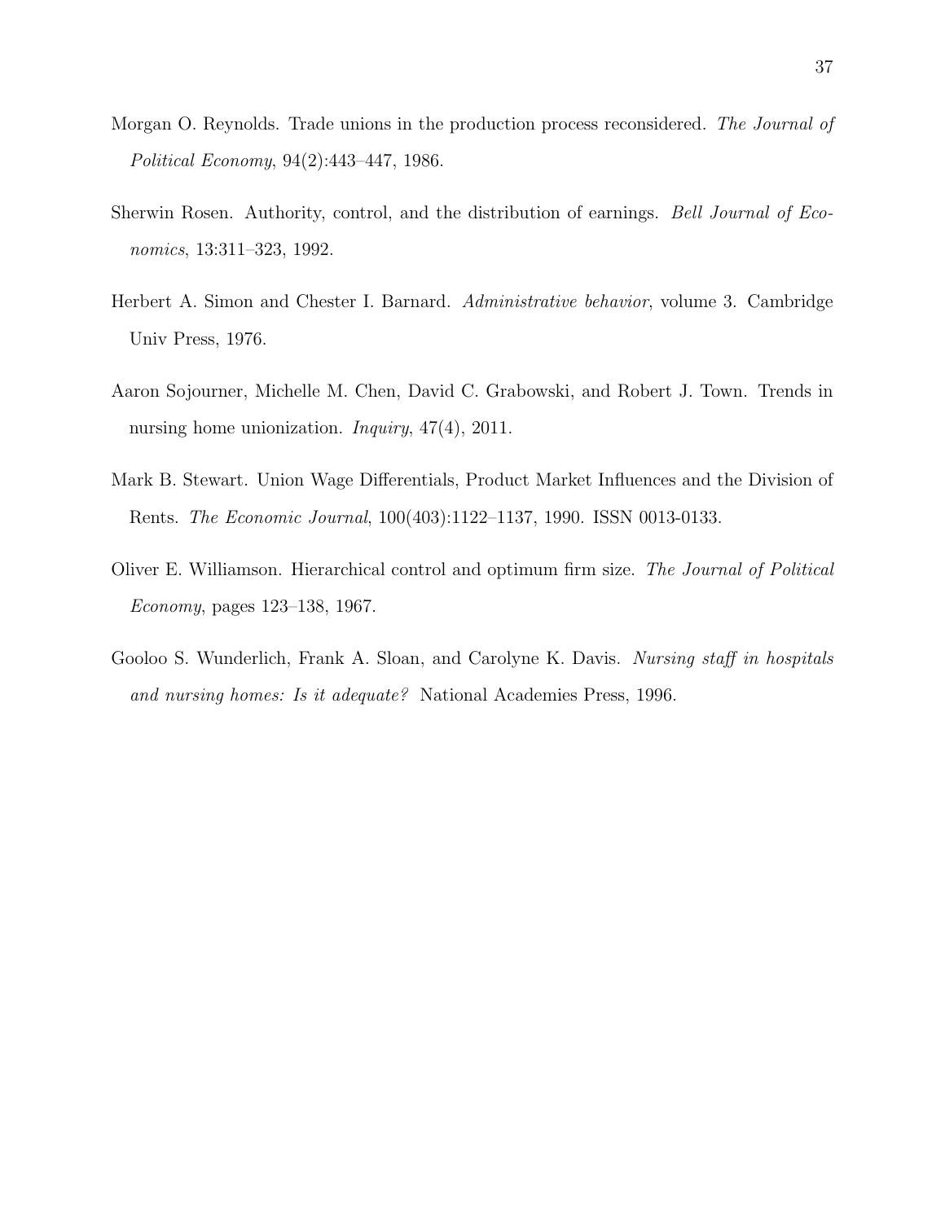Morgan O. Reynolds. Trade unions in the production process reconsidered. *The Journal of Political Economy*, 94(2):443–447, 1986.

Sherwin Rosen. Authority, control, and the distribution of earnings. *Bell Journal of Economics*, 13:311–323, 1992.

Herbert A. Simon and Chester I. Barnard. *Administrative behavior*, volume 3. Cambridge Univ Press, 1976.

Aaron Sojourner, Michelle M. Chen, David C. Grabowski, and Robert J. Town. Trends in nursing home unionization. *Inquiry*, 47(4), 2011.

Mark B. Stewart. Union Wage Differentials, Product Market Influences and the Division of Rents. *The Economic Journal*, 100(403):1122–1137, 1990. ISSN 0013-0133.

Oliver E. Williamson. Hierarchical control and optimum firm size. *The Journal of Political Economy*, pages 123–138, 1967.

Gooloo S. Wunderlich, Frank A. Sloan, and Carolyne K. Davis. *Nursing staff in hospitals and nursing homes: Is it adequate?* National Academies Press, 1996.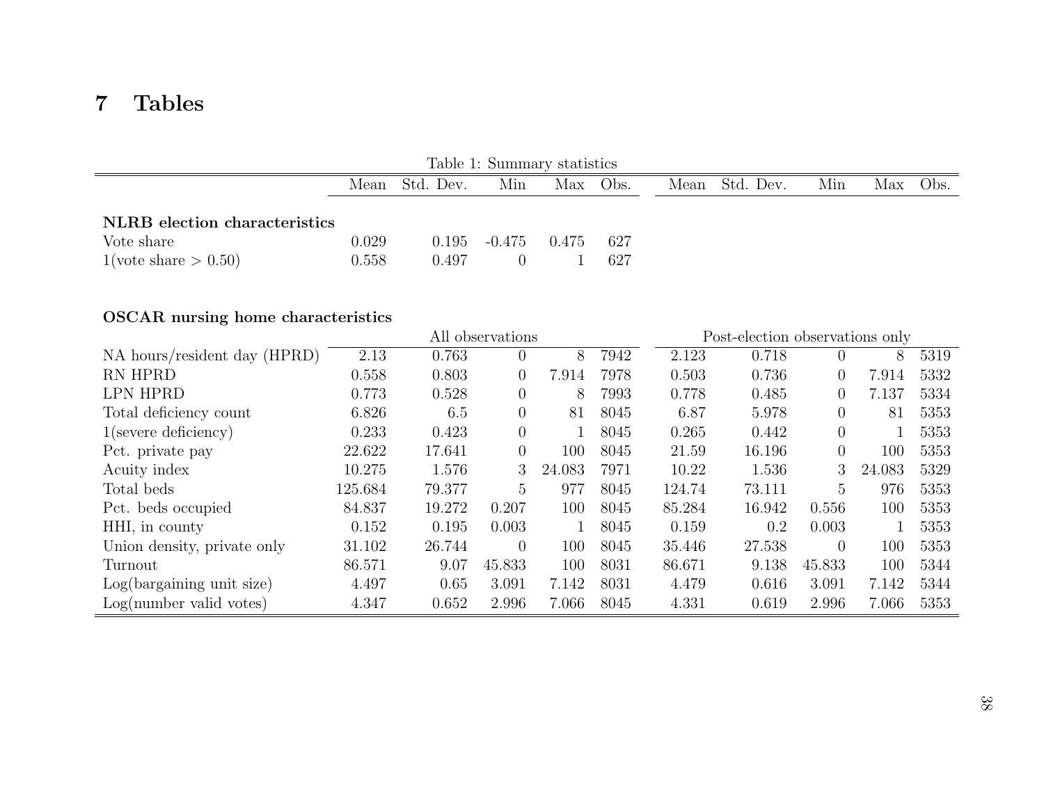# 7 Tables

Table 1: Summary statistics

| | Mean | Std. Dev. | Min | Max | Obs. | Mean | Std. Dev. | Min | Max | Obs. |
|---|---|---|---|---|---|---|---|---|---|---|
| **NLRB election characteristics** | | | | | | | | | | |
| Vote share | 0.029 | 0.195 | -0.475 | 0.475 | 627 | | | | | |
| 1(vote share > 0.50) | 0.558 | 0.497 | 0 | 1 | 627 | | | | | |
| **OSCAR nursing home characteristics** | | | | | | | | | | |
| | All observations | | | | | Post-election observations only | | | | |
| NA hours/resident day (HPRD) | 2.13 | 0.763 | 0 | 8 | 7942 | 2.123 | 0.718 | 0 | 8 | 5319 |
| RN HPRD | 0.558 | 0.803 | 0 | 7.914 | 7978 | 0.503 | 0.736 | 0 | 7.914 | 5332 |
| LPN HPRD | 0.773 | 0.528 | 0 | 8 | 7993 | 0.778 | 0.485 | 0 | 7.137 | 5334 |
| Total deficiency count | 6.826 | 6.5 | 0 | 81 | 8045 | 6.87 | 5.978 | 0 | 81 | 5353 |
| 1(severe deficiency) | 0.233 | 0.423 | 0 | 1 | 8045 | 0.265 | 0.442 | 0 | 1 | 5353 |
| Pct. private pay | 22.622 | 17.641 | 0 | 100 | 8045 | 21.59 | 16.196 | 0 | 100 | 5353 |
| Acuity index | 10.275 | 1.576 | 3 | 24.083 | 7971 | 10.22 | 1.536 | 3 | 24.083 | 5329 |
| Total beds | 125.684 | 79.377 | 5 | 977 | 8045 | 124.74 | 73.111 | 5 | 976 | 5353 |
| Pct. beds occupied | 84.837 | 19.272 | 0.207 | 100 | 8045 | 85.284 | 16.942 | 0.556 | 100 | 5353 |
| HHI, in county | 0.152 | 0.195 | 0.003 | 1 | 8045 | 0.159 | 0.2 | 0.003 | 1 | 5353 |
| Union density, private only | 31.102 | 26.744 | 0 | 100 | 8045 | 35.446 | 27.538 | 0 | 100 | 5353 |
| Turnout | 86.571 | 9.07 | 45.833 | 100 | 8031 | 86.671 | 9.138 | 45.833 | 100 | 5344 |
| Log(bargaining unit size) | 4.497 | 0.65 | 3.091 | 7.142 | 8031 | 4.479 | 0.616 | 3.091 | 7.142 | 5344 |
| Log(number valid votes) | 4.347 | 0.652 | 2.996 | 7.066 | 8045 | 4.331 | 0.619 | 2.996 | 7.066 | 5353 |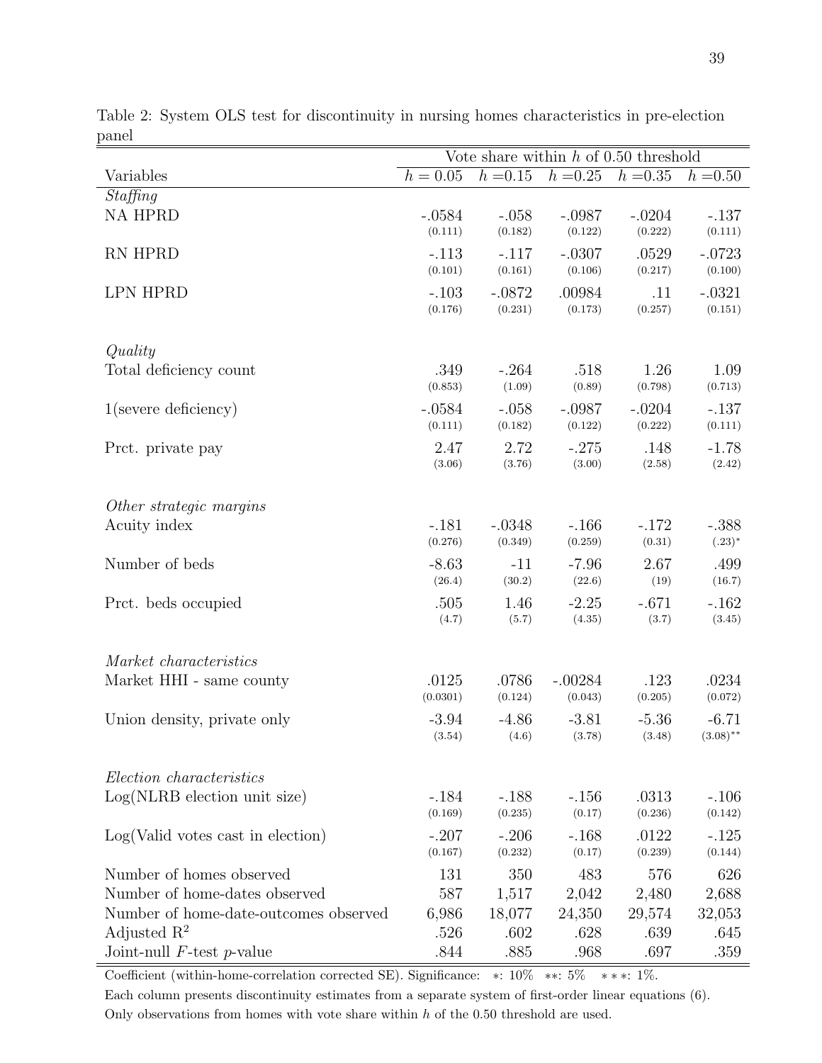Table 2: System OLS test for discontinuity in nursing homes characteristics in pre-election panel

| | Vote share within $h$ of 0.50 threshold | | | | |
|---|---|---|---|---|---|
| Variables | $h = 0.05$ | $h = 0.15$ | $h = 0.25$ | $h = 0.35$ | $h = 0.50$ |
| *Staffing* | | | | | |
| NA HPRD | -.0584 | -.058 | -.0987 | -.0204 | -.137 |
| | (0.111) | (0.182) | (0.122) | (0.222) | (0.111) |
| RN HPRD | -.113 | -.117 | -.0307 | .0529 | -.0723 |
| | (0.101) | (0.161) | (0.106) | (0.217) | (0.100) |
| LPN HPRD | -.103 | -.0872 | .00984 | .11 | -.0321 |
| | (0.176) | (0.231) | (0.173) | (0.257) | (0.151) |
| *Quality* | | | | | |
| Total deficiency count | .349 | -.264 | .518 | 1.26 | 1.09 |
| | (0.853) | (1.09) | (0.89) | (0.798) | (0.713) |
| 1(severe deficiency) | -.0584 | -.058 | -.0987 | -.0204 | -.137 |
| | (0.111) | (0.182) | (0.122) | (0.222) | (0.111) |
| Prct. private pay | 2.47 | 2.72 | -.275 | .148 | -1.78 |
| | (3.06) | (3.76) | (3.00) | (2.58) | (2.42) |
| *Other strategic margins* | | | | | |
| Acuity index | -.181 | -.0348 | -.166 | -.172 | -.388 |
| | (0.276) | (0.349) | (0.259) | (0.31) | (.23)* |
| Number of beds | -8.63 | -11 | -7.96 | 2.67 | .499 |
| | (26.4) | (30.2) | (22.6) | (19) | (16.7) |
| Prct. beds occupied | .505 | 1.46 | -2.25 | -.671 | -.162 |
| | (4.7) | (5.7) | (4.35) | (3.7) | (3.45) |
| *Market characteristics* | | | | | |
| Market HHI - same county | .0125 | .0786 | -.00284 | .123 | .0234 |
| | (0.0301) | (0.124) | (0.043) | (0.205) | (0.072) |
| Union density, private only | -3.94 | -4.86 | -3.81 | -5.36 | -6.71 |
| | (3.54) | (4.6) | (3.78) | (3.48) | (3.08)** |
| *Election characteristics* | | | | | |
| Log(NLRB election unit size) | -.184 | -.188 | -.156 | .0313 | -.106 |
| | (0.169) | (0.235) | (0.17) | (0.236) | (0.142) |
| Log(Valid votes cast in election) | -.207 | -.206 | -.168 | .0122 | -.125 |
| | (0.167) | (0.232) | (0.17) | (0.239) | (0.144) |
| Number of homes observed | 131 | 350 | 483 | 576 | 626 |
| Number of home-dates observed | 587 | 1,517 | 2,042 | 2,480 | 2,688 |
| Number of home-date-outcomes observed | 6,986 | 18,077 | 24,350 | 29,574 | 32,053 |
| Adjusted $R^2$ | .526 | .602 | .628 | .639 | .645 |
| Joint-null $F$-test $p$-value | .844 | .885 | .968 | .697 | .359 |

Coefficient (within-home-correlation corrected SE). Significance: *: 10% **: 5% ***: 1%.

Each column presents discontinuity estimates from a separate system of first-order linear equations (6).

Only observations from homes with vote share within $h$ of the 0.50 threshold are used.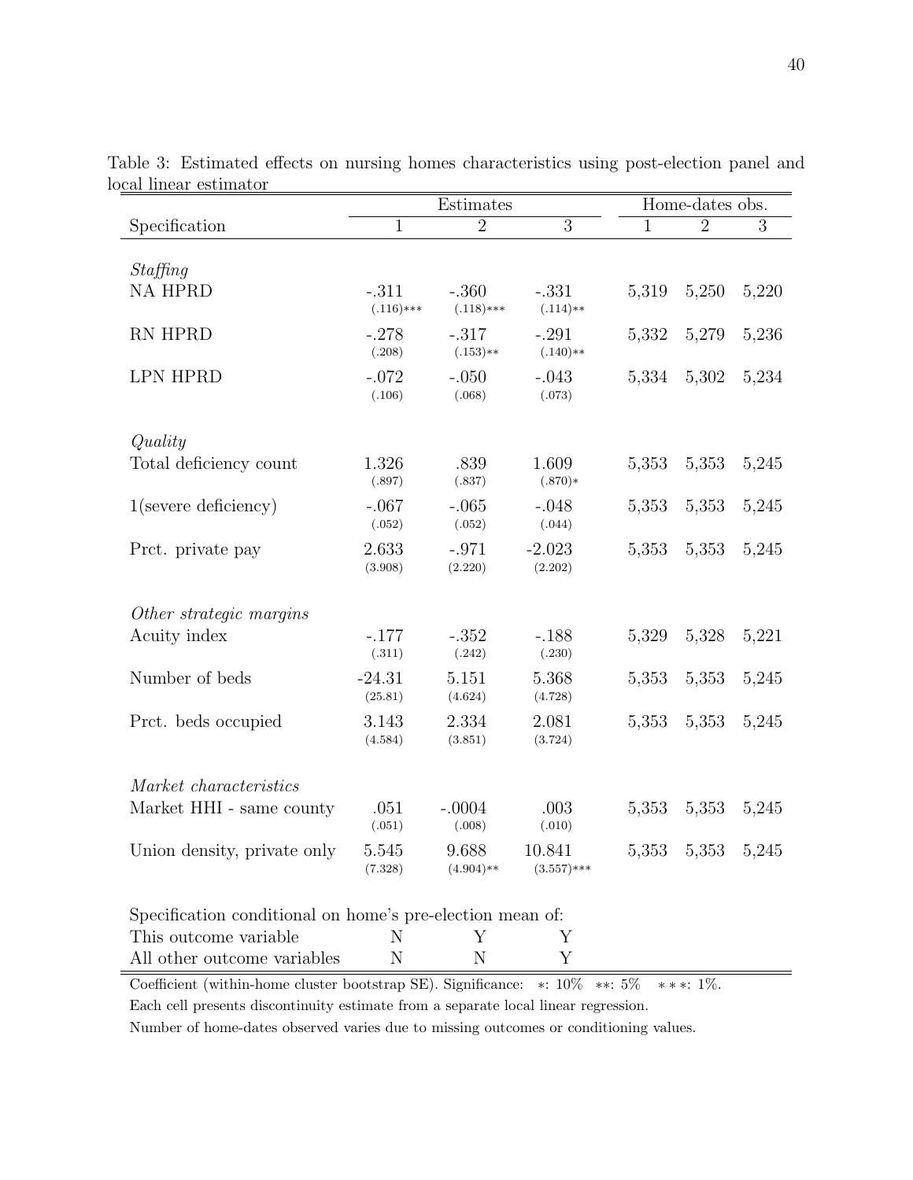Table 3: Estimated effects on nursing homes characteristics using post-election panel and local linear estimator

| | Estimates | | | Home-dates obs. | | |
|---|---|---|---|---|---|---|
| Specification | 1 | 2 | 3 | 1 | 2 | 3 |
| *Staffing* | | | | | | |
| NA HPRD | -.311 (.116)*** | -.360 (.118)*** | -.331 (.114)** | 5,319 | 5,250 | 5,220 |
| RN HPRD | -.278 (.208) | -.317 (.153)** | -.291 (.140)** | 5,332 | 5,279 | 5,236 |
| LPN HPRD | -.072 (.106) | -.050 (.068) | -.043 (.073) | 5,334 | 5,302 | 5,234 |
| *Quality* | | | | | | |
| Total deficiency count | 1.326 (.897) | .839 (.837) | 1.609 (.870)* | 5,353 | 5,353 | 5,245 |
| 1(severe deficiency) | -.067 (.052) | -.065 (.052) | -.048 (.044) | 5,353 | 5,353 | 5,245 |
| Prct. private pay | 2.633 (3.908) | -.971 (2.220) | -2.023 (2.202) | 5,353 | 5,353 | 5,245 |
| *Other strategic margins* | | | | | | |
| Acuity index | -.177 (.311) | -.352 (.242) | -.188 (.230) | 5,329 | 5,328 | 5,221 |
| Number of beds | -24.31 (25.81) | 5.151 (4.624) | 5.368 (4.728) | 5,353 | 5,353 | 5,245 |
| Prct. beds occupied | 3.143 (4.584) | 2.334 (3.851) | 2.081 (3.724) | 5,353 | 5,353 | 5,245 |
| *Market characteristics* | | | | | | |
| Market HHI - same county | .051 (.051) | -.0004 (.008) | .003 (.010) | 5,353 | 5,353 | 5,245 |
| Union density, private only | 5.545 (7.328) | 9.688 (4.904)** | 10.841 (3.557)*** | 5,353 | 5,353 | 5,245 |
| Specification conditional on home's pre-election mean of: | | | | | | |
| This outcome variable | N | Y | Y | | | |
| All other outcome variables | N | N | Y | | | |

Coefficient (within-home cluster bootstrap SE). Significance: *: 10% **: 5% ***: 1%.

Each cell presents discontinuity estimate from a separate local linear regression.

Number of home-dates observed varies due to missing outcomes or conditioning values.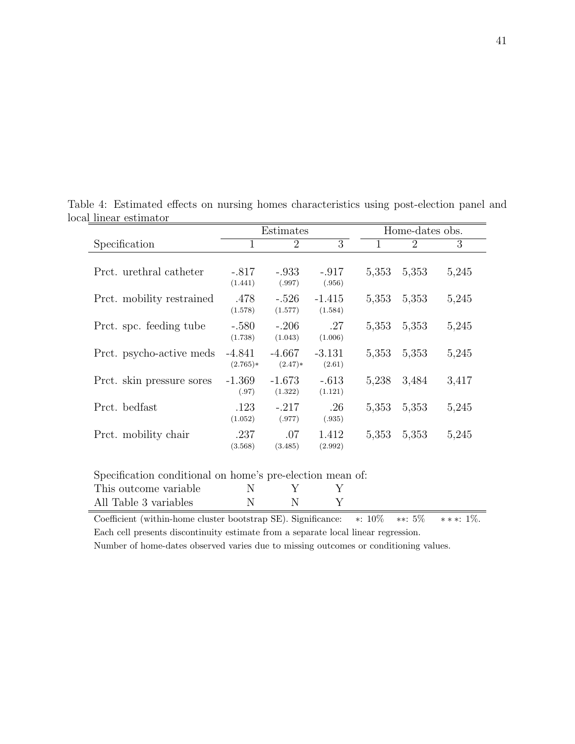Table 4: Estimated effects on nursing homes characteristics using post-election panel and local linear estimator

| | Estimates | | | Home-dates obs. | | |
|---|---|---|---|---|---|---|
| Specification | 1 | 2 | 3 | 1 | 2 | 3 |
| Prct. urethral catheter | -.817 (1.441) | -.933 (.997) | -.917 (.956) | 5,353 | 5,353 | 5,245 |
| Prct. mobility restrained | .478 (1.578) | -.526 (1.577) | -1.415 (1.584) | 5,353 | 5,353 | 5,245 |
| Prct. spc. feeding tube | -.580 (1.738) | -.206 (1.043) | .27 (1.006) | 5,353 | 5,353 | 5,245 |
| Prct. psycho-active meds | -4.841 (2.765)* | -4.667 (2.47)* | -3.131 (2.61) | 5,353 | 5,353 | 5,245 |
| Prct. skin pressure sores | -1.369 (.97) | -1.673 (1.322) | -.613 (1.121) | 5,238 | 3,484 | 3,417 |
| Prct. bedfast | .123 (1.052) | -.217 (.977) | .26 (.935) | 5,353 | 5,353 | 5,245 |
| Prct. mobility chair | .237 (3.568) | .07 (3.485) | 1.412 (2.992) | 5,353 | 5,353 | 5,245 |
| Specification conditional on home's pre-election mean of: | | | | | | |
| This outcome variable | N | Y | Y | | | |
| All Table 3 variables | N | N | Y | | | |

Coefficient (within-home cluster bootstrap SE). Significance: *: 10% **: 5% ***: 1%.

Each cell presents discontinuity estimate from a separate local linear regression.

Number of home-dates observed varies due to missing outcomes or conditioning values.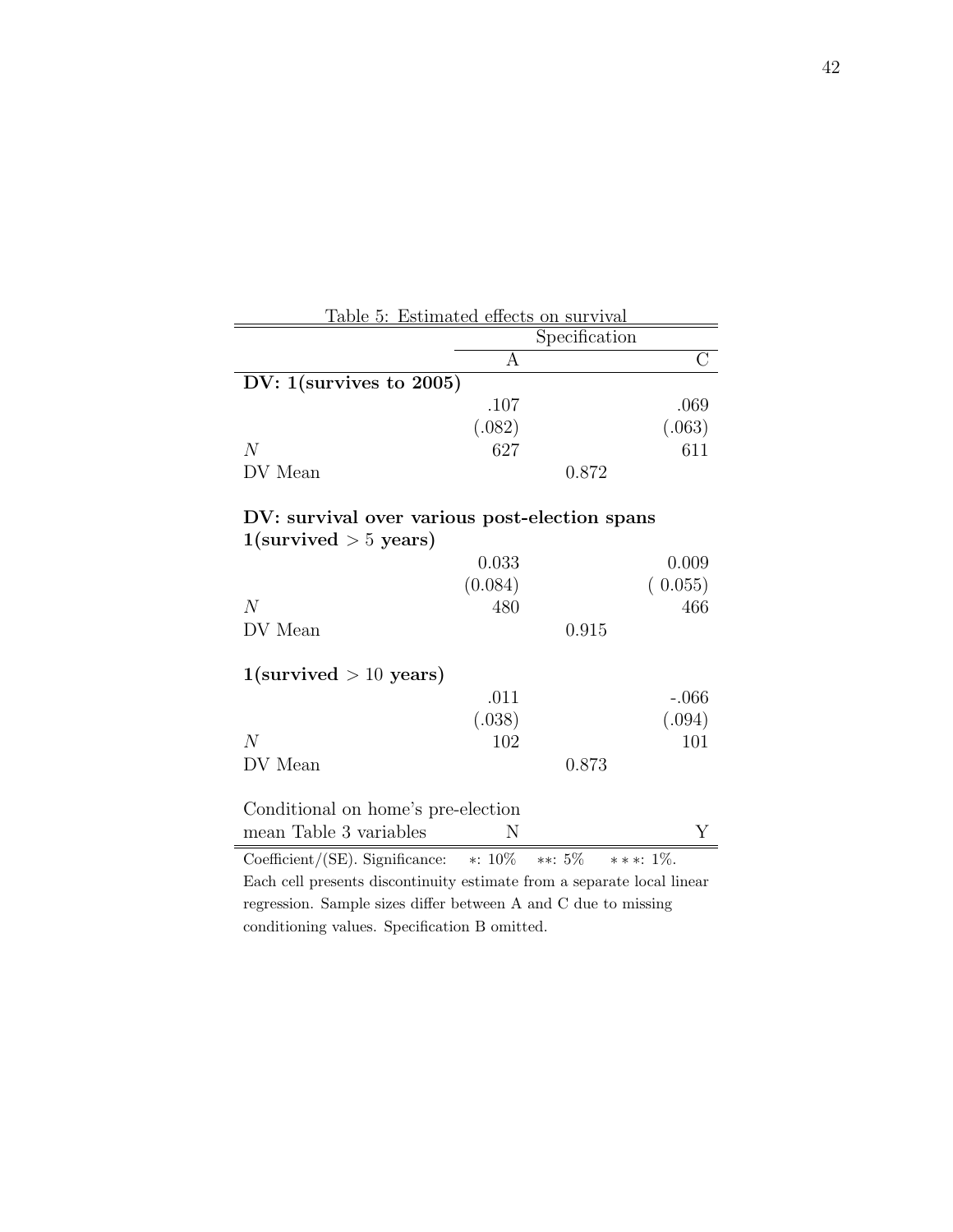Table 5: Estimated effects on survival

| | Specification | |
|---|---|---|
| | A | C |
| **DV: 1(survives to 2005)** | | |
| | .107 | .069 |
| | (.082) | (.063) |
| $N$ | 627 | 611 |
| DV Mean | 0.872 | |
| **DV: survival over various post-election spans** | | |
| **1(survived $> 5$ years)** | | |
| | 0.033 | 0.009 |
| | (0.084) | ( 0.055) |
| $N$ | 480 | 466 |
| DV Mean | 0.915 | |
| **1(survived $> 10$ years)** | | |
| | .011 | -.066 |
| | (.038) | (.094) |
| $N$ | 102 | 101 |
| DV Mean | 0.873 | |
| Conditional on home's pre-election mean Table 3 variables | N | Y |

Coefficient/(SE). Significance: $*$: 10% $**$: 5% $***$: 1%.
Each cell presents discontinuity estimate from a separate local linear regression. Sample sizes differ between A and C due to missing conditioning values. Specification B omitted.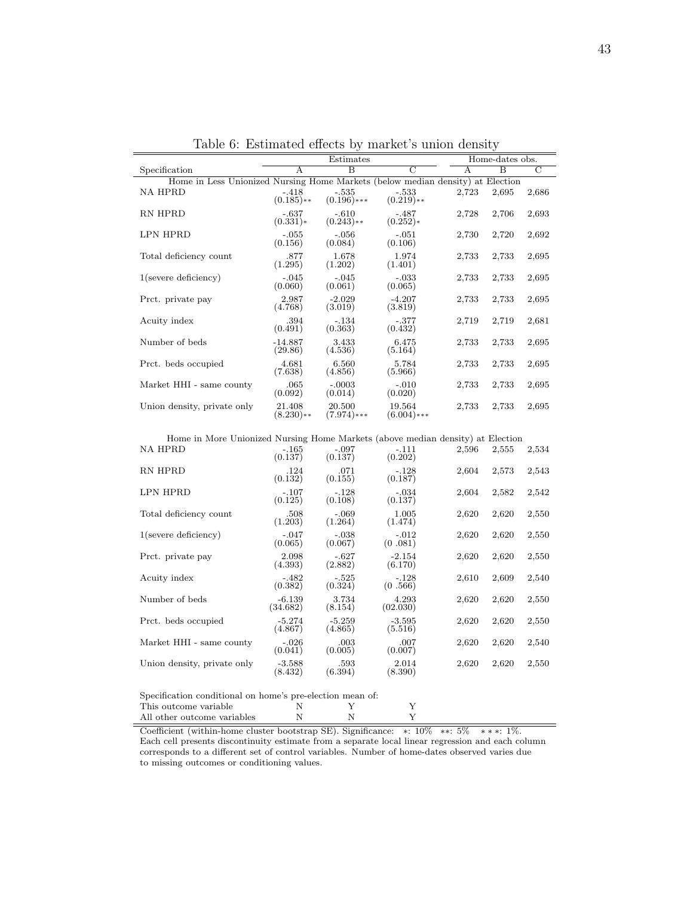Table 6: Estimated effects by market's union density

| Specification | Estimates A | Estimates B | Estimates C | Home-dates obs. A | Home-dates obs. B | Home-dates obs. C |
|---|---|---|---|---|---|---|
| **Home in Less Unionized Nursing Home Markets (below median density) at Election** | | | | | | |
| NA HPRD | -.418 (0.185)** | -.535 (0.196)*** | -.533 (0.219)** | 2,723 | 2,695 | 2,686 |
| RN HPRD | -.637 (0.331)* | -.610 (0.243)** | -.487 (0.252)* | 2,728 | 2,706 | 2,693 |
| LPN HPRD | -.055 (0.156) | -.056 (0.084) | -.051 (0.106) | 2,730 | 2,720 | 2,692 |
| Total deficiency count | .877 (1.295) | 1.678 (1.202) | 1.974 (1.401) | 2,733 | 2,733 | 2,695 |
| 1(severe deficiency) | -.045 (0.060) | -.045 (0.061) | -.033 (0.065) | 2,733 | 2,733 | 2,695 |
| Prct. private pay | 2.987 (4.768) | -2.029 (3.019) | -4.207 (3.819) | 2,733 | 2,733 | 2,695 |
| Acuity index | .394 (0.491) | -.134 (0.363) | -.377 (0.432) | 2,719 | 2,719 | 2,681 |
| Number of beds | -14.887 (29.86) | 3.433 (4.536) | 6.475 (5.164) | 2,733 | 2,733 | 2,695 |
| Prct. beds occupied | 4.681 (7.638) | 6.560 (4.856) | 5.784 (5.966) | 2,733 | 2,733 | 2,695 |
| Market HHI - same county | .065 (0.092) | -.0003 (0.014) | -.010 (0.020) | 2,733 | 2,733 | 2,695 |
| Union density, private only | 21.408 (8.230)** | 20.500 (7.974)*** | 19.564 (6.004)*** | 2,733 | 2,733 | 2,695 |
| **Home in More Unionized Nursing Home Markets (above median density) at Election** | | | | | | |
| NA HPRD | -.165 (0.137) | -.097 (0.137) | -.111 (0.202) | 2,596 | 2,555 | 2,534 |
| RN HPRD | .124 (0.132) | .071 (0.155) | -.128 (0.187) | 2,604 | 2,573 | 2,543 |
| LPN HPRD | -.107 (0.125) | -.128 (0.108) | -.034 (0.137) | 2,604 | 2,582 | 2,542 |
| Total deficiency count | .508 (1.203) | -.069 (1.264) | 1.005 (1.474) | 2,620 | 2,620 | 2,550 |
| 1(severe deficiency) | -.047 (0.065) | -.038 (0.067) | -.012 (0 .081) | 2,620 | 2,620 | 2,550 |
| Prct. private pay | 2.098 (4.393) | -.627 (2.882) | -2.154 (6.170) | 2,620 | 2,620 | 2,550 |
| Acuity index | -.482 (0.382) | -.525 (0.324) | -.128 (0 .566) | 2,610 | 2,609 | 2,540 |
| Number of beds | -6.139 (34.682) | 3.734 (8.154) | 4.293 (02.030) | 2,620 | 2,620 | 2,550 |
| Prct. beds occupied | -5.274 (4.867) | -5.259 (4.865) | -3.595 (5.516) | 2,620 | 2,620 | 2,550 |
| Market HHI - same county | -.026 (0.041) | .003 (0.005) | .007 (0.007) | 2,620 | 2,620 | 2,540 |
| Union density, private only | -3.588 (8.432) | .593 (6.394) | 2.014 (8.390) | 2,620 | 2,620 | 2,550 |
| Specification conditional on home's pre-election mean of: | | | | | | |
| This outcome variable | N | Y | Y | | | |
| All other outcome variables | N | N | Y | | | |

Coefficient (within-home cluster bootstrap SE). Significance: *: 10% **: 5% ***: 1%. Each cell presents discontinuity estimate from a separate local linear regression and each column corresponds to a different set of control variables. Number of home-dates observed varies due to missing outcomes or conditioning values.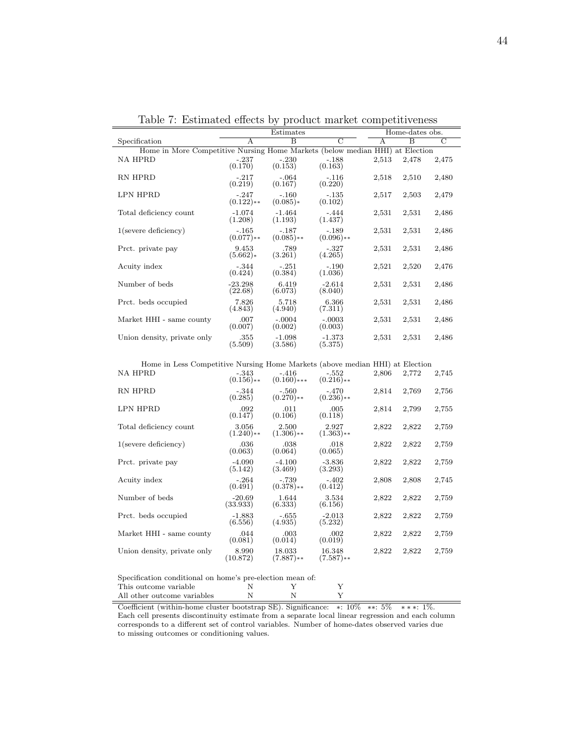Table 7: Estimated effects by product market competitiveness

| | Estimates | | | Home-dates obs. | | |
|---|---|---|---|---|---|---|
| Specification | A | B | C | A | B | C |
| **Home in More Competitive Nursing Home Markets (below median HHI) at Election** | | | | | | |
| NA HPRD | -.237 (0.170) | -.230 (0.153) | -.188 (0.163) | 2,513 | 2,478 | 2,475 |
| RN HPRD | -.217 (0.219) | -.064 (0.167) | -.116 (0.220) | 2,518 | 2,510 | 2,480 |
| LPN HPRD | -.247 (0.122)** | -.160 (0.085)* | -.135 (0.102) | 2,517 | 2,503 | 2,479 |
| Total deficiency count | -1.074 (1.208) | -1.464 (1.193) | -.444 (1.437) | 2,531 | 2,531 | 2,486 |
| 1(severe deficiency) | -.165 (0.077)** | -.187 (0.085)** | -.189 (0.096)** | 2,531 | 2,531 | 2,486 |
| Prct. private pay | 9.453 (5.662)* | .789 (3.261) | -.327 (4.265) | 2,531 | 2,531 | 2,486 |
| Acuity index | -.344 (0.424) | -.251 (0.384) | -.190 (1.036) | 2,521 | 2,520 | 2,476 |
| Number of beds | -23.298 (22.68) | 6.419 (6.073) | -2.614 (8.040) | 2,531 | 2,531 | 2,486 |
| Prct. beds occupied | 7.826 (4.843) | 5.718 (4.940) | 6.366 (7.311) | 2,531 | 2,531 | 2,486 |
| Market HHI - same county | .007 (0.007) | -.0004 (0.002) | -.0003 (0.003) | 2,531 | 2,531 | 2,486 |
| Union density, private only | .355 (5.509) | -1.098 (3.586) | -1.373 (5.375) | 2,531 | 2,531 | 2,486 |
| **Home in Less Competitive Nursing Home Markets (above median HHI) at Election** | | | | | | |
| NA HPRD | -.343 (0.156)** | -.416 (0.160)*** | -.552 (0.216)** | 2,806 | 2,772 | 2,745 |
| RN HPRD | -.344 (0.285) | -.560 (0.270)** | -.470 (0.236)** | 2,814 | 2,769 | 2,756 |
| LPN HPRD | .092 (0.147) | .011 (0.106) | .005 (0.118) | 2,814 | 2,799 | 2,755 |
| Total deficiency count | 3.056 (1.240)** | 2.500 (1.306)** | 2.927 (1.363)** | 2,822 | 2,822 | 2,759 |
| 1(severe deficiency) | .036 (0.063) | .038 (0.064) | .018 (0.065) | 2,822 | 2,822 | 2,759 |
| Prct. private pay | -4.090 (5.142) | -4.100 (3.469) | -3.836 (3.293) | 2,822 | 2,822 | 2,759 |
| Acuity index | -.264 (0.491) | -.739 (0.378)** | -.402 (0.412) | 2,808 | 2,808 | 2,745 |
| Number of beds | -20.69 (33.933) | 1.644 (6.333) | 3.534 (6.156) | 2,822 | 2,822 | 2,759 |
| Prct. beds occupied | -1.883 (6.556) | -.655 (4.935) | -2.013 (5.232) | 2,822 | 2,822 | 2,759 |
| Market HHI - same county | .044 (0.081) | .003 (0.014) | .002 (0.019) | 2,822 | 2,822 | 2,759 |
| Union density, private only | 8.990 (10.872) | 18.033 (7.887)** | 16.348 (7.587)** | 2,822 | 2,822 | 2,759 |
| Specification conditional on home's pre-election mean of: | | | | | | |
| This outcome variable | N | Y | Y | | | |
| All other outcome variables | N | N | Y | | | |

Coefficient (within-home cluster bootstrap SE). Significance: *: 10% **: 5% ***: 1%. Each cell presents discontinuity estimate from a separate local linear regression and each column corresponds to a different set of control variables. Number of home-dates observed varies due to missing outcomes or conditioning values.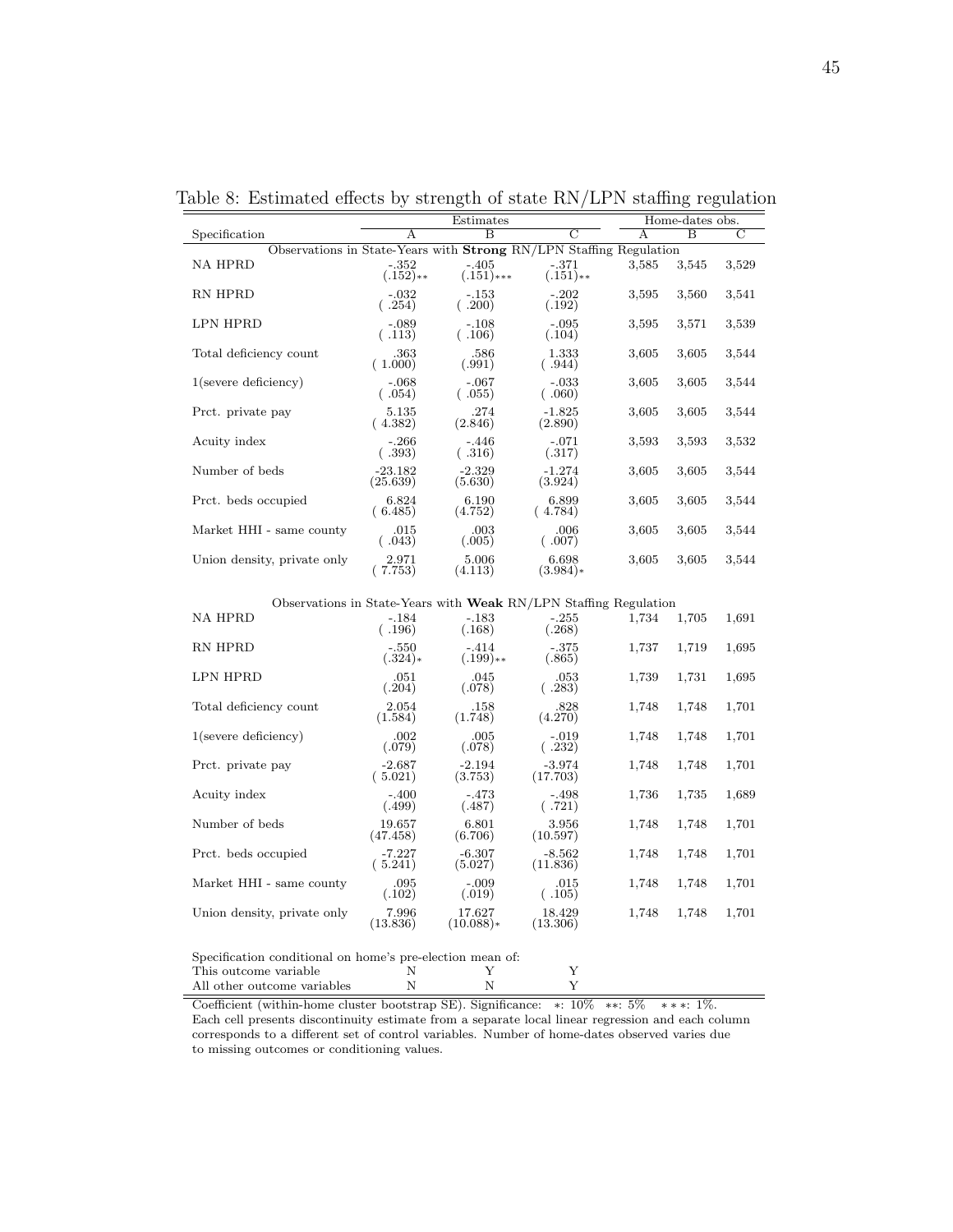Table 8: Estimated effects by strength of state RN/LPN staffing regulation

| Specification | Estimates A | Estimates B | Estimates C | Home-dates obs. A | Home-dates obs. B | Home-dates obs. C |
|---|---|---|---|---|---|---|
| Observations in State-Years with **Strong** RN/LPN Staffing Regulation | | | | | | |
| NA HPRD | -.352 (.152)** | -.405 (.151)*** | -.371 (.151)** | 3,585 | 3,545 | 3,529 |
| RN HPRD | -.032 ( .254) | -.153 ( .200) | -.202 (.192) | 3,595 | 3,560 | 3,541 |
| LPN HPRD | -.089 ( .113) | -.108 ( .106) | -.095 (.104) | 3,595 | 3,571 | 3,539 |
| Total deficiency count | .363 ( 1.000) | .586 (.991) | 1.333 ( .944) | 3,605 | 3,605 | 3,544 |
| 1(severe deficiency) | -.068 ( .054) | -.067 ( .055) | -.033 ( .060) | 3,605 | 3,605 | 3,544 |
| Prct. private pay | 5.135 ( 4.382) | .274 (2.846) | -1.825 (2.890) | 3,605 | 3,605 | 3,544 |
| Acuity index | -.266 ( .393) | -.446 ( .316) | -.071 (.317) | 3,593 | 3,593 | 3,532 |
| Number of beds | -23.182 (25.639) | -2.329 (5.630) | -1.274 (3.924) | 3,605 | 3,605 | 3,544 |
| Prct. beds occupied | 6.824 ( 6.485) | 6.190 (4.752) | 6.899 ( 4.784) | 3,605 | 3,605 | 3,544 |
| Market HHI - same county | .015 ( .043) | .003 (.005) | .006 ( .007) | 3,605 | 3,605 | 3,544 |
| Union density, private only | 2.971 ( 7.753) | 5.006 (4.113) | 6.698 (3.984)* | 3,605 | 3,605 | 3,544 |
| Observations in State-Years with **Weak** RN/LPN Staffing Regulation | | | | | | |
| NA HPRD | -.184 ( .196) | -.183 (.168) | -.255 (.268) | 1,734 | 1,705 | 1,691 |
| RN HPRD | -.550 (.324)* | -.414 (.199)** | -.375 (.865) | 1,737 | 1,719 | 1,695 |
| LPN HPRD | .051 (.204) | .045 (.078) | .053 ( .283) | 1,739 | 1,731 | 1,695 |
| Total deficiency count | 2.054 (1.584) | .158 (1.748) | .828 (4.270) | 1,748 | 1,748 | 1,701 |
| 1(severe deficiency) | .002 (.079) | .005 (.078) | -.019 ( .232) | 1,748 | 1,748 | 1,701 |
| Prct. private pay | -2.687 ( 5.021) | -2.194 (3.753) | -3.974 (17.703) | 1,748 | 1,748 | 1,701 |
| Acuity index | -.400 (.499) | -.473 (.487) | -.498 ( .721) | 1,736 | 1,735 | 1,689 |
| Number of beds | 19.657 (47.458) | 6.801 (6.706) | 3.956 (10.597) | 1,748 | 1,748 | 1,701 |
| Prct. beds occupied | -7.227 ( 5.241) | -6.307 (5.027) | -8.562 (11.836) | 1,748 | 1,748 | 1,701 |
| Market HHI - same county | .095 (.102) | -.009 (.019) | .015 ( .105) | 1,748 | 1,748 | 1,701 |
| Union density, private only | 7.996 (13.836) | 17.627 (10.088)* | 18.429 (13.306) | 1,748 | 1,748 | 1,701 |
| Specification conditional on home's pre-election mean of: | | | | | | |
| This outcome variable | N | Y | Y | | | |
| All other outcome variables | N | N | Y | | | |

Coefficient (within-home cluster bootstrap SE). Significance: *: 10% **: 5% ***: 1%.
Each cell presents discontinuity estimate from a separate local linear regression and each column corresponds to a different set of control variables. Number of home-dates observed varies due to missing outcomes or conditioning values.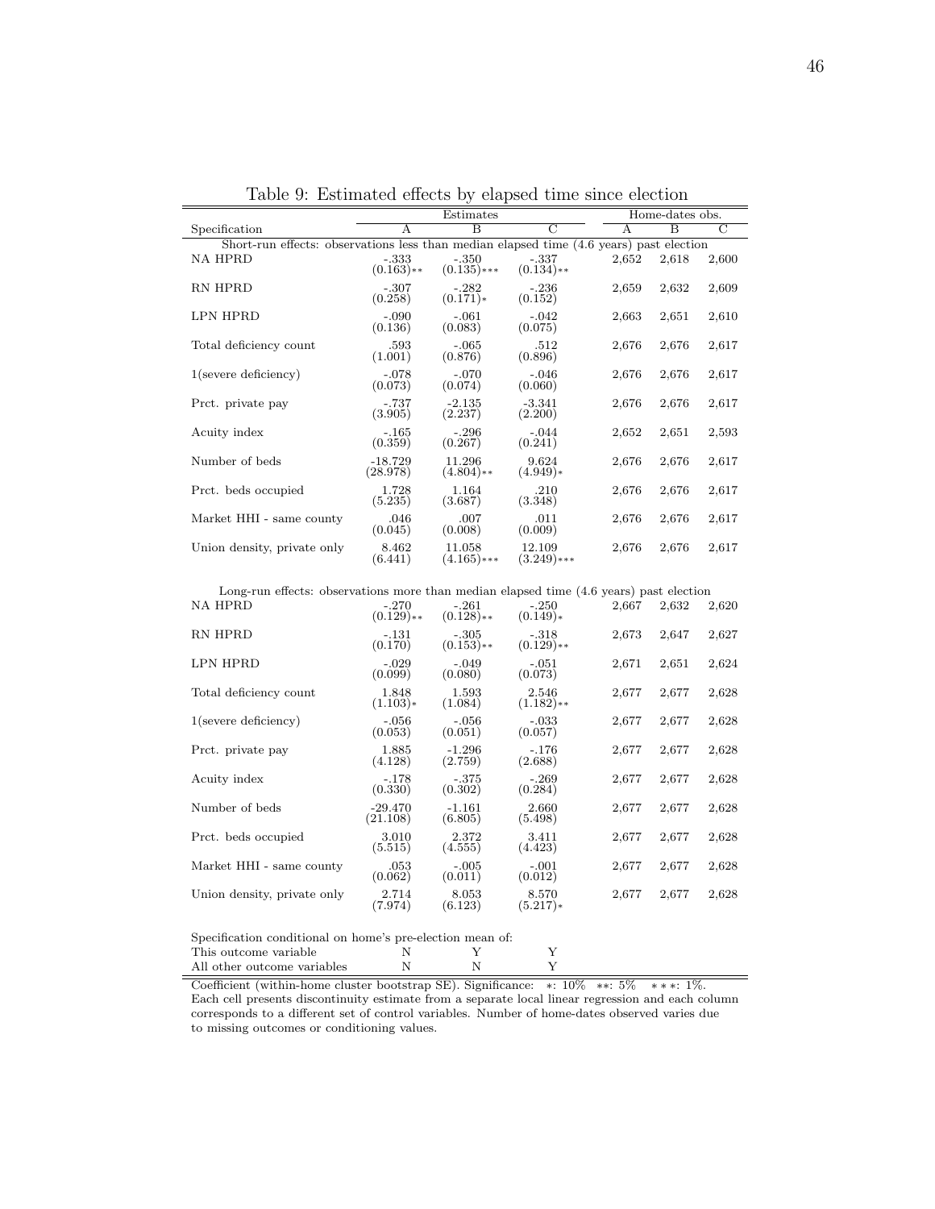Table 9: Estimated effects by elapsed time since election

| Specification | Estimates A | Estimates B | Estimates C | Home-dates obs. A | Home-dates obs. B | Home-dates obs. C |
|---|---|---|---|---|---|---|
| *Short-run effects: observations less than median elapsed time (4.6 years) past election* | | | | | | |
| NA HPRD | -.333 (0.163)** | -.350 (0.135)*** | -.337 (0.134)** | 2,652 | 2,618 | 2,600 |
| RN HPRD | -.307 (0.258) | -.282 (0.171)* | -.236 (0.152) | 2,659 | 2,632 | 2,609 |
| LPN HPRD | -.090 (0.136) | -.061 (0.083) | -.042 (0.075) | 2,663 | 2,651 | 2,610 |
| Total deficiency count | .593 (1.001) | -.065 (0.876) | .512 (0.896) | 2,676 | 2,676 | 2,617 |
| 1(severe deficiency) | -.078 (0.073) | -.070 (0.074) | -.046 (0.060) | 2,676 | 2,676 | 2,617 |
| Prct. private pay | -.737 (3.905) | -2.135 (2.237) | -3.341 (2.200) | 2,676 | 2,676 | 2,617 |
| Acuity index | -.165 (0.359) | -.296 (0.267) | -.044 (0.241) | 2,652 | 2,651 | 2,593 |
| Number of beds | -18.729 (28.978) | 11.296 (4.804)** | 9.624 (4.949)* | 2,676 | 2,676 | 2,617 |
| Prct. beds occupied | 1.728 (5.235) | 1.164 (3.687) | .210 (3.348) | 2,676 | 2,676 | 2,617 |
| Market HHI - same county | .046 (0.045) | .007 (0.008) | .011 (0.009) | 2,676 | 2,676 | 2,617 |
| Union density, private only | 8.462 (6.441) | 11.058 (4.165)*** | 12.109 (3.249)*** | 2,676 | 2,676 | 2,617 |
| *Long-run effects: observations more than median elapsed time (4.6 years) past election* | | | | | | |
| NA HPRD | -.270 (0.129)** | -.261 (0.128)** | -.250 (0.149)* | 2,667 | 2,632 | 2,620 |
| RN HPRD | -.131 (0.170) | -.305 (0.153)** | -.318 (0.129)** | 2,673 | 2,647 | 2,627 |
| LPN HPRD | -.029 (0.099) | -.049 (0.080) | -.051 (0.073) | 2,671 | 2,651 | 2,624 |
| Total deficiency count | 1.848 (1.103)* | 1.593 (1.084) | 2.546 (1.182)** | 2,677 | 2,677 | 2,628 |
| 1(severe deficiency) | -.056 (0.053) | -.056 (0.051) | -.033 (0.057) | 2,677 | 2,677 | 2,628 |
| Prct. private pay | 1.885 (4.128) | -1.296 (2.759) | -.176 (2.688) | 2,677 | 2,677 | 2,628 |
| Acuity index | -.178 (0.330) | -.375 (0.302) | -.269 (0.284) | 2,677 | 2,677 | 2,628 |
| Number of beds | -29.470 (21.108) | -1.161 (6.805) | 2.660 (5.498) | 2,677 | 2,677 | 2,628 |
| Prct. beds occupied | 3.010 (5.515) | 2.372 (4.555) | 3.411 (4.423) | 2,677 | 2,677 | 2,628 |
| Market HHI - same county | .053 (0.062) | -.005 (0.011) | -.001 (0.012) | 2,677 | 2,677 | 2,628 |
| Union density, private only | 2.714 (7.974) | 8.053 (6.123) | 8.570 (5.217)* | 2,677 | 2,677 | 2,628 |
| Specification conditional on home's pre-election mean of: | | | | | | |
| This outcome variable | N | Y | Y | | | |
| All other outcome variables | N | N | Y | | | |

Coefficient (within-home cluster bootstrap SE). Significance: *: 10% **: 5% ***: 1%. Each cell presents discontinuity estimate from a separate local linear regression and each column corresponds to a different set of control variables. Number of home-dates observed varies due to missing outcomes or conditioning values.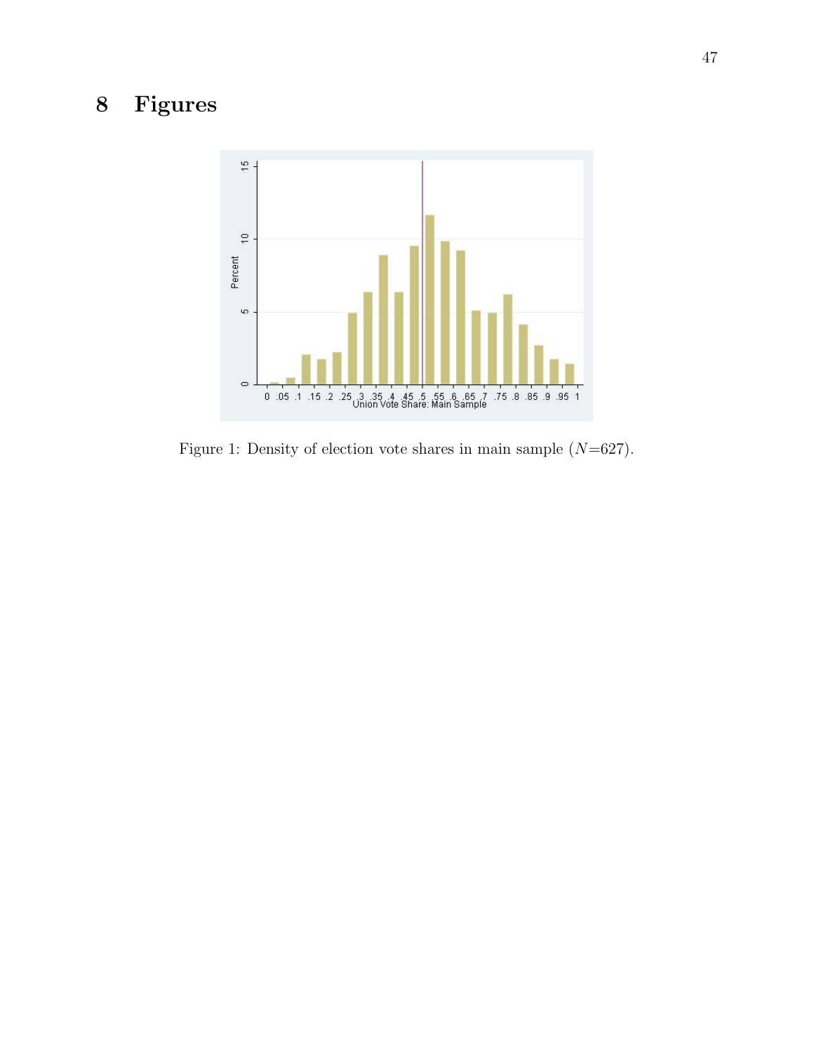# 8 Figures

Figure 1: Density of election vote shares in main sample ($N$=627).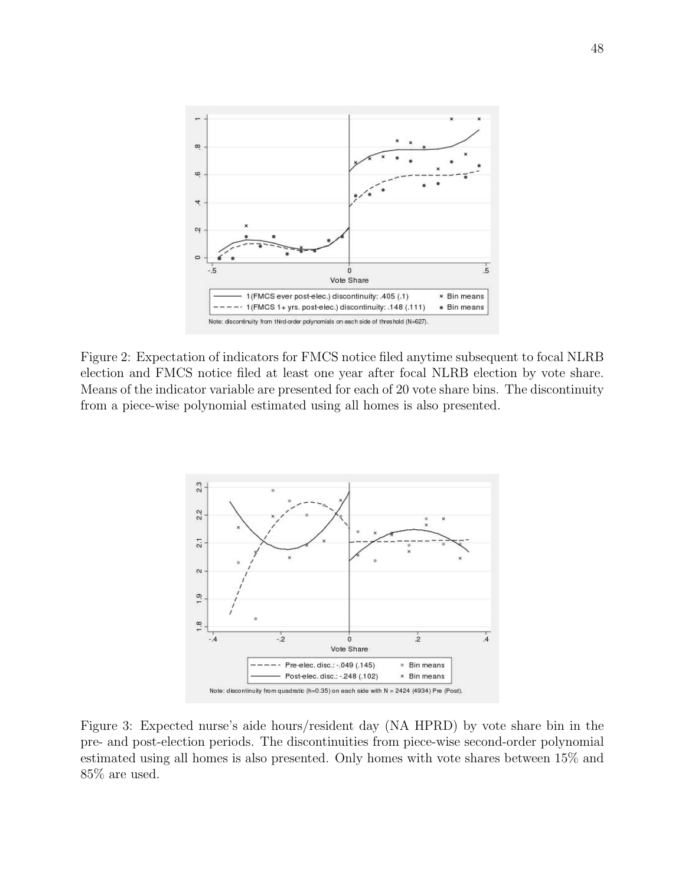1
.8
.6
.4
.2
0
-.5
0
.5
Vote Share

1(FMCS ever post-elec.) discontinuity: .405 (.1) × Bin means
1(FMCS 1+ yrs. post-elec.) discontinuity: .148 (.111) • Bin means

Note: discontinuity from third-order polynomials on each side of threshold (N=627).

Figure 2: Expectation of indicators for FMCS notice filed anytime subsequent to focal NLRB election and FMCS notice filed at least one year after focal NLRB election by vote share. Means of the indicator variable are presented for each of 20 vote share bins. The discontinuity from a piece-wise polynomial estimated using all homes is also presented.

2.3
2.2
2.1
2
1.9
1.8
-.4
-.2
0
.2
.4
Vote Share

Pre-elec. disc.: -.049 (.145) • Bin means
Post-elec. disc.: -.248 (.102) × Bin means

Note: discontinuity from quadratic (h=0.35) on each side with N = 2424 (4934) Pre (Post).

Figure 3: Expected nurse's aide hours/resident day (NA HPRD) by vote share bin in the pre- and post-election periods. The discontinuities from piece-wise second-order polynomial estimated using all homes is also presented. Only homes with vote shares between 15% and 85% are used.